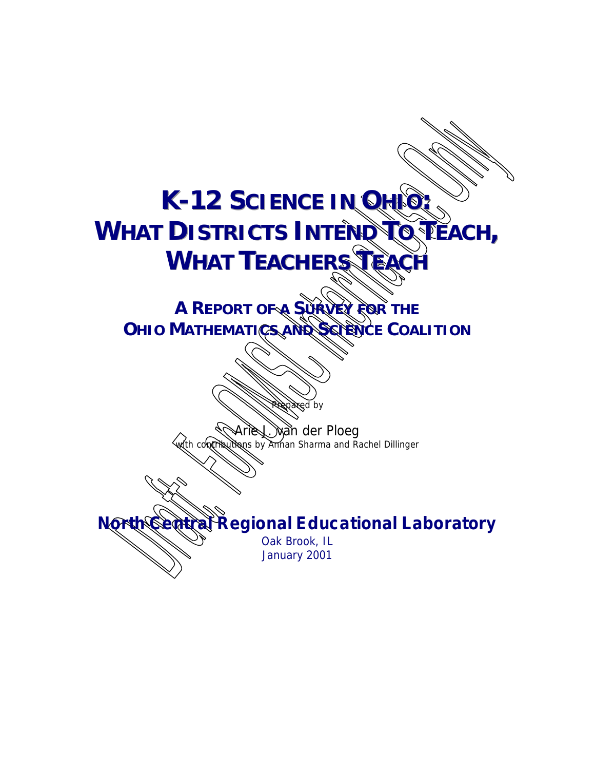# K-12 Science in Ohio: What Districts Intend To Teach, What Teachers Teach

## A Report of a Survey for the Ohio Mathematics and Science Coalition

Prepared by

Arie J. van der Ploeg
with contributions by Annan Sharma and Rachel Dillinger

**North Central Regional Educational Laboratory**
Oak Brook, IL
January 2001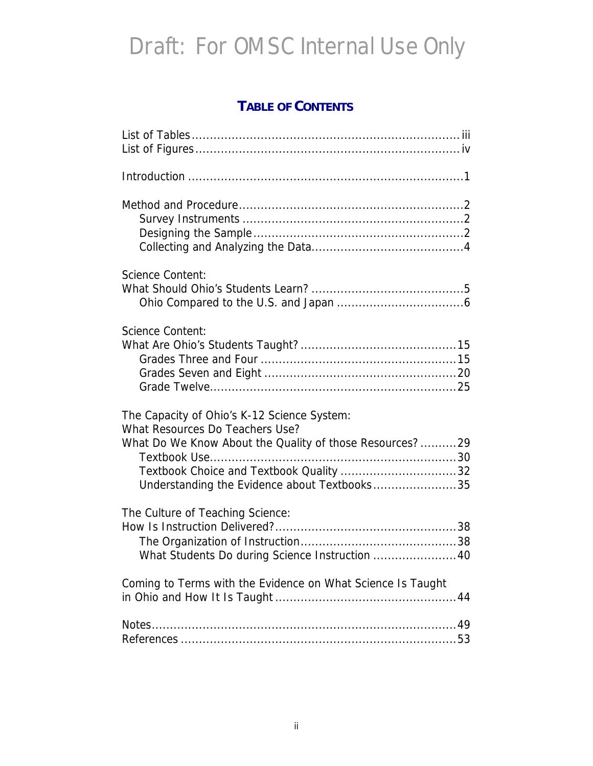Draft: For OMSC Internal Use Only

## TABLE OF CONTENTS

List of Tables ........ iii
List of Figures ........ iv

Introduction ........ 1

Method and Procedure ........ 2
- Survey Instruments ........ 2
- Designing the Sample ........ 2
- Collecting and Analyzing the Data ........ 4

Science Content:
What Should Ohio's Students Learn? ........ 5
- Ohio Compared to the U.S. and Japan ........ 6

Science Content:
What Are Ohio's Students Taught? ........ 15
- Grades Three and Four ........ 15
- Grades Seven and Eight ........ 20
- Grade Twelve ........ 25

The Capacity of Ohio's K-12 Science System:
What Resources Do Teachers Use?
What Do We Know About the Quality of those Resources? ........ 29
- Textbook Use ........ 30
- Textbook Choice and Textbook Quality ........ 32
- Understanding the Evidence about Textbooks ........ 35

The Culture of Teaching Science:
How Is Instruction Delivered? ........ 38
- The Organization of Instruction ........ 38
- What Students Do during Science Instruction ........ 40

Coming to Terms with the Evidence on What Science Is Taught in Ohio and How It Is Taught ........ 44

Notes ........ 49
References ........ 53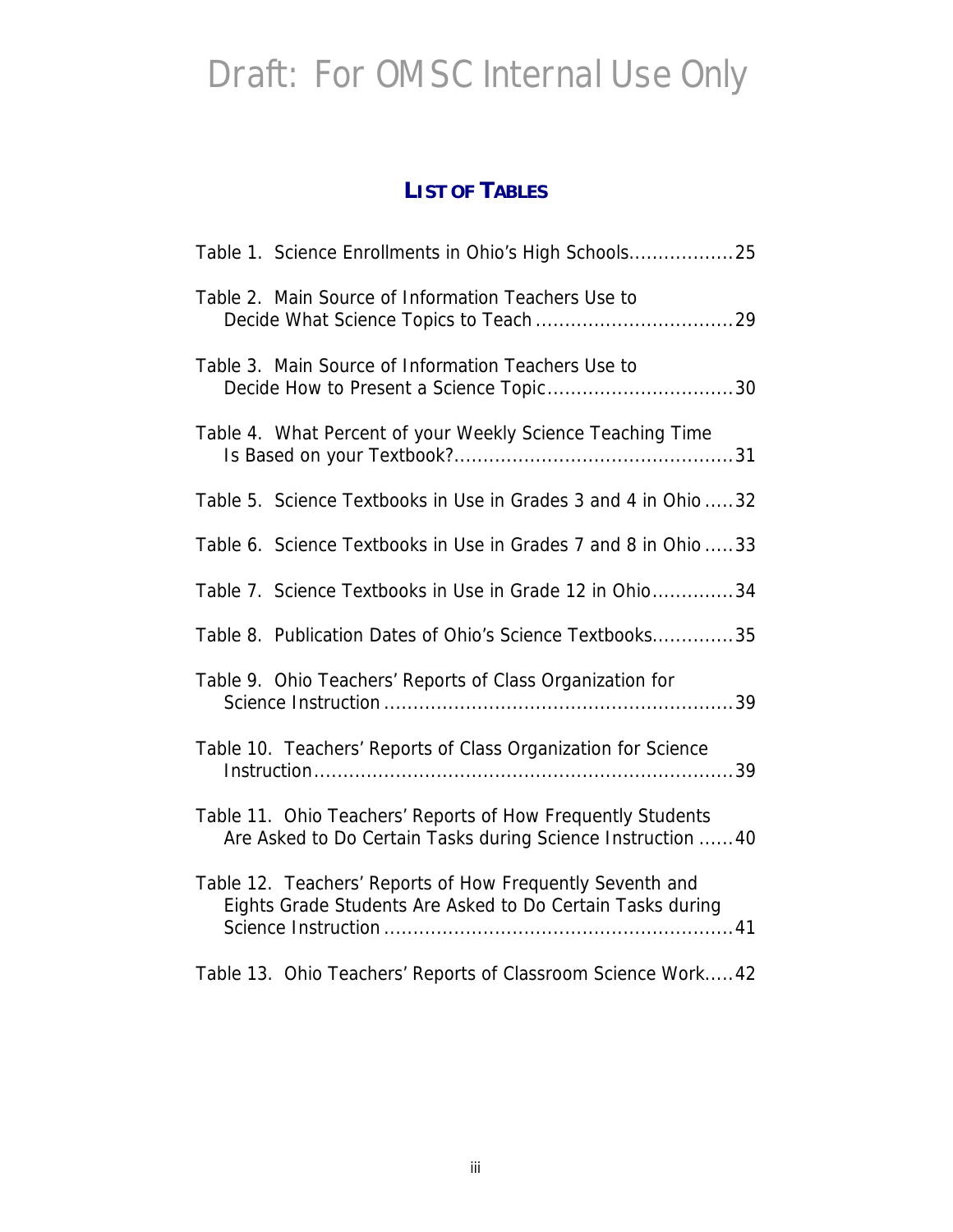Draft: For OMSC Internal Use Only

## LIST OF TABLES

Table 1. Science Enrollments in Ohio's High Schools..................25

Table 2. Main Source of Information Teachers Use to Decide What Science Topics to Teach ..................................29

Table 3. Main Source of Information Teachers Use to Decide How to Present a Science Topic................................30

Table 4. What Percent of your Weekly Science Teaching Time Is Based on your Textbook?................................................31

Table 5. Science Textbooks in Use in Grades 3 and 4 in Ohio .....32

Table 6. Science Textbooks in Use in Grades 7 and 8 in Ohio .....33

Table 7. Science Textbooks in Use in Grade 12 in Ohio..............34

Table 8. Publication Dates of Ohio's Science Textbooks..............35

Table 9. Ohio Teachers' Reports of Class Organization for Science Instruction ............................................................39

Table 10. Teachers' Reports of Class Organization for Science Instruction.......................................................................39

Table 11. Ohio Teachers' Reports of How Frequently Students Are Asked to Do Certain Tasks during Science Instruction ......40

Table 12. Teachers' Reports of How Frequently Seventh and Eights Grade Students Are Asked to Do Certain Tasks during Science Instruction ............................................................41

Table 13. Ohio Teachers' Reports of Classroom Science Work.....42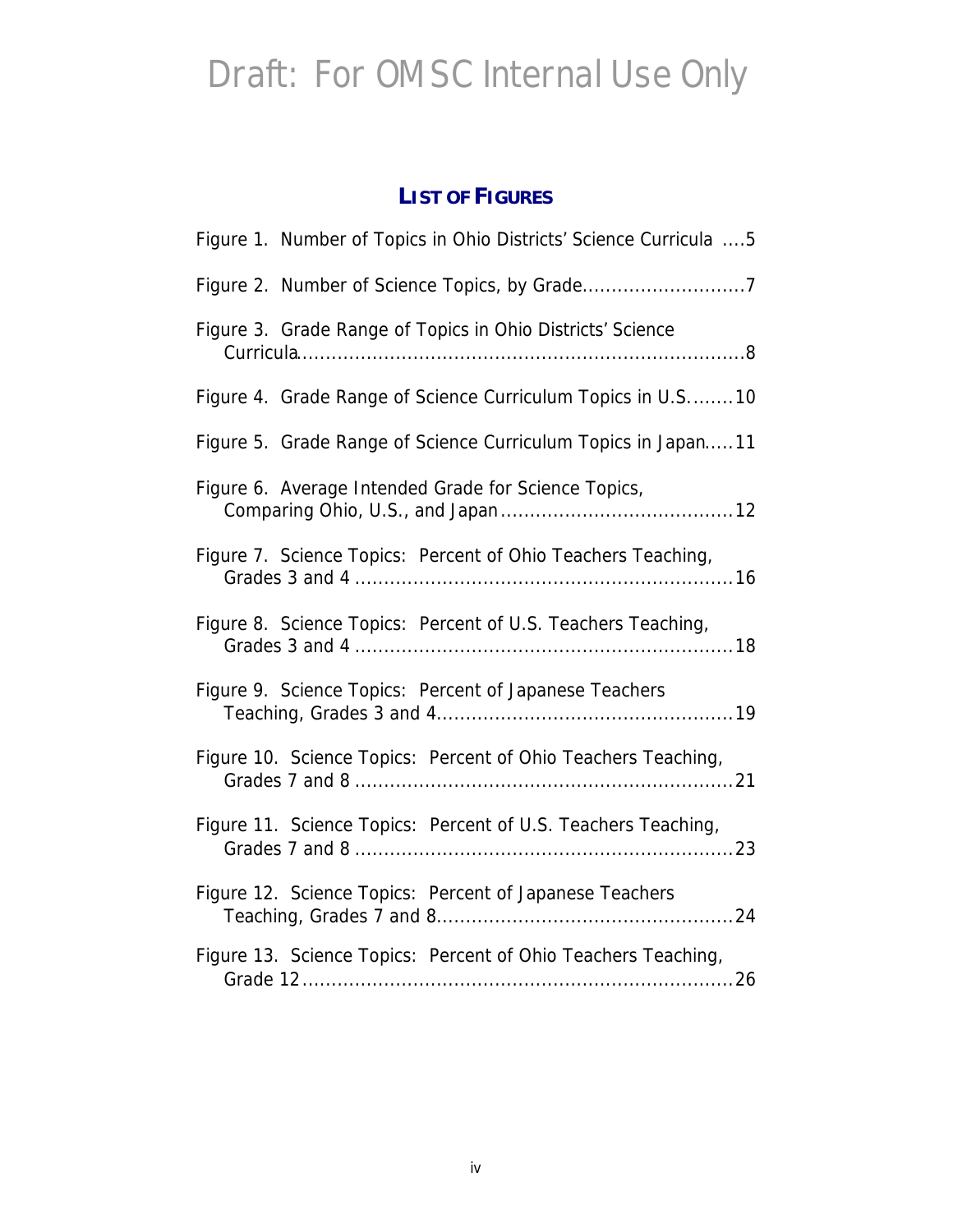# LIST OF FIGURES

Figure 1. Number of Topics in Ohio Districts' Science Curricula ....5

Figure 2. Number of Science Topics, by Grade............................7

Figure 3. Grade Range of Topics in Ohio Districts' Science Curricula..........................................................................8

Figure 4. Grade Range of Science Curriculum Topics in U.S........10

Figure 5. Grade Range of Science Curriculum Topics in Japan.....11

Figure 6. Average Intended Grade for Science Topics, Comparing Ohio, U.S., and Japan.......................................12

Figure 7. Science Topics: Percent of Ohio Teachers Teaching, Grades 3 and 4 ................................................................16

Figure 8. Science Topics: Percent of U.S. Teachers Teaching, Grades 3 and 4 ................................................................18

Figure 9. Science Topics: Percent of Japanese Teachers Teaching, Grades 3 and 4..................................................19

Figure 10. Science Topics: Percent of Ohio Teachers Teaching, Grades 7 and 8 ................................................................21

Figure 11. Science Topics: Percent of U.S. Teachers Teaching, Grades 7 and 8 ................................................................23

Figure 12. Science Topics: Percent of Japanese Teachers Teaching, Grades 7 and 8..................................................24

Figure 13. Science Topics: Percent of Ohio Teachers Teaching, Grade 12.........................................................................26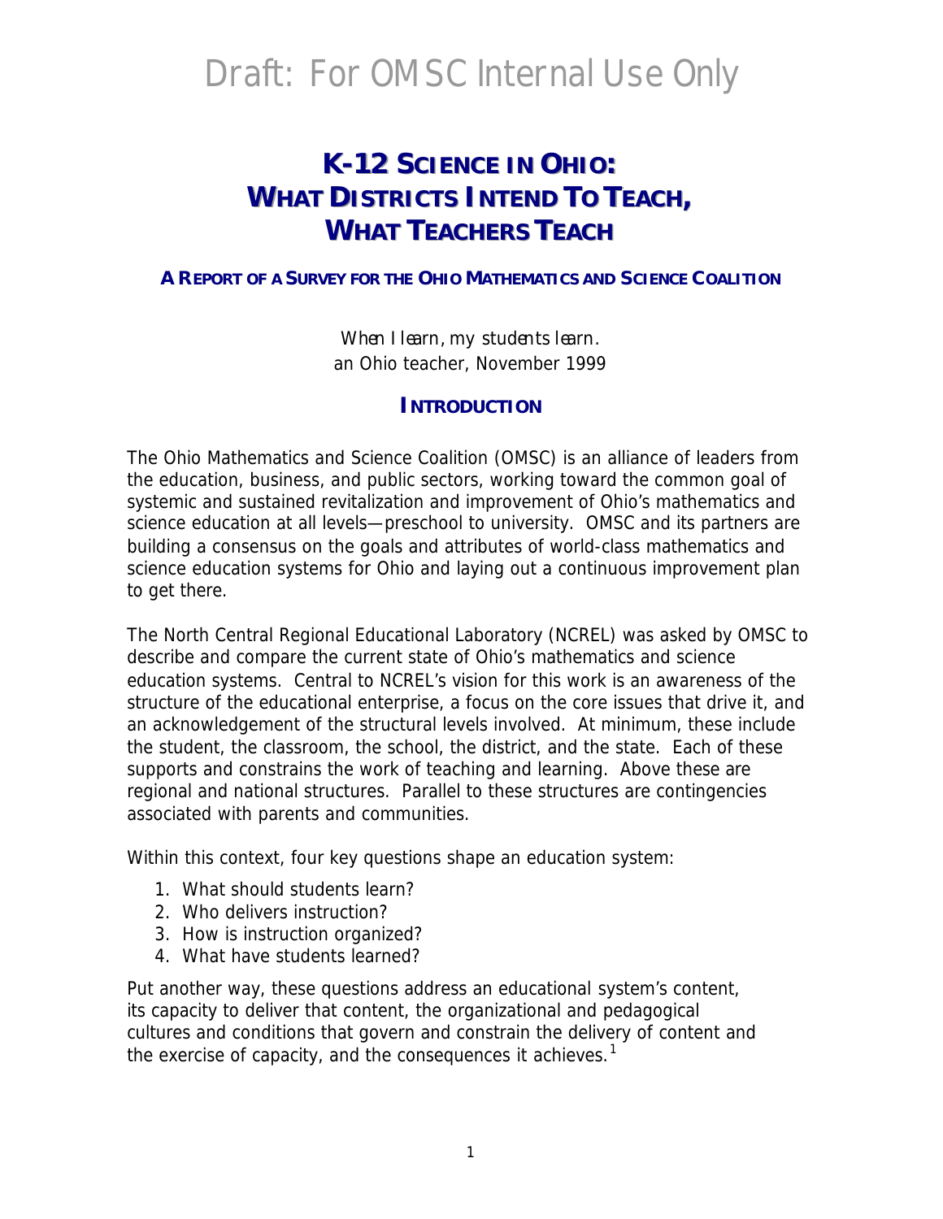# Draft: For OMSC Internal Use Only

# K-12 SCIENCE IN OHIO: WHAT DISTRICTS INTEND TO TEACH, WHAT TEACHERS TEACH

### A REPORT OF A SURVEY FOR THE OHIO MATHEMATICS AND SCIENCE COALITION

*When I learn, my students learn.*
an Ohio teacher, November 1999

## INTRODUCTION

The Ohio Mathematics and Science Coalition (OMSC) is an alliance of leaders from the education, business, and public sectors, working toward the common goal of systemic and sustained revitalization and improvement of Ohio's mathematics and science education at all levels—preschool to university. OMSC and its partners are building a consensus on the goals and attributes of world-class mathematics and science education systems for Ohio and laying out a continuous improvement plan to get there.

The North Central Regional Educational Laboratory (NCREL) was asked by OMSC to describe and compare the current state of Ohio's mathematics and science education systems. Central to NCREL's vision for this work is an awareness of the structure of the educational enterprise, a focus on the core issues that drive it, and an acknowledgement of the structural levels involved. At minimum, these include the student, the classroom, the school, the district, and the state. Each of these supports and constrains the work of teaching and learning. Above these are regional and national structures. Parallel to these structures are contingencies associated with parents and communities.

Within this context, four key questions shape an education system:

1. What should students learn?
2. Who delivers instruction?
3. How is instruction organized?
4. What have students learned?

Put another way, these questions address an educational system's content, its capacity to deliver that content, the organizational and pedagogical cultures and conditions that govern and constrain the delivery of content and the exercise of capacity, and the consequences it achieves.[1]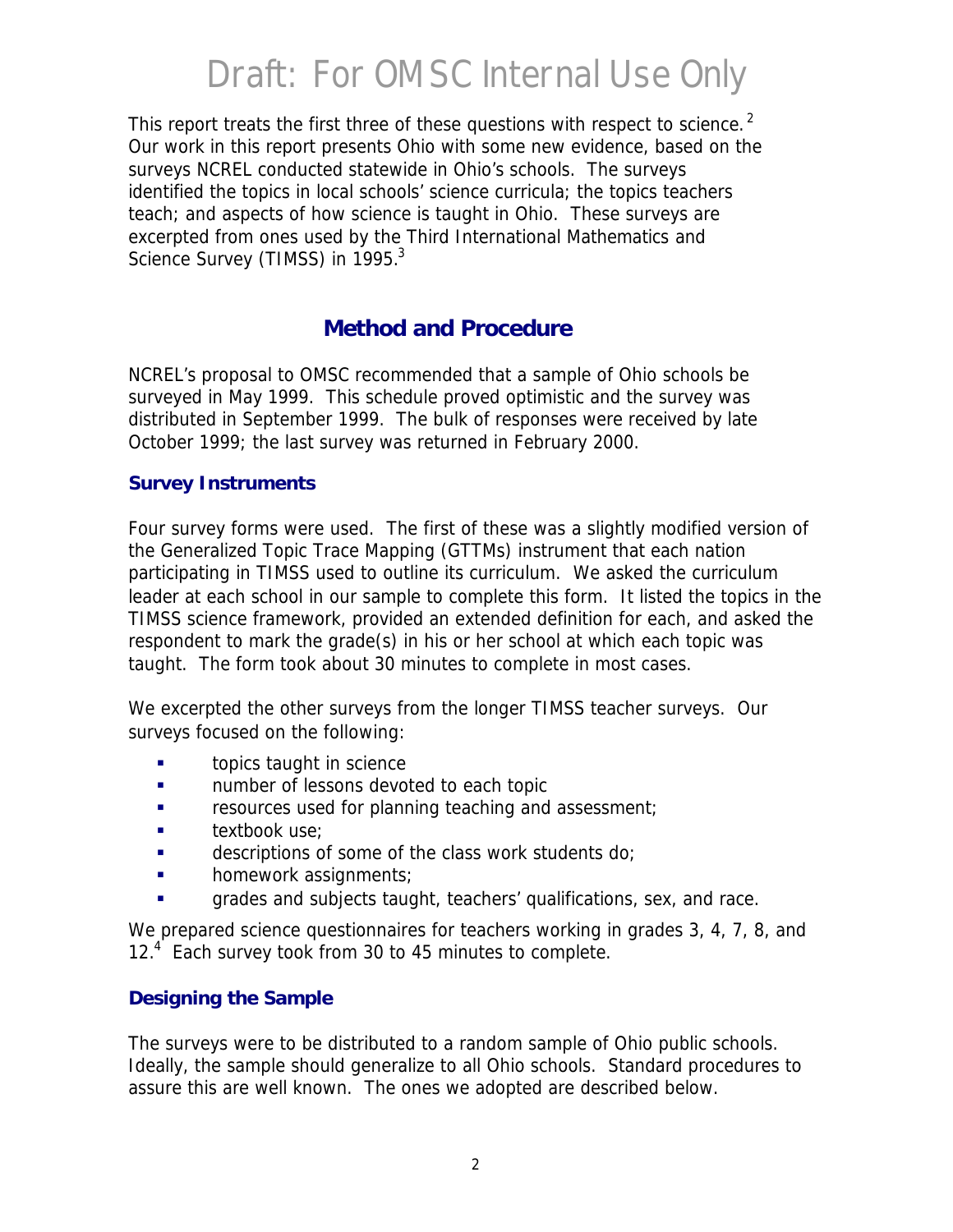This report treats the first three of these questions with respect to science.[2] Our work in this report presents Ohio with some new evidence, based on the surveys NCREL conducted statewide in Ohio's schools. The surveys identified the topics in local schools' science curricula; the topics teachers teach; and aspects of how science is taught in Ohio. These surveys are excerpted from ones used by the Third International Mathematics and Science Survey (TIMSS) in 1995.[3]

## Method and Procedure

NCREL's proposal to OMSC recommended that a sample of Ohio schools be surveyed in May 1999. This schedule proved optimistic and the survey was distributed in September 1999. The bulk of responses were received by late October 1999; the last survey was returned in February 2000.

### Survey Instruments

Four survey forms were used. The first of these was a slightly modified version of the Generalized Topic Trace Mapping (GTTMs) instrument that each nation participating in TIMSS used to outline its curriculum. We asked the curriculum leader at each school in our sample to complete this form. It listed the topics in the TIMSS science framework, provided an extended definition for each, and asked the respondent to mark the grade(s) in his or her school at which each topic was taught. The form took about 30 minutes to complete in most cases.

We excerpted the other surveys from the longer TIMSS teacher surveys. Our surveys focused on the following:

- topics taught in science
- number of lessons devoted to each topic
- resources used for planning teaching and assessment;
- textbook use;
- descriptions of some of the class work students do;
- homework assignments;
- grades and subjects taught, teachers' qualifications, sex, and race.

We prepared science questionnaires for teachers working in grades 3, 4, 7, 8, and 12.[4] Each survey took from 30 to 45 minutes to complete.

### Designing the Sample

The surveys were to be distributed to a random sample of Ohio public schools. Ideally, the sample should generalize to all Ohio schools. Standard procedures to assure this are well known. The ones we adopted are described below.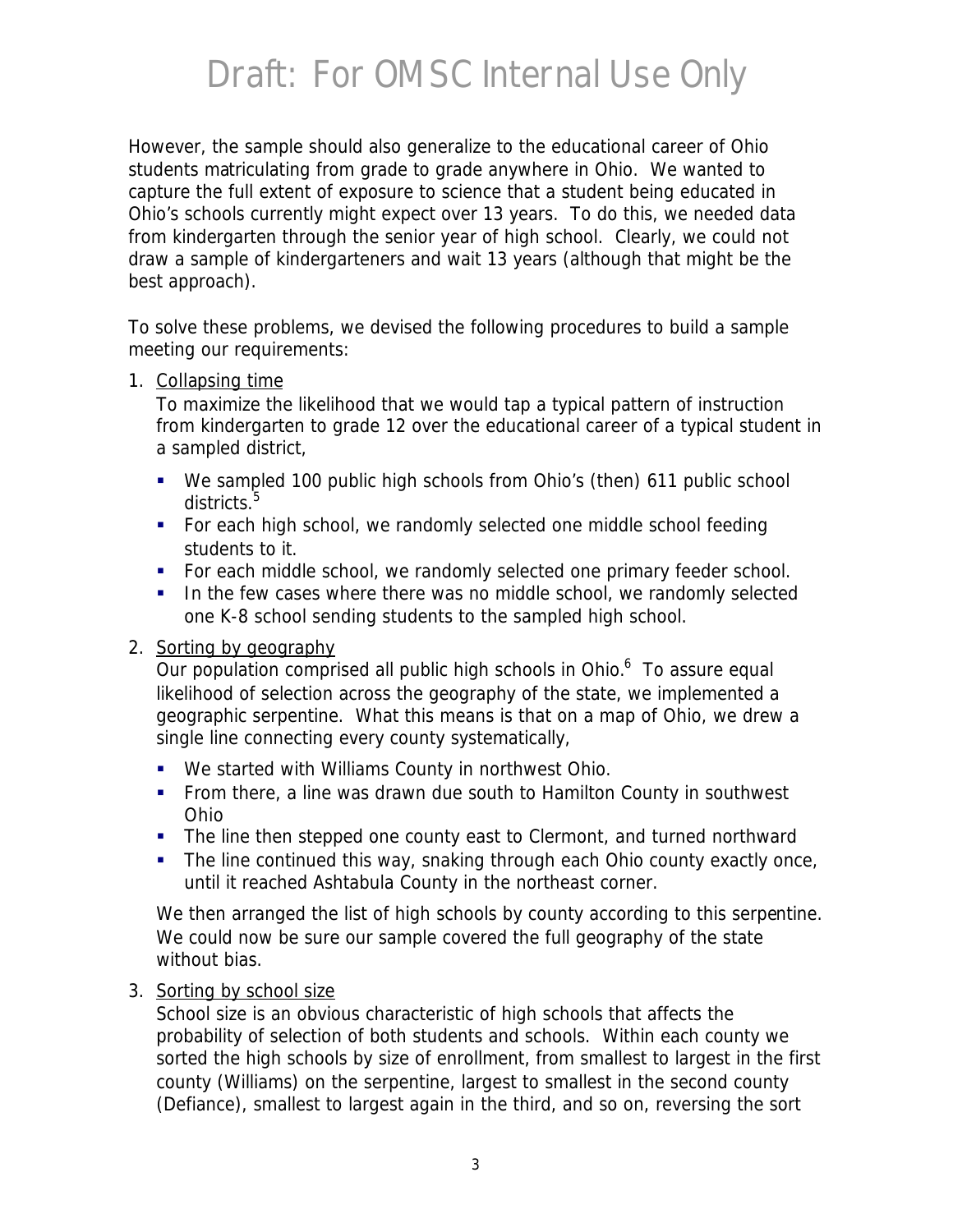However, the sample should also generalize to the educational career of Ohio students matriculating from grade to grade anywhere in Ohio. We wanted to capture the full extent of exposure to science that a student being educated in Ohio's schools currently might expect over 13 years. To do this, we needed data from kindergarten through the senior year of high school. Clearly, we could not draw a sample of kindergarteners and wait 13 years (although that might be the best approach).

To solve these problems, we devised the following procedures to build a sample meeting our requirements:

1. Collapsing time

   To maximize the likelihood that we would tap a typical pattern of instruction from kindergarten to grade 12 over the educational career of a typical student in a sampled district,

   - We sampled 100 public high schools from Ohio's (then) 611 public school districts.[5]
   - For each high school, we randomly selected one middle school feeding students to it.
   - For each middle school, we randomly selected one primary feeder school.
   - In the few cases where there was no middle school, we randomly selected one K-8 school sending students to the sampled high school.

2. Sorting by geography

   Our population comprised all public high schools in Ohio.[6] To assure equal likelihood of selection across the geography of the state, we implemented a geographic serpentine. What this means is that on a map of Ohio, we drew a single line connecting every county systematically,

   - We started with Williams County in northwest Ohio.
   - From there, a line was drawn due south to Hamilton County in southwest Ohio
   - The line then stepped one county east to Clermont, and turned northward
   - The line continued this way, snaking through each Ohio county exactly once, until it reached Ashtabula County in the northeast corner.

   We then arranged the list of high schools by county according to this serpentine. We could now be sure our sample covered the full geography of the state without bias.

3. Sorting by school size

   School size is an obvious characteristic of high schools that affects the probability of selection of both students and schools. Within each county we sorted the high schools by size of enrollment, from smallest to largest in the first county (Williams) on the serpentine, largest to smallest in the second county (Defiance), smallest to largest again in the third, and so on, reversing the sort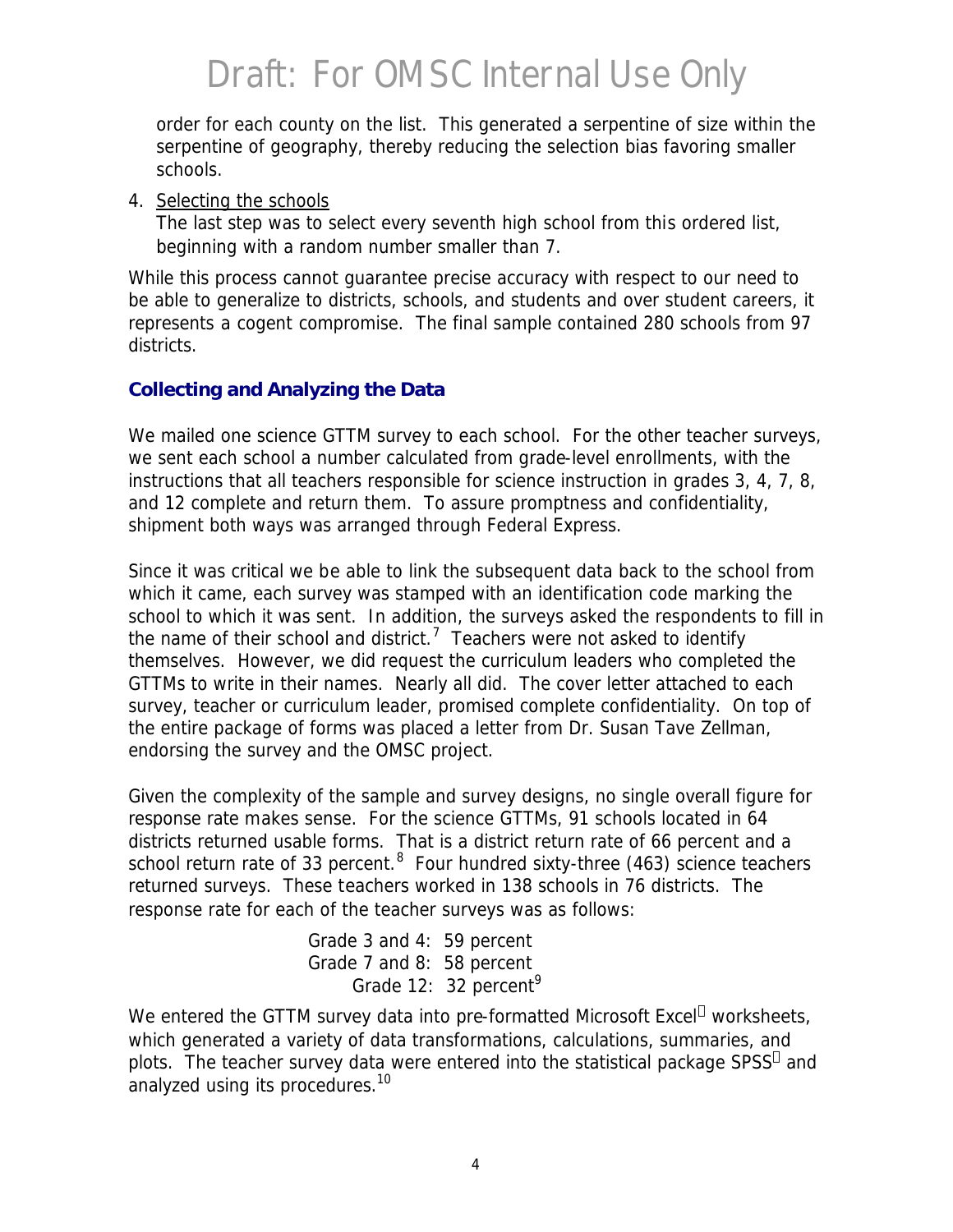order for each county on the list. This generated a serpentine of size within the serpentine of geography, thereby reducing the selection bias favoring smaller schools.

4. Selecting the schools
   The last step was to select every seventh high school from this ordered list, beginning with a random number smaller than 7.

While this process cannot guarantee precise accuracy with respect to our need to be able to generalize to districts, schools, and students and over student careers, it represents a cogent compromise. The final sample contained 280 schools from 97 districts.

### Collecting and Analyzing the Data

We mailed one science GTTM survey to each school. For the other teacher surveys, we sent each school a number calculated from grade-level enrollments, with the instructions that all teachers responsible for science instruction in grades 3, 4, 7, 8, and 12 complete and return them. To assure promptness and confidentiality, shipment both ways was arranged through Federal Express.

Since it was critical we be able to link the subsequent data back to the school from which it came, each survey was stamped with an identification code marking the school to which it was sent. In addition, the surveys asked the respondents to fill in the name of their school and district.[7] Teachers were not asked to identify themselves. However, we did request the curriculum leaders who completed the GTTMs to write in their names. Nearly all did. The cover letter attached to each survey, teacher or curriculum leader, promised complete confidentiality. On top of the entire package of forms was placed a letter from Dr. Susan Tave Zellman, endorsing the survey and the OMSC project.

Given the complexity of the sample and survey designs, no single overall figure for response rate makes sense. For the science GTTMs, 91 schools located in 64 districts returned usable forms. That is a district return rate of 66 percent and a school return rate of 33 percent.[8] Four hundred sixty-three (463) science teachers returned surveys. These teachers worked in 138 schools in 76 districts. The response rate for each of the teacher surveys was as follows:

Grade 3 and 4: 59 percent
Grade 7 and 8: 58 percent
Grade 12: 32 percent[9]

We entered the GTTM survey data into pre-formatted Microsoft Excel® worksheets, which generated a variety of data transformations, calculations, summaries, and plots. The teacher survey data were entered into the statistical package SPSS® and analyzed using its procedures.[10]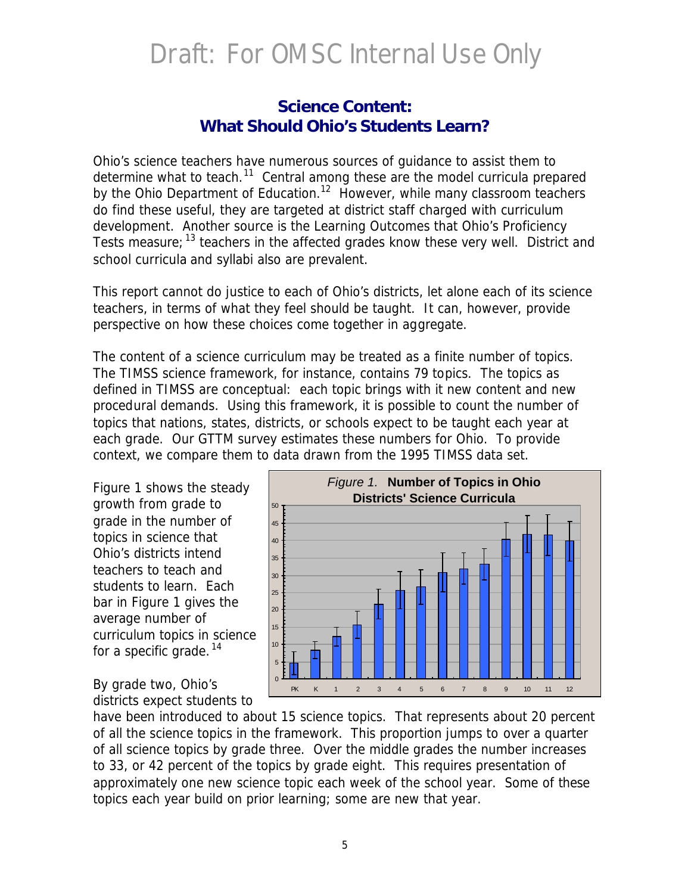## Science Content: What Should Ohio's Students Learn?

Ohio's science teachers have numerous sources of guidance to assist them to determine what to teach.[11] Central among these are the model curricula prepared by the Ohio Department of Education.[12] However, while many classroom teachers do find these useful, they are targeted at district staff charged with curriculum development. Another source is the Learning Outcomes that Ohio's Proficiency Tests measure;[13] teachers in the affected grades know these very well. District and school curricula and syllabi also are prevalent.

This report cannot do justice to each of Ohio's districts, let alone each of its science teachers, in terms of what they feel should be taught. It can, however, provide perspective on how these choices come together in aggregate.

The content of a science curriculum may be treated as a finite number of topics. The TIMSS science framework, for instance, contains 79 topics. The topics as defined in TIMSS are conceptual: each topic brings with it new content and new procedural demands. Using this framework, it is possible to count the number of topics that nations, states, districts, or schools expect to be taught each year at each grade. Our GTTM survey estimates these numbers for Ohio. To provide context, we compare them to data drawn from the 1995 TIMSS data set.

Figure 1 shows the steady growth from grade to grade in the number of topics in science that Ohio's districts intend teachers to teach and students to learn. Each bar in Figure 1 gives the average number of curriculum topics in science for a specific grade.[14]

*Figure 1.* **Number of Topics in Ohio Districts' Science Curricula**

By grade two, Ohio's districts expect students to have been introduced to about 15 science topics. That represents about 20 percent of all the science topics in the framework. This proportion jumps to over a quarter of all science topics by grade three. Over the middle grades the number increases to 33, or 42 percent of the topics by grade eight. This requires presentation of approximately one new science topic each week of the school year. Some of these topics each year build on prior learning; some are new that year.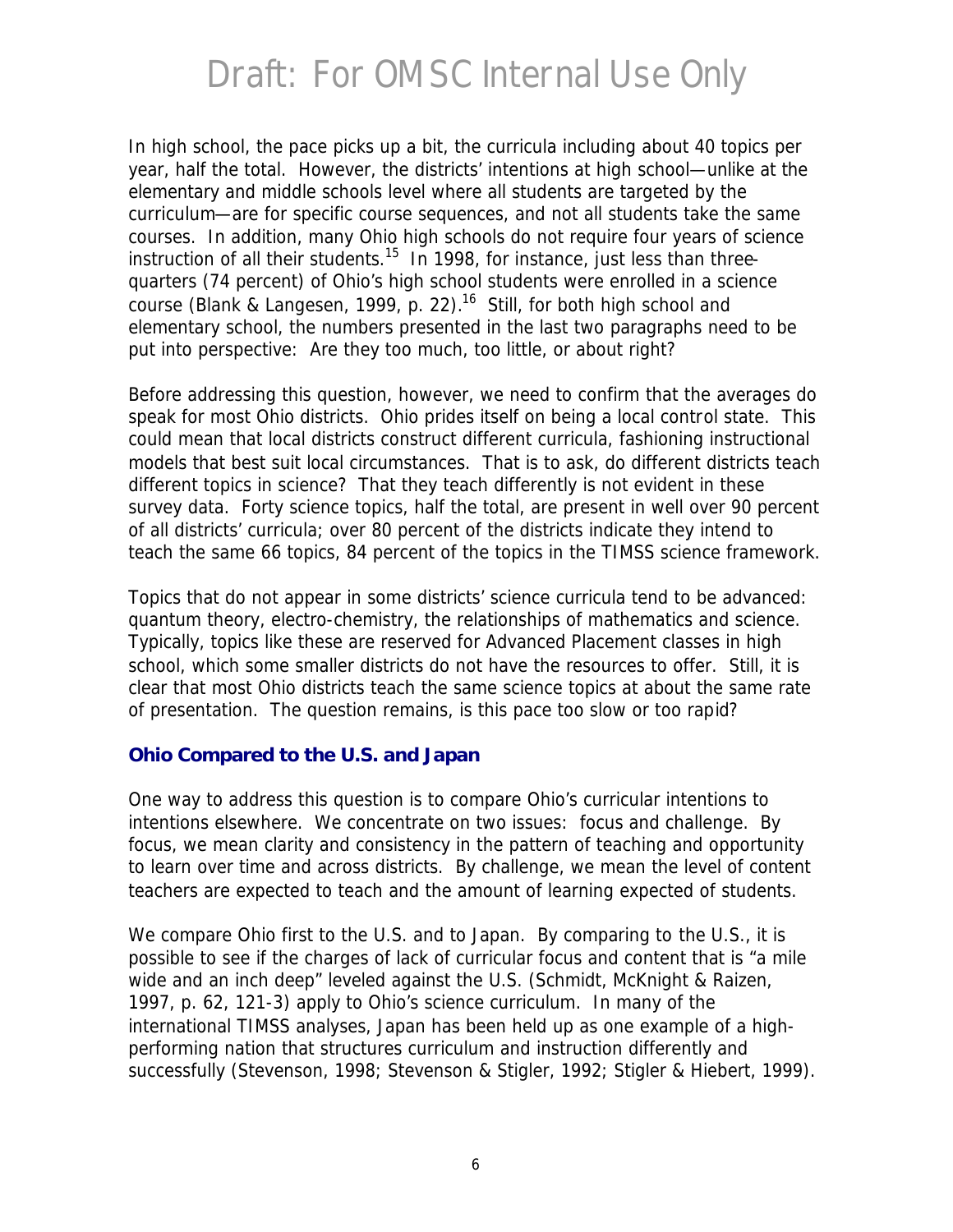In high school, the pace picks up a bit, the curricula including about 40 topics per year, half the total. However, the districts' intentions at high school—unlike at the elementary and middle schools level where all students are targeted by the curriculum—are for specific course sequences, and not all students take the same courses. In addition, many Ohio high schools do not require four years of science instruction of all their students.[15] In 1998, for instance, just less than three-quarters (74 percent) of Ohio's high school students were enrolled in a science course (Blank & Langesen, 1999, p. 22).[16] Still, for both high school and elementary school, the numbers presented in the last two paragraphs need to be put into perspective: Are they too much, too little, or about right?

Before addressing this question, however, we need to confirm that the averages do speak for most Ohio districts. Ohio prides itself on being a local control state. This could mean that local districts construct different curricula, fashioning instructional models that best suit local circumstances. That is to ask, do different districts teach different topics in science? That they teach differently is not evident in these survey data. Forty science topics, half the total, are present in well over 90 percent of all districts' curricula; over 80 percent of the districts indicate they intend to teach the same 66 topics, 84 percent of the topics in the TIMSS science framework.

Topics that do not appear in some districts' science curricula tend to be advanced: quantum theory, electro-chemistry, the relationships of mathematics and science. Typically, topics like these are reserved for Advanced Placement classes in high school, which some smaller districts do not have the resources to offer. Still, it is clear that most Ohio districts teach the same science topics at about the same rate of presentation. The question remains, is this pace too slow or too rapid?

### Ohio Compared to the U.S. and Japan

One way to address this question is to compare Ohio's curricular intentions to intentions elsewhere. We concentrate on two issues: focus and challenge. By focus, we mean clarity and consistency in the pattern of teaching and opportunity to learn over time and across districts. By challenge, we mean the level of content teachers are expected to teach and the amount of learning expected of students.

We compare Ohio first to the U.S. and to Japan. By comparing to the U.S., it is possible to see if the charges of lack of curricular focus and content that is "a mile wide and an inch deep" leveled against the U.S. (Schmidt, McKnight & Raizen, 1997, p. 62, 121-3) apply to Ohio's science curriculum. In many of the international TIMSS analyses, Japan has been held up as one example of a high-performing nation that structures curriculum and instruction differently and successfully (Stevenson, 1998; Stevenson & Stigler, 1992; Stigler & Hiebert, 1999).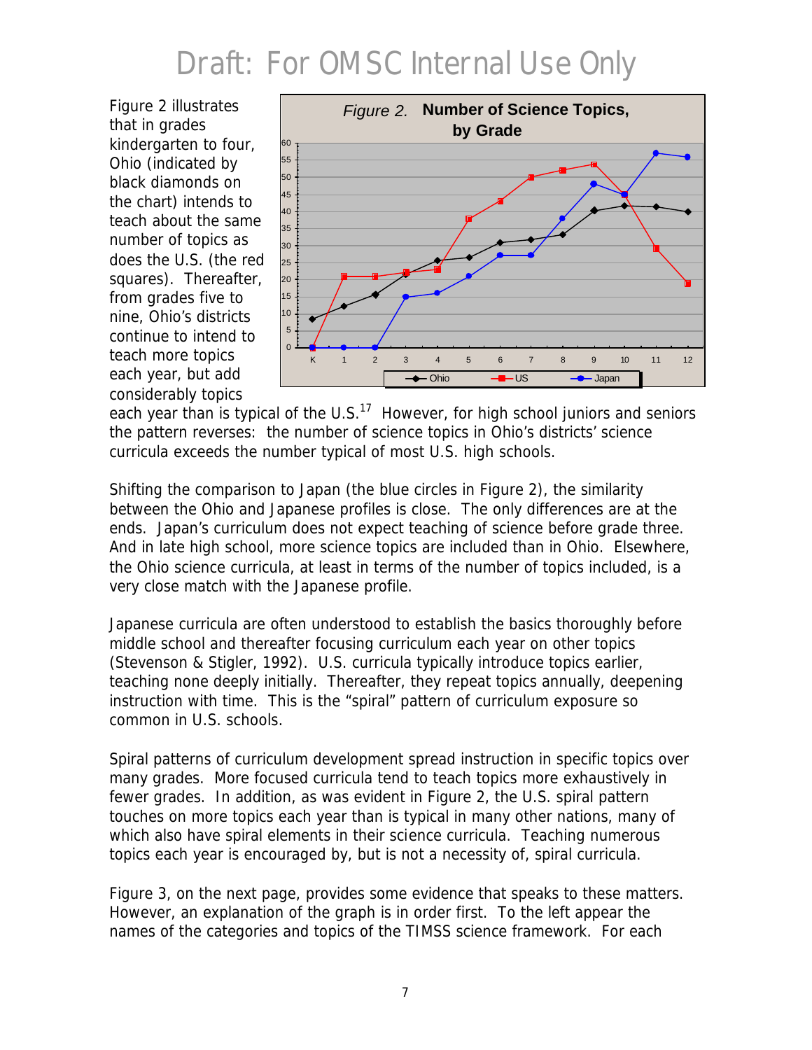*Figure 2.* **Number of Science Topics, by Grade**

Figure 2 illustrates that in grades kindergarten to four, Ohio (indicated by black diamonds on the chart) intends to teach about the same number of topics as does the U.S. (the red squares). Thereafter, from grades five to nine, Ohio's districts continue to intend to teach more topics each year, but add considerably topics each year than is typical of the U.S.[17] However, for high school juniors and seniors the pattern reverses: the number of science topics in Ohio's districts' science curricula exceeds the number typical of most U.S. high schools.

Shifting the comparison to Japan (the blue circles in Figure 2), the similarity between the Ohio and Japanese profiles is close. The only differences are at the ends. Japan's curriculum does not expect teaching of science before grade three. And in late high school, more science topics are included than in Ohio. Elsewhere, the Ohio science curricula, at least in terms of the number of topics included, is a very close match with the Japanese profile.

Japanese curricula are often understood to establish the basics thoroughly before middle school and thereafter focusing curriculum each year on other topics (Stevenson & Stigler, 1992). U.S. curricula typically introduce topics earlier, teaching none deeply initially. Thereafter, they repeat topics annually, deepening instruction with time. This is the "spiral" pattern of curriculum exposure so common in U.S. schools.

Spiral patterns of curriculum development spread instruction in specific topics over many grades. More focused curricula tend to teach topics more exhaustively in fewer grades. In addition, as was evident in Figure 2, the U.S. spiral pattern touches on more topics each year than is typical in many other nations, many of which also have spiral elements in their science curricula. Teaching numerous topics each year is encouraged by, but is not a necessity of, spiral curricula.

Figure 3, on the next page, provides some evidence that speaks to these matters. However, an explanation of the graph is in order first. To the left appear the names of the categories and topics of the TIMSS science framework. For each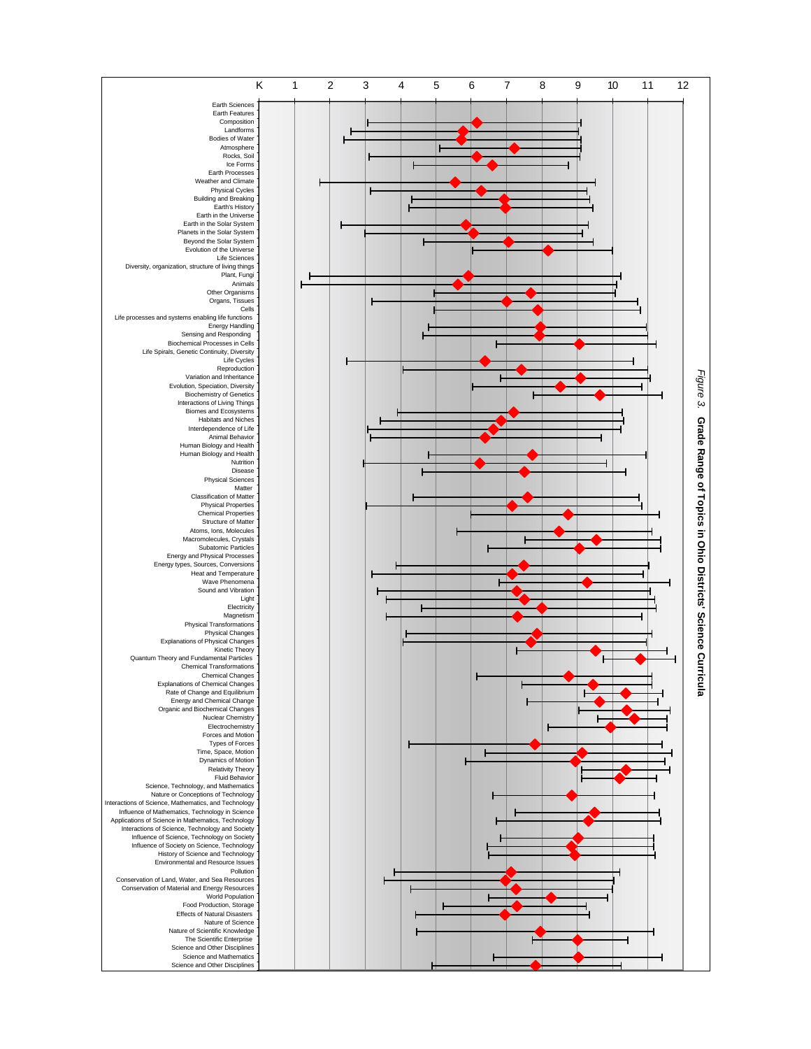*Figure 3.* **Grade Range of Topics in Ohio Districts' Science Curricula**

| Topic | Range (grades, approx.) | Mean (approx.) |
|---|---|---|
| **Earth Sciences** | | |
| Earth Features | | |
| Composition | 3–9.1 | 6.1 |
| Landforms | 2.6–9 | 5.8 |
| Bodies of Water | 2.4–9.1 | 5.7 |
| Atmosphere | 5.1–9.1 | 7.2 |
| Rocks, Soil | 3.1–9.1 | 6.2 |
| Ice Forms | 4.4–8.7 | 6.6 |
| Earth Processes | | |
| Weather and Climate | 1.7–9.5 | 5.5 |
| Physical Cycles | 3.1–9.3 | 6.3 |
| Building and Breaking | 4.3–9.4 | 6.9 |
| Earth's History | 4.2–9.4 | 7.0 |
| Earth in the Universe | | |
| Earth in the Solar System | 2.3–9.3 | 5.9 |
| Planets in the Solar System | 3.0–9.1 | 6.1 |
| Beyond the Solar System | 4.6–9.4 | 7.0 |
| Evolution of the Universe | 6.0–10 | 8.2 |
| **Life Sciences** | | |
| Diversity, organization, structure of living things | | |
| Plant, Fungi | 1.4–10.2 | 5.9 |
| Animals | 1.2–10.1 | 5.6 |
| Other Organisms | 4.9–10.1 | 7.7 |
| Organs, Tissues | 3.2–10.7 | 7.0 |
| Cells | 4.9–10.8 | 7.9 |
| Life processes and systems enabling life functions | | |
| Energy Handling | 4.8–11 | 7.9 |
| Sensing and Responding | 4.6–11 | 7.9 |
| Biochemical Processes in Cells | 6.7–11.3 | 9.0 |
| Life Spirals, Genetic Continuity, Diversity | | |
| Life Cycles | 2.5–10.6 | 6.4 |
| Reproduction | 4.0–11 | 7.4 |
| Variation and Inheritance | 6.8–11.1 | 9.1 |
| Evolution, Speciation, Diversity | 6.0–10.8 | 8.5 |
| Biochemistry of Genetics | 7.7–11.4 | 9.6 |
| Interactions of Living Things | | |
| Biomes and Ecosystems | 3.9–10.3 | 7.2 |
| Habitats and Niches | 3.4–10.3 | 6.8 |
| Interdependence of Life | 3.0–10.2 | 6.6 |
| Animal Behavior | 3.2–9.7 | 6.4 |
| Human Biology and Health | | |
| Human Biology and Health | 4.8–11 | 7.7 |
| Nutrition | 2.9–9.8 | 6.2 |
| Disease | 4.6–10.4 | 7.5 |
| **Physical Sciences** | | |
| Matter | | |
| Classification of Matter | 4.4–10.7 | 7.6 |
| Physical Properties | 3.0–10.8 | 7.2 |
| Chemical Properties | 6.0–11.3 | 8.7 |
| Structure of Matter | | |
| Atoms, Ions, Molecules | 5.6–11.1 | 8.5 |
| Macromolecules, Crystals | 7.5–11.4 | 9.5 |
| Subatomic Particles | 6.5–11.4 | 9.0 |
| Energy and Physical Processes | | |
| Energy types, Sources, Conversions | 3.9–11 | 7.5 |
| Heat and Temperature | 3.2–10.9 | 7.2 |
| Wave Phenomena | 6.8–11.6 | 9.3 |
| Sound and Vibration | 3.3–11.1 | 7.3 |
| Light | 3.6–11.2 | 7.5 |
| Electricity | 4.6–11.2 | 8.0 |
| Magnetism | 3.6–10.8 | 7.3 |
| Physical Transformations | | |
| Physical Changes | 4.2–11.1 | 7.8 |
| Explanations of Physical Changes | 4.1–11 | 7.7 |
| Kinetic Theory | 7.3–11.5 | 9.5 |
| Quantum Theory and Fundamental Particles | 9.7–11.8 | 10.8 |
| Chemical Transformations | | |
| Chemical Changes | 6.2–11.1 | 8.8 |
| Explanations of Chemical Changes | 7.4–11.1 | 9.4 |
| Rate of Change and Equilibrium | 9.2–11.4 | 10.4 |
| Energy and Chemical Change | 7.6–11.3 | 9.6 |
| Organic and Biochemical Changes | 9.0–11.6 | 10.4 |
| Nuclear Chemistry | 9.6–11.5 | 10.6 |
| Electrochemistry | 8.2–11.5 | 9.9 |
| Forces and Motion | | |
| Types of Forces | 4.2–11.4 | 7.8 |
| Time, Space, Motion | 6.4–11.7 | 9.1 |
| Dynamics of Motion | 5.8–11.5 | 8.9 |
| Relativity Theory | 9.1–11.6 | 10.4 |
| Fluid Behavior | 9.1–11.3 | 10.2 |
| **Science, Technology, and Mathematics** | | |
| Nature or Conceptions of Technology | 6.6–11.2 | 8.8 |
| Interactions of Science, Mathematics, and Technology | | |
| Influence of Mathematics, Technology in Science | 7.2–11.3 | 9.5 |
| Applications of Science in Mathematics, Technology | 6.7–11.4 | 9.3 |
| Interactions of Science, Technology and Society | | |
| Influence of Science, Technology on Society | 6.8–11.2 | 9.0 |
| Influence of Society on Science, Technology | 6.5–11.2 | 8.8 |
| History of Science and Technology | 6.5–11.2 | 8.9 |
| **Environmental and Resource Issues** | | |
| Pollution | 3.8–10.2 | 7.1 |
| Conservation of Land, Water, and Sea Resources | 3.5–10 | 6.9 |
| Conservation of Material and Energy Resources | 4.3–10 | 7.2 |
| World Population | 6.5–9.8 | 8.2 |
| Food Production, Storage | 5.2–9.3 | 7.3 |
| Effects of Natural Disasters | 4.4–9.3 | 6.9 |
| **Nature of Science** | | |
| Nature of Scientific Knowledge | 4.4–11.2 | 7.9 |
| The Scientific Enterprise | 7.7–10.4 | 9.0 |
| **Science and Other Disciplines** | | |
| Science and Mathematics | 6.6–11.4 | 9.0 |
| Science and Other Disciplines | 4.9–10.2 | 7.8 |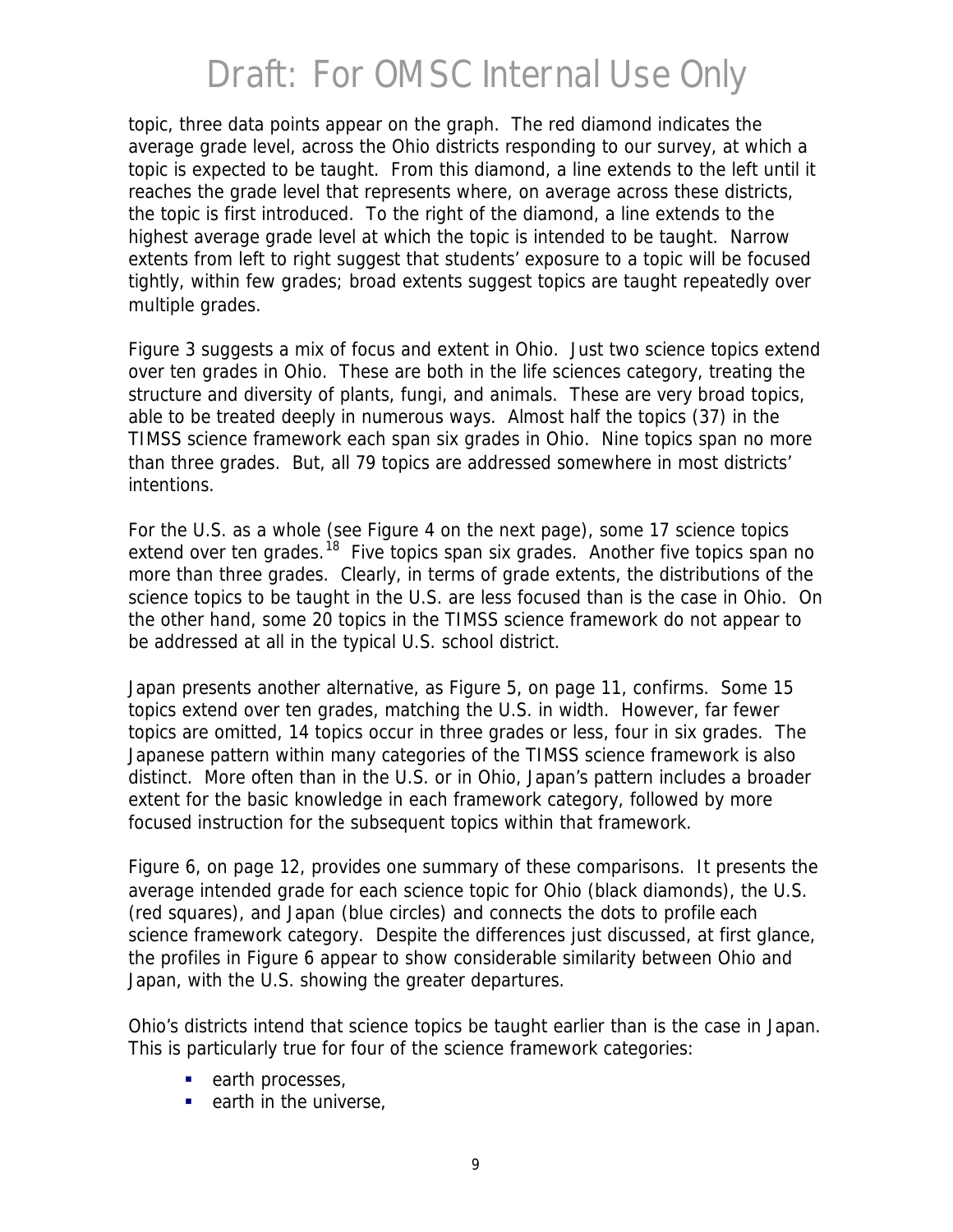topic, three data points appear on the graph. The red diamond indicates the average grade level, across the Ohio districts responding to our survey, at which a topic is expected to be taught. From this diamond, a line extends to the left until it reaches the grade level that represents where, on average across these districts, the topic is first introduced. To the right of the diamond, a line extends to the highest average grade level at which the topic is intended to be taught. Narrow extents from left to right suggest that students' exposure to a topic will be focused tightly, within few grades; broad extents suggest topics are taught repeatedly over multiple grades.

Figure 3 suggests a mix of focus and extent in Ohio. Just two science topics extend over ten grades in Ohio. These are both in the life sciences category, treating the structure and diversity of plants, fungi, and animals. These are very broad topics, able to be treated deeply in numerous ways. Almost half the topics (37) in the TIMSS science framework each span six grades in Ohio. Nine topics span no more than three grades. But, all 79 topics are addressed somewhere in most districts' intentions.

For the U.S. as a whole (see Figure 4 on the next page), some 17 science topics extend over ten grades.[18] Five topics span six grades. Another five topics span no more than three grades. Clearly, in terms of grade extents, the distributions of the science topics to be taught in the U.S. are less focused than is the case in Ohio. On the other hand, some 20 topics in the TIMSS science framework do not appear to be addressed at all in the typical U.S. school district.

Japan presents another alternative, as Figure 5, on page 11, confirms. Some 15 topics extend over ten grades, matching the U.S. in width. However, far fewer topics are omitted, 14 topics occur in three grades or less, four in six grades. The Japanese pattern within many categories of the TIMSS science framework is also distinct. More often than in the U.S. or in Ohio, Japan's pattern includes a broader extent for the basic knowledge in each framework category, followed by more focused instruction for the subsequent topics within that framework.

Figure 6, on page 12, provides one summary of these comparisons. It presents the average intended grade for each science topic for Ohio (black diamonds), the U.S. (red squares), and Japan (blue circles) and connects the dots to profile each science framework category. Despite the differences just discussed, at first glance, the profiles in Figure 6 appear to show considerable similarity between Ohio and Japan, with the U.S. showing the greater departures.

Ohio's districts intend that science topics be taught earlier than is the case in Japan. This is particularly true for four of the science framework categories:

- earth processes,
- earth in the universe,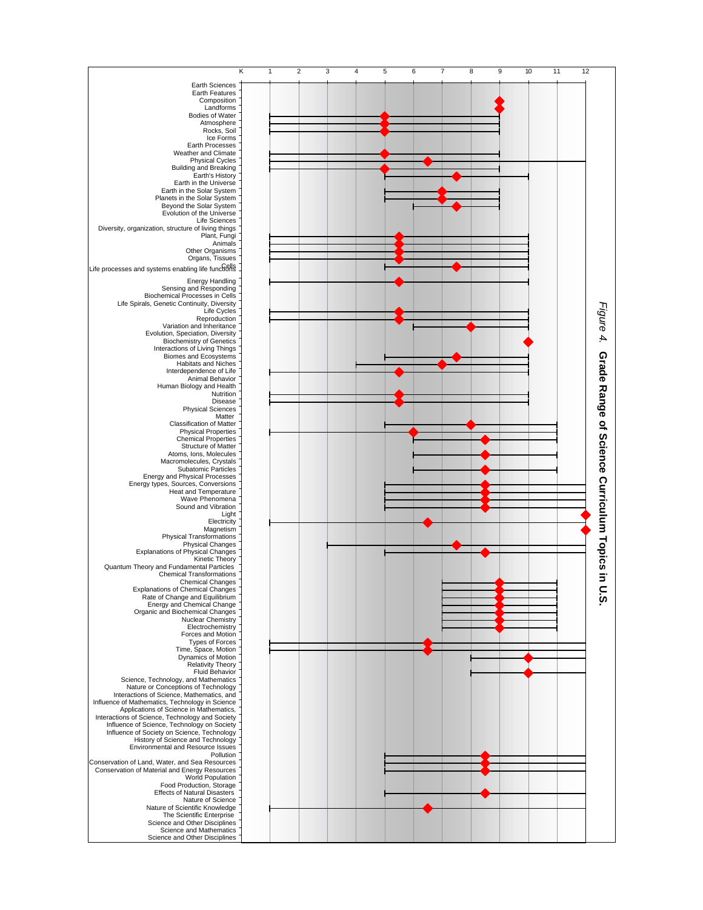**Figure 4. Grade Range of Science Curriculum Topics in U.S.**

Grade axis: K, 1, 2, 3, 4, 5, 6, 7, 8, 9, 10, 11, 12

| Topic | Grade range | Marker (grade) |
|---|---|---|
| Earth Sciences | | |
| Earth Features | | |
| Composition | | 9 |
| Landforms | | 9 |
| Bodies of Water | 1–9 | 5 |
| Atmosphere | 1–9 | 5 |
| Rocks, Soil | 1–9 | 5 |
| Ice Forms | | |
| Earth Processes | | |
| Weather and Climate | 1–9 | 5 |
| Physical Cycles | 1–12 | 6.5 |
| Building and Breaking | 1–9 | 5 |
| Earth's History | 5–10 | 7.5 |
| Earth in the Universe | | |
| Earth in the Solar System | 5–9 | 7 |
| Planets in the Solar System | 5–9 | 7 |
| Beyond the Solar System | 6–9 | 7.5 |
| Evolution of the Universe | | |
| Life Sciences | | |
| Diversity, organization, structure of living things | | |
| Plant, Fungi | 1–10 | 5.5 |
| Animals | 1–10 | 5.5 |
| Other Organisms | 1–10 | 5.5 |
| Organs, Tissues | 1–10 | 5.5 |
| Cells | 5–10 | 7.5 |
| Life processes and systems enabling life functions | | |
| Energy Handling | 1–10 | 5.5 |
| Sensing and Responding | | |
| Biochemical Processes in Cells | | |
| Life Spirals, Genetic Continuity, Diversity | | |
| Life Cycles | 1–10 | 5.5 |
| Reproduction | 1–10 | 5.5 |
| Variation and Inheritance | 6–10 | 8 |
| Evolution, Speciation, Diversity | | |
| Biochemistry of Genetics | | 10 |
| Interactions of Living Things | | |
| Biomes and Ecosystems | 5–10 | 7.5 |
| Habitats and Niches | 4–10 | 7 |
| Interdependence of Life | 1–10 | 5.5 |
| Animal Behavior | | |
| Human Biology and Health | | |
| Nutrition | 1–10 | 5.5 |
| Disease | 1–10 | 5.5 |
| Physical Sciences | | |
| Matter | | |
| Classification of Matter | 5–11 | 8 |
| Physical Properties | 1–11 | 6 |
| Chemical Properties | 6–11 | 8.5 |
| Structure of Matter | | |
| Atoms, Ions, Molecules | 6–11 | 8.5 |
| Macromolecules, Crystals | | |
| Subatomic Particles | 6–11 | 8.5 |
| Energy and Physical Processes | | |
| Energy types, Sources, Conversions | 5–12 | 8.5 |
| Heat and Temperature | 5–12 | 8.5 |
| Wave Phenomena | 5–12 | 8.5 |
| Sound and Vibration | 5–12 | 8.5 |
| Light | | 12 |
| Electricity | 1–12 | 6.5 |
| Magnetism | | 12 |
| Physical Transformations | | |
| Physical Changes | 3–12 | 7.5 |
| Explanations of Physical Changes | 5–12 | 8.5 |
| Kinetic Theory | | |
| Quantum Theory and Fundamental Particles | | |
| Chemical Transformations | | |
| Chemical Changes | 7–11 | 9 |
| Explanations of Chemical Changes | 7–11 | 9 |
| Rate of Change and Equilibrium | 7–11 | 9 |
| Energy and Chemical Change | 7–11 | 9 |
| Organic and Biochemical Changes | 7–11 | 9 |
| Nuclear Chemistry | 7–11 | 9 |
| Electrochemistry | 7–11 | 9 |
| Forces and Motion | | |
| Types of Forces | 1–12 | 6.5 |
| Time, Space, Motion | 1–12 | 6.5 |
| Dynamics of Motion | 8–12 | 10 |
| Relativity Theory | | |
| Fluid Behavior | 8–12 | 10 |
| Science, Technology, and Mathematics | | |
| Nature or Conceptions of Technology | | |
| Interactions of Science, Mathematics, and | | |
| Influence of Mathematics, Technology in Science | | |
| Applications of Science in Mathematics, | | |
| Interactions of Science, Technology and Society | | |
| Influence of Science, Technology on Society | | |
| Influence of Society on Science, Technology | | |
| History of Science and Technology | | |
| Environmental and Resource Issues | | |
| Pollution | 5–12 | 8.5 |
| Conservation of Land, Water, and Sea Resources | 5–12 | 8.5 |
| Conservation of Material and Energy Resources | 5–12 | 8.5 |
| World Population | | |
| Food Production, Storage | | |
| Effects of Natural Disasters | 5–12 | 8.5 |
| Nature of Science | | |
| Nature of Scientific Knowledge | 1–12 | 6.5 |
| The Scientific Enterprise | | |
| Science and Other Disciplines | | |
| Science and Mathematics | | |
| Science and Other Disciplines | | |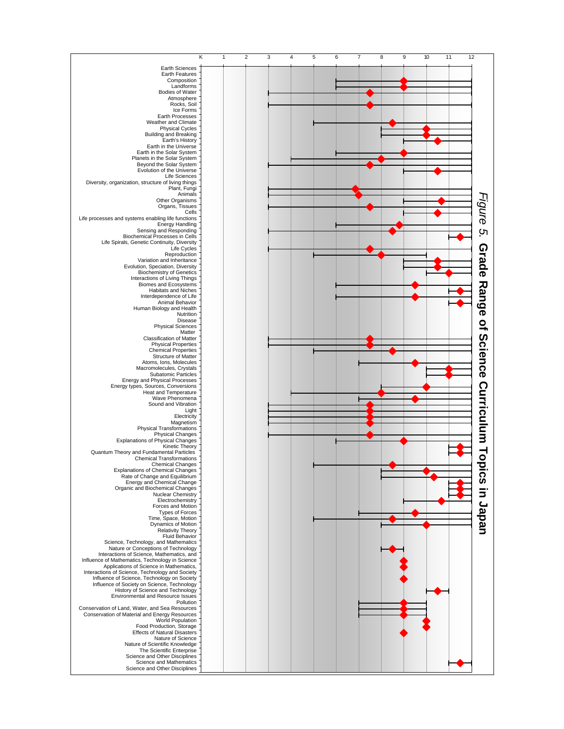*Figure 5.* **Grade Range of Science Curriculum Topics in Japan**

| Topic | Grade range (start – end) | Marker |
|---|---|---|
| Earth Sciences | | |
| Earth Features | | |
| Composition | 6 – 12 | 9 |
| Landforms | 6 – 12 | 9 |
| Bodies of Water | 3 – 12 | 7.5 |
| Atmosphere | | |
| Rocks, Soil | 3 – 12 | 7.5 |
| Ice Forms | | |
| Earth Processes | | |
| Weather and Climate | 5 – 12 | 8.5 |
| Physical Cycles | 8 – 12 | 10 |
| Building and Breaking | 8 – 12 | 10 |
| Earth's History | 9 – 12 | 10.5 |
| Earth in the Universe | | |
| Earth in the Solar System | 6 – 12 | 9 |
| Planets in the Solar System | 4 – 12 | 8 |
| Beyond the Solar System | 3 – 12 | 7.5 |
| Evolution of the Universe | 9 – 12 | 10.5 |
| Life Sciences | | |
| Diversity, organization, structure of living things | | |
| Plant, Fungi | 3 – 12 | 6.8 |
| Animals | 3 – 12 | 7 |
| Other Organisms | 9 – 12 | 10.7 |
| Organs, Tissues | 3 – 12 | 7.5 |
| Cells | 9 – 12 | 10.5 |
| Life processes and systems enabling life functions | | |
| Energy Handling | 6 – 12 | 8.8 |
| Sensing and Responding | 3 – 12 | 8.5 |
| Biochemical Processes in Cells | 11 – 12 | 11.5 |
| Life Spirals, Genetic Continuity, Diversity | | |
| Life Cycles | 3 – 12 | 7.5 |
| Reproduction | 5 – 10 | 8 |
| Variation and Inheritance | 9 – 12 | 10.5 |
| Evolution, Speciation, Diversity | 9 – 12 | 10.5 |
| Biochemistry of Genetics | 10 – 12 | 11 |
| Interactions of Living Things | | |
| Biomes and Ecosystems | 6 – 12 | 9.5 |
| Habitats and Niches | 11 – 12 | 11.5 |
| Interdependence of Life | 6 – 12 | 9.5 |
| Animal Behavior | 11 – 12 | 11.5 |
| Human Biology and Health | | |
| Nutrition | | |
| Disease | | |
| Physical Sciences | | |
| Matter | | |
| Classification of Matter | 3 – 12 | 7.5 |
| Physical Properties | 3 – 12 | 7.5 |
| Chemical Properties | 5 – 12 | 8.5 |
| Structure of Matter | | |
| Atoms, Ions, Molecules | 7 – 12 | 9.5 |
| Macromolecules, Crystals | 10 – 12 | 11 |
| Subatomic Particles | 10 – 12 | 11 |
| Energy and Physical Processes | | |
| Energy types, Sources, Conversions | 8 – 12 | 10 |
| Heat and Temperature | 4 – 12 | 8 |
| Wave Phenomena | 7 – 12 | 9.5 |
| Sound and Vibration | 3 – 12 | 7.5 |
| Light | 3 – 12 | 7.5 |
| Electricity | 3 – 12 | 7.5 |
| Magnetism | 3 – 12 | 7.5 |
| Physical Transformations | | |
| Physical Changes | 3 – 12 | 7.5 |
| Explanations of Physical Changes | 6 – 12 | 9 |
| Kinetic Theory | 11 – 12 | 11.5 |
| Quantum Theory and Fundamental Particles | 11 – 12 | 11.5 |
| Chemical Transformations | | |
| Chemical Changes | 5 – 12 | 8.5 |
| Explanations of Chemical Changes | 8 – 12 | 10 |
| Rate of Change and Equilibrium | 8 – 12 | 10.3 |
| Energy and Chemical Change | 11 – 12 | 11.5 |
| Organic and Biochemical Changes | 11 – 12 | 11.5 |
| Nuclear Chemistry | 11 – 12 | 11.5 |
| Electrochemistry | 9 – 12 | 10.7 |
| Forces and Motion | | |
| Types of Forces | 7 – 12 | 9.5 |
| Time, Space, Motion | 5 – 12 | 8.5 |
| Dynamics of Motion | 8 – 12 | 10 |
| Relativity Theory | | |
| Fluid Behavior | | |
| Science, Technology, and Mathematics | | |
| Nature or Conceptions of Technology | 8 – 9 | 8.5 |
| Interactions of Science, Mathematics, and | | |
| Influence of Mathematics, Technology in Science | | 9 |
| Applications of Science in Mathematics, | | 9 |
| Interactions of Science, Technology and Society | | |
| Influence of Science, Technology on Society | | 9 |
| Influence of Society on Science, Technology | | |
| History of Science and Technology | 10 – 11 | 10.5 |
| Environmental and Resource Issues | | |
| Pollution | 7 – 10 | 9 |
| Conservation of Land, Water, and Sea Resources | 7 – 10 | 9 |
| Conservation of Material and Energy Resources | 7 – 10 | 9 |
| World Population | | 10 |
| Food Production, Storage | | 10 |
| Effects of Natural Disasters | | 9 |
| Nature of Science | | |
| Nature of Scientific Knowledge | | |
| The Scientific Enterprise | | |
| Science and Other Disciplines | | |
| Science and Mathematics | 11 – 12 | 11.5 |
| Science and Other Disciplines | | |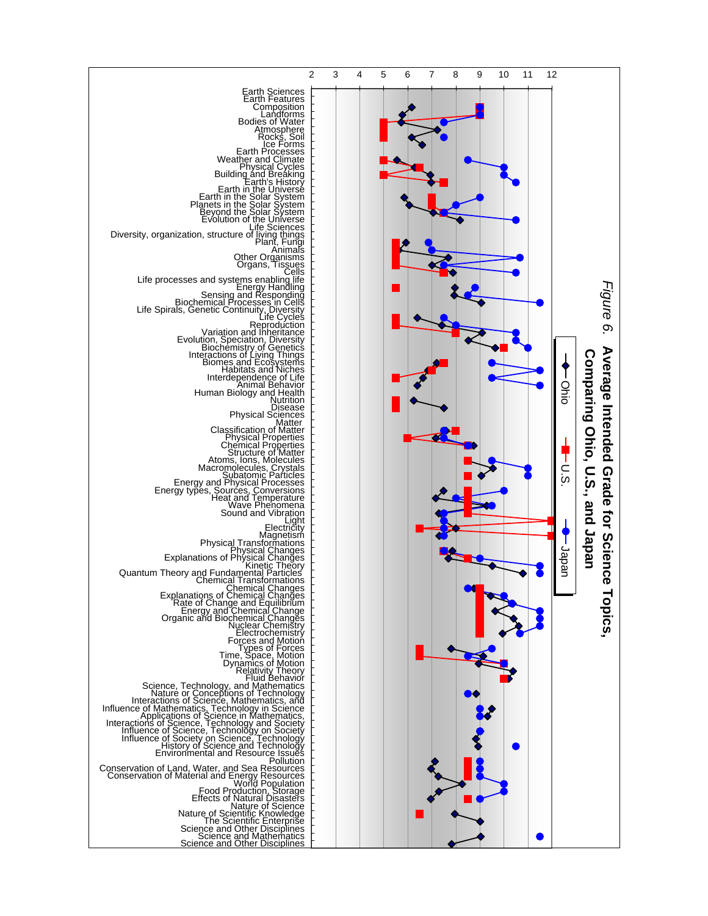**Figure 6. Average Intended Grade for Science Topics, Comparing Ohio, U.S., and Japan**

Legend: Ohio, U.S., Japan

Grade axis: 2 3 4 5 6 7 8 9 10 11 12

Earth Sciences
Earth Features
Composition
Landforms
Bodies of Water
Atmosphere
Rocks, Soil
Ice Forms
Earth Processes
Weather and Climate
Physical Cycles
Building and Breaking
Earth's History
Earth in the Universe
Earth in the Solar System
Planets in the Solar System
Beyond the Solar System
Evolution of the Universe
Life Sciences
Diversity, organization, structure of living things
Plant, Fungi
Animals
Other Organisms
Organs, Tissues
Cells
Life processes and systems enabling life
Energy Handling
Sensing and Responding
Biochemical Processes in Cells
Life Spirals, Genetic Continuity, Diversity
Life Cycles
Reproduction
Variation and Inheritance
Evolution, Speciation, Diversity
Biochemistry of Genetics
Interactions of Living Things
Biomes and Ecosystems
Habitats and Niches
Interdependence of Life
Animal Behavior
Human Biology and Health
Nutrition
Disease
Physical Sciences
Matter
Classification of Matter
Physical Properties
Chemical Properties
Structure of Matter
Atoms, Ions, Molecules
Macromolecules, Crystals
Subatomic Particles
Energy and Physical Processes
Energy types, Sources, Conversions
Heat and Temperature
Wave Phenomena
Sound and Vibration
Light
Electricity
Magnetism
Physical Transformations
Physical Changes
Explanations of Physical Changes
Kinetic Theory
Quantum Theory and Fundamental Particles
Chemical Transformations
Chemical Changes
Explanations of Chemical Changes
Rate of Change and Equilibrium
Energy and Chemical Change
Organic and Biochemical Changes
Nuclear Chemistry
Electrochemistry
Forces and Motion
Types of Forces
Time, Space, Motion
Dynamics of Motion
Relativity Theory
Fluid Behavior
Science, Technology, and Mathematics
Nature or Conceptions of Technology
Interactions of Science, Mathematics, and
Influence of Mathematics, Technology in Science
Applications of Science in Mathematics,
Interactions of Science, Technology and Society
Influence of Science, Technology on Society
Influence of Society on Science, Technology
History of Science and Technology
Environmental and Resource Issues
Pollution
Conservation of Land, Water, and Sea Resources
Conservation of Material and Energy Resources
World Population
Food Production, Storage
Effects of Natural Disasters
Nature of Science
Nature of Scientific Knowledge
The Scientific Enterprise
Science and Other Disciplines
Science and Mathematics
Science and Other Disciplines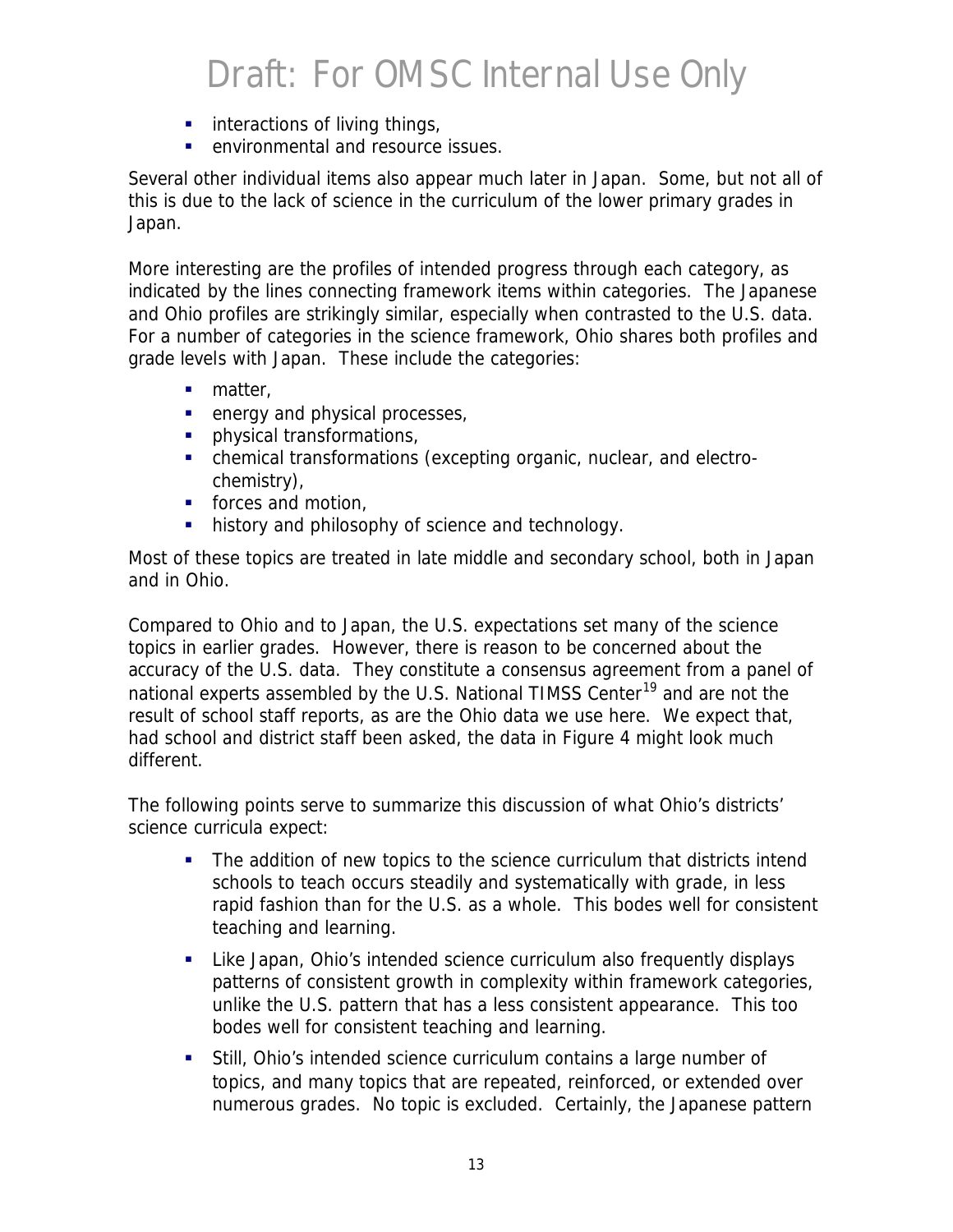- interactions of living things,
- environmental and resource issues.

Several other individual items also appear much later in Japan. Some, but not all of this is due to the lack of science in the curriculum of the lower primary grades in Japan.

More interesting are the profiles of intended progress through each category, as indicated by the lines connecting framework items within categories. The Japanese and Ohio profiles are strikingly similar, especially when contrasted to the U.S. data. For a number of categories in the science framework, Ohio shares both profiles and grade levels with Japan. These include the categories:

- matter,
- energy and physical processes,
- physical transformations,
- chemical transformations (excepting organic, nuclear, and electro-chemistry),
- forces and motion,
- history and philosophy of science and technology.

Most of these topics are treated in late middle and secondary school, both in Japan and in Ohio.

Compared to Ohio and to Japan, the U.S. expectations set many of the science topics in earlier grades. However, there is reason to be concerned about the accuracy of the U.S. data. They constitute a consensus agreement from a panel of national experts assembled by the U.S. National TIMSS Center[19] and are not the result of school staff reports, as are the Ohio data we use here. We expect that, had school and district staff been asked, the data in Figure 4 might look much different.

The following points serve to summarize this discussion of what Ohio's districts' science curricula expect:

- The addition of new topics to the science curriculum that districts intend schools to teach occurs steadily and systematically with grade, in less rapid fashion than for the U.S. as a whole. This bodes well for consistent teaching and learning.
- Like Japan, Ohio's intended science curriculum also frequently displays patterns of consistent growth in complexity within framework categories, unlike the U.S. pattern that has a less consistent appearance. This too bodes well for consistent teaching and learning.
- Still, Ohio's intended science curriculum contains a large number of topics, and many topics that are repeated, reinforced, or extended over numerous grades. No topic is excluded. Certainly, the Japanese pattern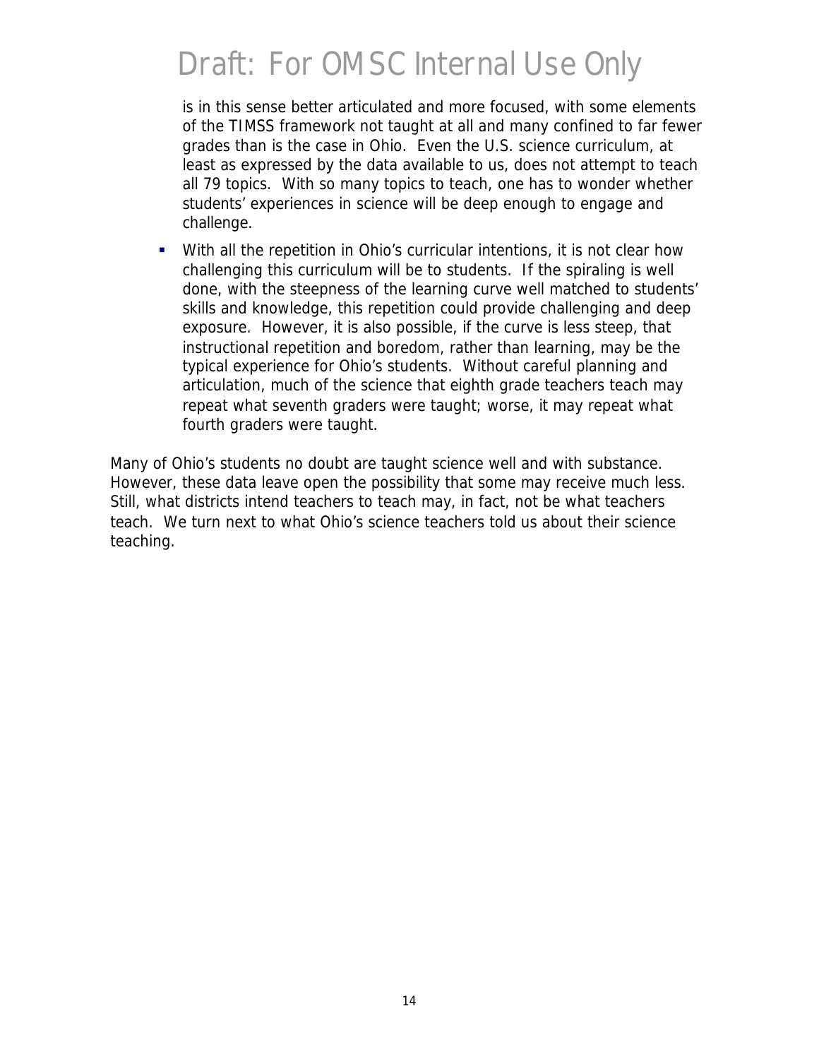is in this sense better articulated and more focused, with some elements of the TIMSS framework not taught at all and many confined to far fewer grades than is the case in Ohio. Even the U.S. science curriculum, at least as expressed by the data available to us, does not attempt to teach all 79 topics. With so many topics to teach, one has to wonder whether students' experiences in science will be deep enough to engage and challenge.

- With all the repetition in Ohio's curricular intentions, it is not clear how challenging this curriculum will be to students. If the spiraling is well done, with the steepness of the learning curve well matched to students' skills and knowledge, this repetition could provide challenging and deep exposure. However, it is also possible, if the curve is less steep, that instructional repetition and boredom, rather than learning, may be the typical experience for Ohio's students. Without careful planning and articulation, much of the science that eighth grade teachers teach may repeat what seventh graders were taught; worse, it may repeat what fourth graders were taught.

Many of Ohio's students no doubt are taught science well and with substance. However, these data leave open the possibility that some may receive much less. Still, what districts intend teachers to teach may, in fact, not be what teachers teach. We turn next to what Ohio's science teachers told us about their science teaching.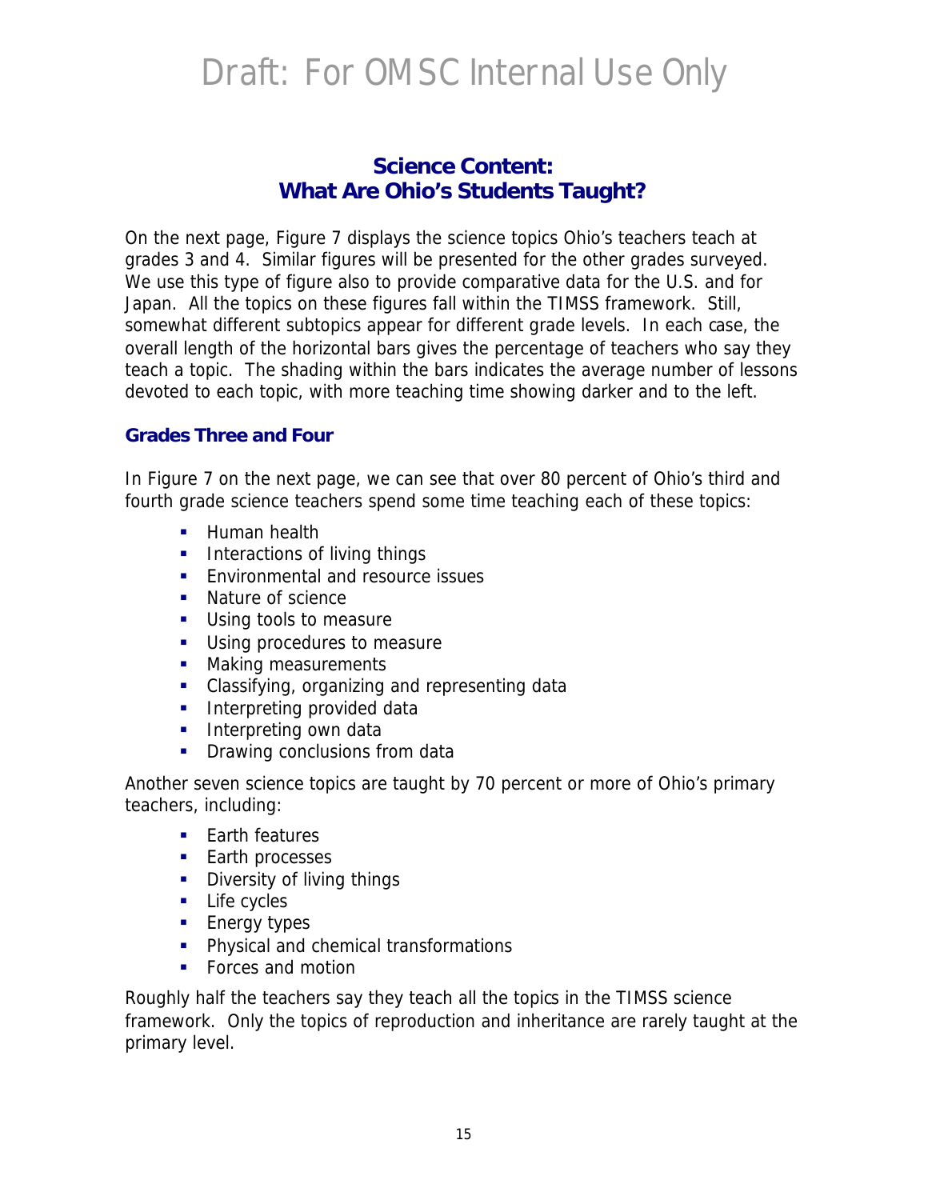# Science Content: What Are Ohio's Students Taught?

On the next page, Figure 7 displays the science topics Ohio's teachers teach at grades 3 and 4. Similar figures will be presented for the other grades surveyed. We use this type of figure also to provide comparative data for the U.S. and for Japan. All the topics on these figures fall within the TIMSS framework. Still, somewhat different subtopics appear for different grade levels. In each case, the overall length of the horizontal bars gives the percentage of teachers who say they teach a topic. The shading within the bars indicates the average number of lessons devoted to each topic, with more teaching time showing darker and to the left.

## Grades Three and Four

In Figure 7 on the next page, we can see that over 80 percent of Ohio's third and fourth grade science teachers spend some time teaching each of these topics:

- Human health
- Interactions of living things
- Environmental and resource issues
- Nature of science
- Using tools to measure
- Using procedures to measure
- Making measurements
- Classifying, organizing and representing data
- Interpreting provided data
- Interpreting own data
- Drawing conclusions from data

Another seven science topics are taught by 70 percent or more of Ohio's primary teachers, including:

- Earth features
- Earth processes
- Diversity of living things
- Life cycles
- Energy types
- Physical and chemical transformations
- Forces and motion

Roughly half the teachers say they teach all the topics in the TIMSS science framework. Only the topics of reproduction and inheritance are rarely taught at the primary level.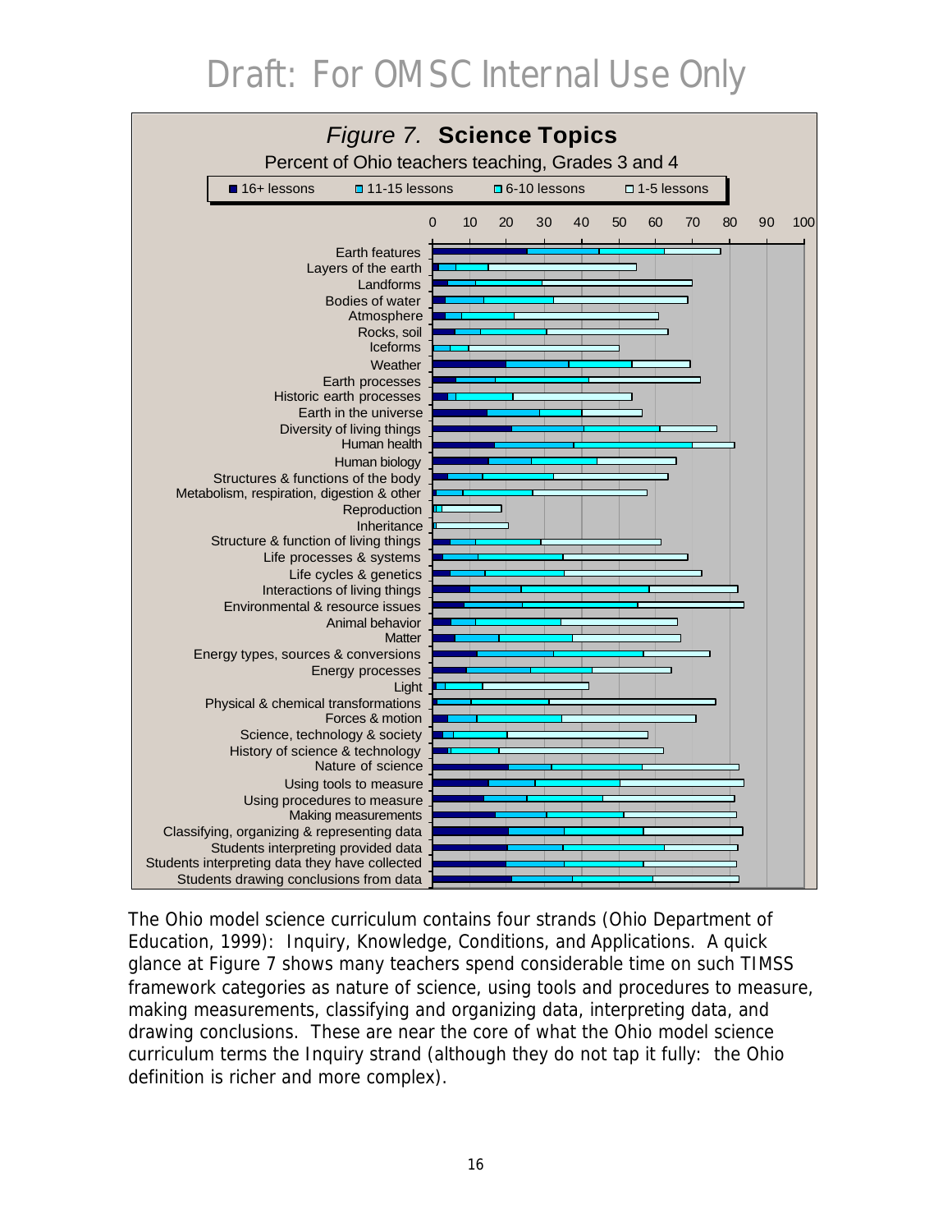Draft: For OMSC Internal Use Only

*Figure 7.* **Science Topics**

Percent of Ohio teachers teaching, Grades 3 and 4

■ 16+ lessons ■ 11-15 lessons ■ 6-10 lessons □ 1-5 lessons

0 10 20 30 40 50 60 70 80 90 100

Earth features
Layers of the earth
Landforms
Bodies of water
Atmosphere
Rocks, soil
Iceforms
Weather
Earth processes
Historic earth processes
Earth in the universe
Diversity of living things
Human health
Human biology
Structures & functions of the body
Metabolism, respiration, digestion & other
Reproduction
Inheritance
Structure & function of living things
Life processes & systems
Life cycles & genetics
Interactions of living things
Environmental & resource issues
Animal behavior
Matter
Energy types, sources & conversions
Energy processes
Light
Physical & chemical transformations
Forces & motion
Science, technology & society
History of science & technology
Nature of science
Using tools to measure
Using procedures to measure
Making measurements
Classifying, organizing & representing data
Students interpreting provided data
Students interpreting data they have collected
Students drawing conclusions from data

The Ohio model science curriculum contains four strands (Ohio Department of Education, 1999): Inquiry, Knowledge, Conditions, and Applications. A quick glance at Figure 7 shows many teachers spend considerable time on such TIMSS framework categories as nature of science, using tools and procedures to measure, making measurements, classifying and organizing data, interpreting data, and drawing conclusions. These are near the core of what the Ohio model science curriculum terms the Inquiry strand (although they do not tap it fully: the Ohio definition is richer and more complex).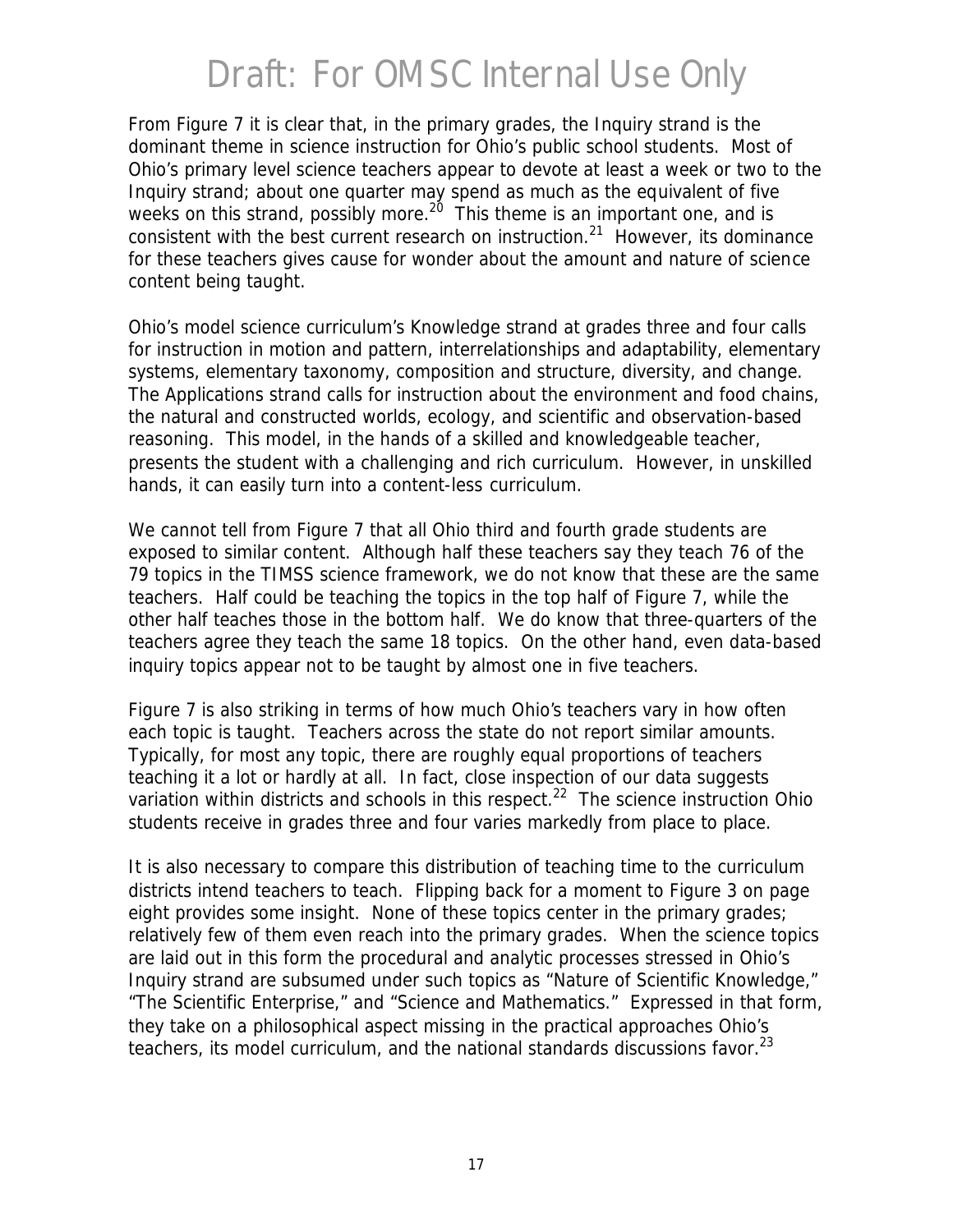From Figure 7 it is clear that, in the primary grades, the Inquiry strand is the dominant theme in science instruction for Ohio's public school students. Most of Ohio's primary level science teachers appear to devote at least a week or two to the Inquiry strand; about one quarter may spend as much as the equivalent of five weeks on this strand, possibly more.[20] This theme is an important one, and is consistent with the best current research on instruction.[21] However, its dominance for these teachers gives cause for wonder about the amount and nature of science content being taught.

Ohio's model science curriculum's Knowledge strand at grades three and four calls for instruction in motion and pattern, interrelationships and adaptability, elementary systems, elementary taxonomy, composition and structure, diversity, and change. The Applications strand calls for instruction about the environment and food chains, the natural and constructed worlds, ecology, and scientific and observation-based reasoning. This model, in the hands of a skilled and knowledgeable teacher, presents the student with a challenging and rich curriculum. However, in unskilled hands, it can easily turn into a content-less curriculum.

We cannot tell from Figure 7 that all Ohio third and fourth grade students are exposed to similar content. Although half these teachers say they teach 76 of the 79 topics in the TIMSS science framework, we do not know that these are the same teachers. Half could be teaching the topics in the top half of Figure 7, while the other half teaches those in the bottom half. We do know that three-quarters of the teachers agree they teach the same 18 topics. On the other hand, even data-based inquiry topics appear not to be taught by almost one in five teachers.

Figure 7 is also striking in terms of how much Ohio's teachers vary in how often each topic is taught. Teachers across the state do not report similar amounts. Typically, for most any topic, there are roughly equal proportions of teachers teaching it a lot or hardly at all. In fact, close inspection of our data suggests variation within districts and schools in this respect.[22] The science instruction Ohio students receive in grades three and four varies markedly from place to place.

It is also necessary to compare this distribution of teaching time to the curriculum districts intend teachers to teach. Flipping back for a moment to Figure 3 on page eight provides some insight. None of these topics center in the primary grades; relatively few of them even reach into the primary grades. When the science topics are laid out in this form the procedural and analytic processes stressed in Ohio's Inquiry strand are subsumed under such topics as "Nature of Scientific Knowledge," "The Scientific Enterprise," and "Science and Mathematics." Expressed in that form, they take on a philosophical aspect missing in the practical approaches Ohio's teachers, its model curriculum, and the national standards discussions favor.[23]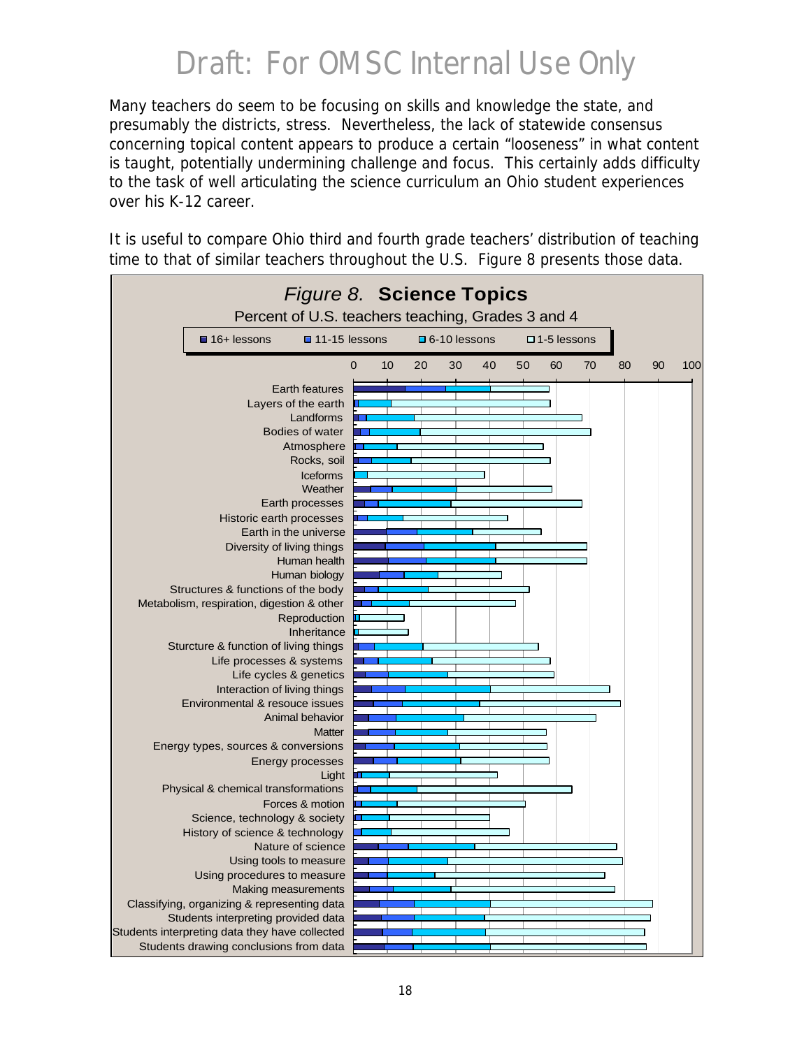# Draft: For OMSC Internal Use Only

Many teachers do seem to be focusing on skills and knowledge the state, and presumably the districts, stress. Nevertheless, the lack of statewide consensus concerning topical content appears to produce a certain "looseness" in what content is taught, potentially undermining challenge and focus. This certainly adds difficulty to the task of well articulating the science curriculum an Ohio student experiences over his K-12 career.

It is useful to compare Ohio third and fourth grade teachers' distribution of teaching time to that of similar teachers throughout the U.S. Figure 8 presents those data.

*Figure 8.* **Science Topics**

Percent of U.S. teachers teaching, Grades 3 and 4

Legend: 16+ lessons; 11-15 lessons; 6-10 lessons; 1-5 lessons

Topics: Earth features; Layers of the earth; Landforms; Bodies of water; Atmosphere; Rocks, soil; Iceforms; Weather; Earth processes; Historic earth processes; Earth in the universe; Diversity of living things; Human health; Human biology; Structures & functions of the body; Metabolism, respiration, digestion & other; Reproduction; Inheritance; Sturcture & function of living things; Life processes & systems; Life cycles & genetics; Interaction of living things; Environmental & resouce issues; Animal behavior; Matter; Energy types, sources & conversions; Energy processes; Light; Physical & chemical transformations; Forces & motion; Science, technology & society; History of science & technology; Nature of science; Using tools to measure; Using procedures to measure; Making measurements; Classifying, organizing & representing data; Students interpreting provided data; Students interpreting data they have collected; Students drawing conclusions from data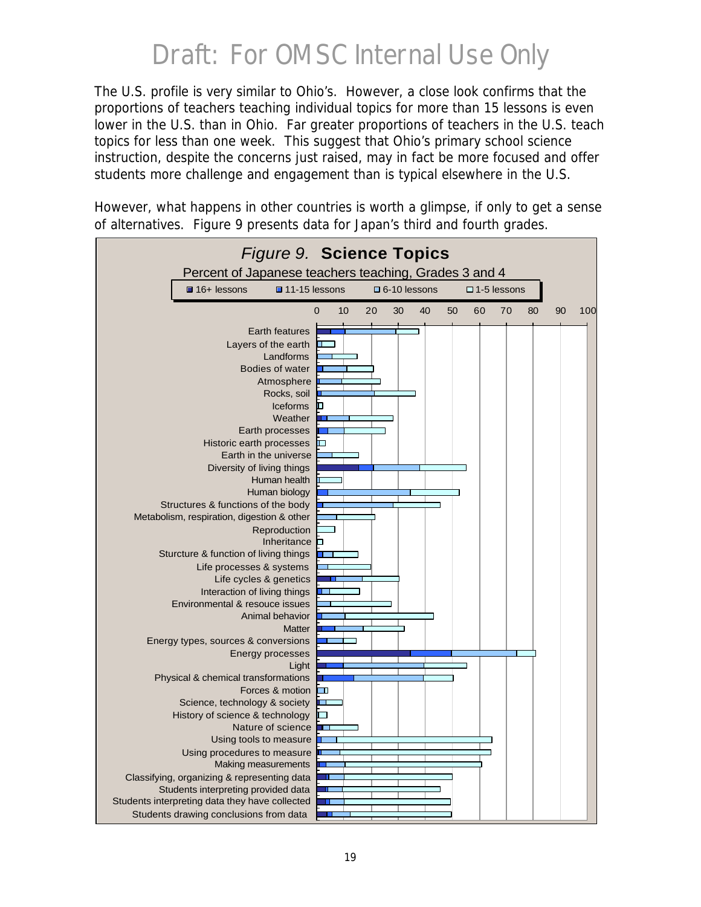# Draft: For OMSC Internal Use Only

The U.S. profile is very similar to Ohio's. However, a close look confirms that the proportions of teachers teaching individual topics for more than 15 lessons is even lower in the U.S. than in Ohio. Far greater proportions of teachers in the U.S. teach topics for less than one week. This suggest that Ohio's primary school science instruction, despite the concerns just raised, may in fact be more focused and offer students more challenge and engagement than is typical elsewhere in the U.S.

However, what happens in other countries is worth a glimpse, if only to get a sense of alternatives. Figure 9 presents data for Japan's third and fourth grades.

*Figure 9.* **Science Topics**

Percent of Japanese teachers teaching, Grades 3 and 4

Legend: 16+ lessons; 11-15 lessons; 6-10 lessons; 1-5 lessons

Axis: 0 10 20 30 40 50 60 70 80 90 100

Topics:
- Earth features
- Layers of the earth
- Landforms
- Bodies of water
- Atmosphere
- Rocks, soil
- Iceforms
- Weather
- Earth processes
- Historic earth processes
- Earth in the universe
- Diversity of living things
- Human health
- Human biology
- Structures & functions of the body
- Metabolism, respiration, digestion & other
- Reproduction
- Inheritance
- Sturcture & function of living things
- Life processes & systems
- Life cycles & genetics
- Interaction of living things
- Environmental & resouce issues
- Animal behavior
- Matter
- Energy types, sources & conversions
- Energy processes
- Light
- Physical & chemical transformations
- Forces & motion
- Science, technology & society
- History of science & technology
- Nature of science
- Using tools to measure
- Using procedures to measure
- Making measurements
- Classifying, organizing & representing data
- Students interpreting provided data
- Students interpreting data they have collected
- Students drawing conclusions from data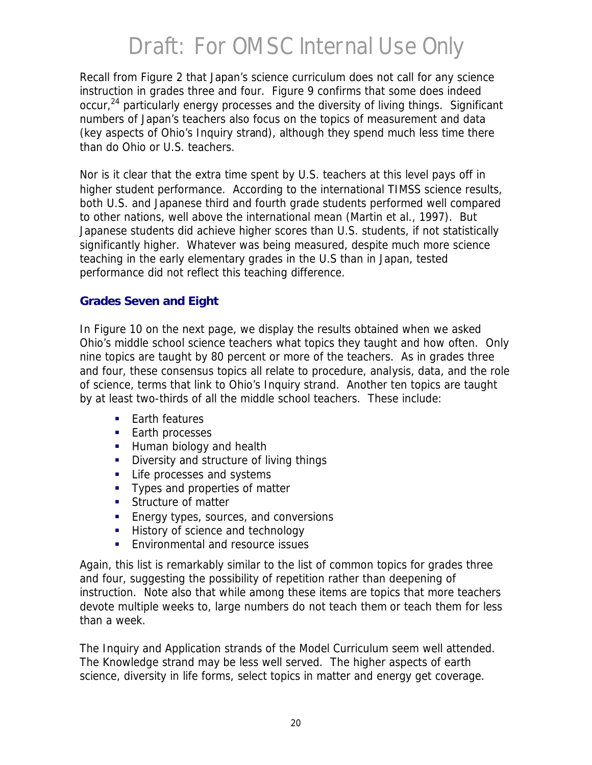Recall from Figure 2 that Japan's science curriculum does not call for any science instruction in grades three and four. Figure 9 confirms that some does indeed occur,[24] particularly energy processes and the diversity of living things. Significant numbers of Japan's teachers also focus on the topics of measurement and data (key aspects of Ohio's Inquiry strand), although they spend much less time there than do Ohio or U.S. teachers.

Nor is it clear that the extra time spent by U.S. teachers at this level pays off in higher student performance. According to the international TIMSS science results, both U.S. and Japanese third and fourth grade students performed well compared to other nations, well above the international mean (Martin et al., 1997). But Japanese students did achieve higher scores than U.S. students, if not statistically significantly higher. Whatever was being measured, despite much more science teaching in the early elementary grades in the U.S than in Japan, tested performance did not reflect this teaching difference.

### Grades Seven and Eight

In Figure 10 on the next page, we display the results obtained when we asked Ohio's middle school science teachers what topics they taught and how often. Only nine topics are taught by 80 percent or more of the teachers. As in grades three and four, these consensus topics all relate to procedure, analysis, data, and the role of science, terms that link to Ohio's Inquiry strand. Another ten topics are taught by at least two-thirds of all the middle school teachers. These include:

- Earth features
- Earth processes
- Human biology and health
- Diversity and structure of living things
- Life processes and systems
- Types and properties of matter
- Structure of matter
- Energy types, sources, and conversions
- History of science and technology
- Environmental and resource issues

Again, this list is remarkably similar to the list of common topics for grades three and four, suggesting the possibility of repetition rather than deepening of instruction. Note also that while among these items are topics that more teachers devote multiple weeks to, large numbers do not teach them or teach them for less than a week.

The Inquiry and Application strands of the Model Curriculum seem well attended. The Knowledge strand may be less well served. The higher aspects of earth science, diversity in life forms, select topics in matter and energy get coverage.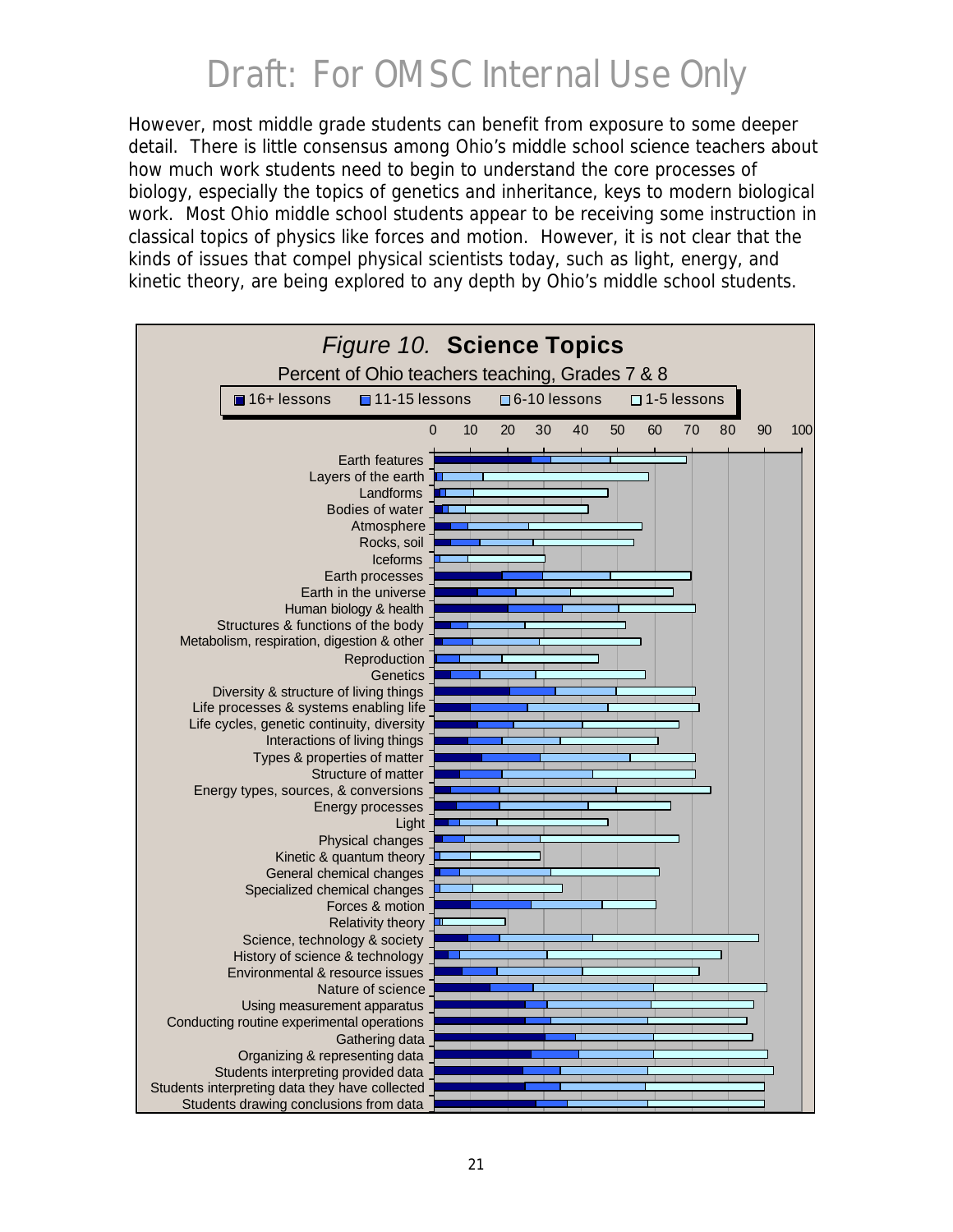# Draft: For OMSC Internal Use Only

However, most middle grade students can benefit from exposure to some deeper detail. There is little consensus among Ohio's middle school science teachers about how much work students need to begin to understand the core processes of biology, especially the topics of genetics and inheritance, keys to modern biological work. Most Ohio middle school students appear to be receiving some instruction in classical topics of physics like forces and motion. However, it is not clear that the kinds of issues that compel physical scientists today, such as light, energy, and kinetic theory, are being explored to any depth by Ohio's middle school students.

*Figure 10.* **Science Topics**

Percent of Ohio teachers teaching, Grades 7 & 8

Legend: 16+ lessons; 11-15 lessons; 6-10 lessons; 1-5 lessons

Axis: 0 10 20 30 40 50 60 70 80 90 100

- Earth features
- Layers of the earth
- Landforms
- Bodies of water
- Atmosphere
- Rocks, soil
- Iceforms
- Earth processes
- Earth in the universe
- Human biology & health
- Structures & functions of the body
- Metabolism, respiration, digestion & other
- Reproduction
- Genetics
- Diversity & structure of living things
- Life processes & systems enabling life
- Life cycles, genetic continuity, diversity
- Interactions of living things
- Types & properties of matter
- Structure of matter
- Energy types, sources, & conversions
- Energy processes
- Light
- Physical changes
- Kinetic & quantum theory
- General chemical changes
- Specialized chemical changes
- Forces & motion
- Relativity theory
- Science, technology & society
- History of science & technology
- Environmental & resource issues
- Nature of science
- Using measurement apparatus
- Conducting routine experimental operations
- Gathering data
- Organizing & representing data
- Students interpreting provided data
- Students interpreting data they have collected
- Students drawing conclusions from data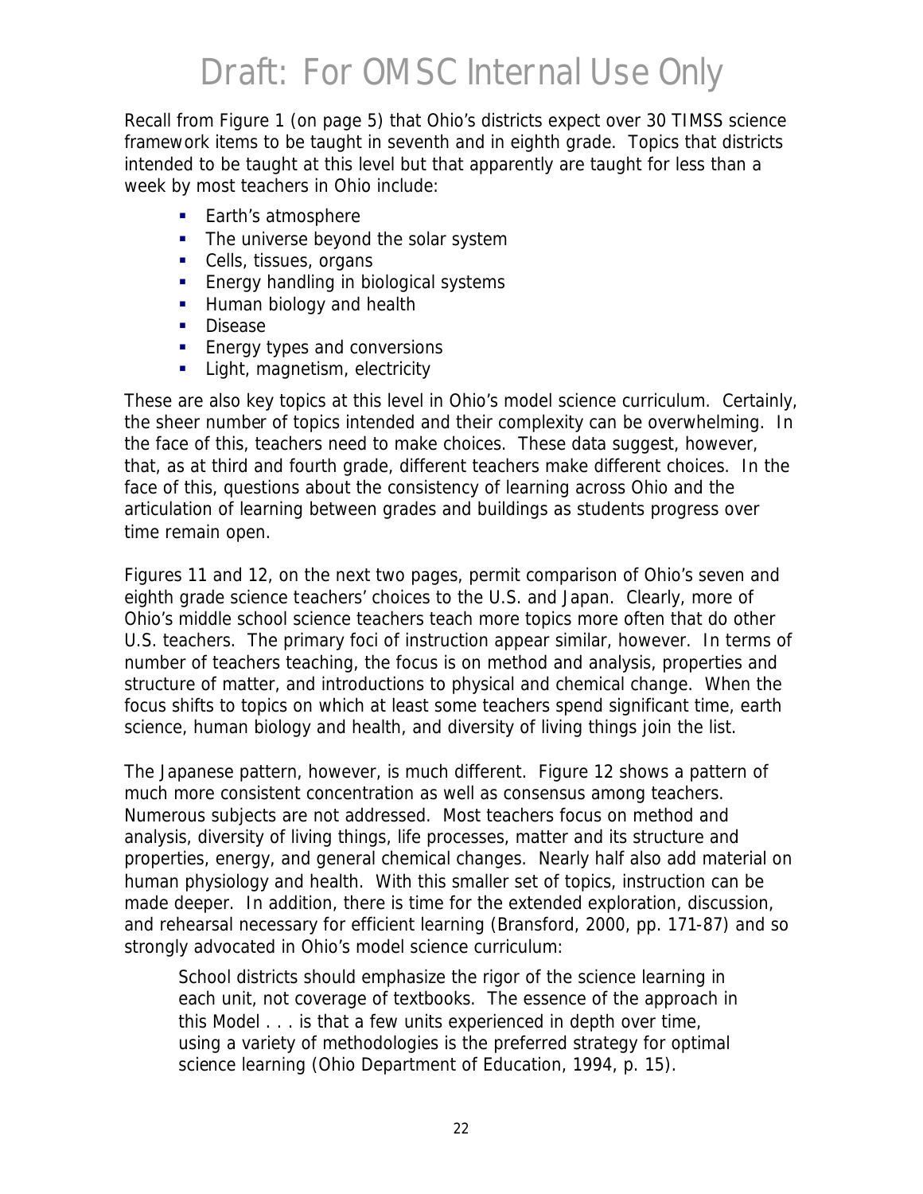Draft: For OMSC Internal Use Only

Recall from Figure 1 (on page 5) that Ohio's districts expect over 30 TIMSS science framework items to be taught in seventh and in eighth grade. Topics that districts intended to be taught at this level but that apparently are taught for less than a week by most teachers in Ohio include:

- Earth's atmosphere
- The universe beyond the solar system
- Cells, tissues, organs
- Energy handling in biological systems
- Human biology and health
- Disease
- Energy types and conversions
- Light, magnetism, electricity

These are also key topics at this level in Ohio's model science curriculum. Certainly, the sheer number of topics intended and their complexity can be overwhelming. In the face of this, teachers need to make choices. These data suggest, however, that, as at third and fourth grade, different teachers make different choices. In the face of this, questions about the consistency of learning across Ohio and the articulation of learning between grades and buildings as students progress over time remain open.

Figures 11 and 12, on the next two pages, permit comparison of Ohio's seven and eighth grade science teachers' choices to the U.S. and Japan. Clearly, more of Ohio's middle school science teachers teach more topics more often that do other U.S. teachers. The primary foci of instruction appear similar, however. In terms of number of teachers teaching, the focus is on method and analysis, properties and structure of matter, and introductions to physical and chemical change. When the focus shifts to topics on which at least some teachers spend significant time, earth science, human biology and health, and diversity of living things join the list.

The Japanese pattern, however, is much different. Figure 12 shows a pattern of much more consistent concentration as well as consensus among teachers. Numerous subjects are not addressed. Most teachers focus on method and analysis, diversity of living things, life processes, matter and its structure and properties, energy, and general chemical changes. Nearly half also add material on human physiology and health. With this smaller set of topics, instruction can be made deeper. In addition, there is time for the extended exploration, discussion, and rehearsal necessary for efficient learning (Bransford, 2000, pp. 171-87) and so strongly advocated in Ohio's model science curriculum:

> School districts should emphasize the rigor of the science learning in each unit, not coverage of textbooks. The essence of the approach in this Model . . . is that a few units experienced in depth over time, using a variety of methodologies is the preferred strategy for optimal science learning (Ohio Department of Education, 1994, p. 15).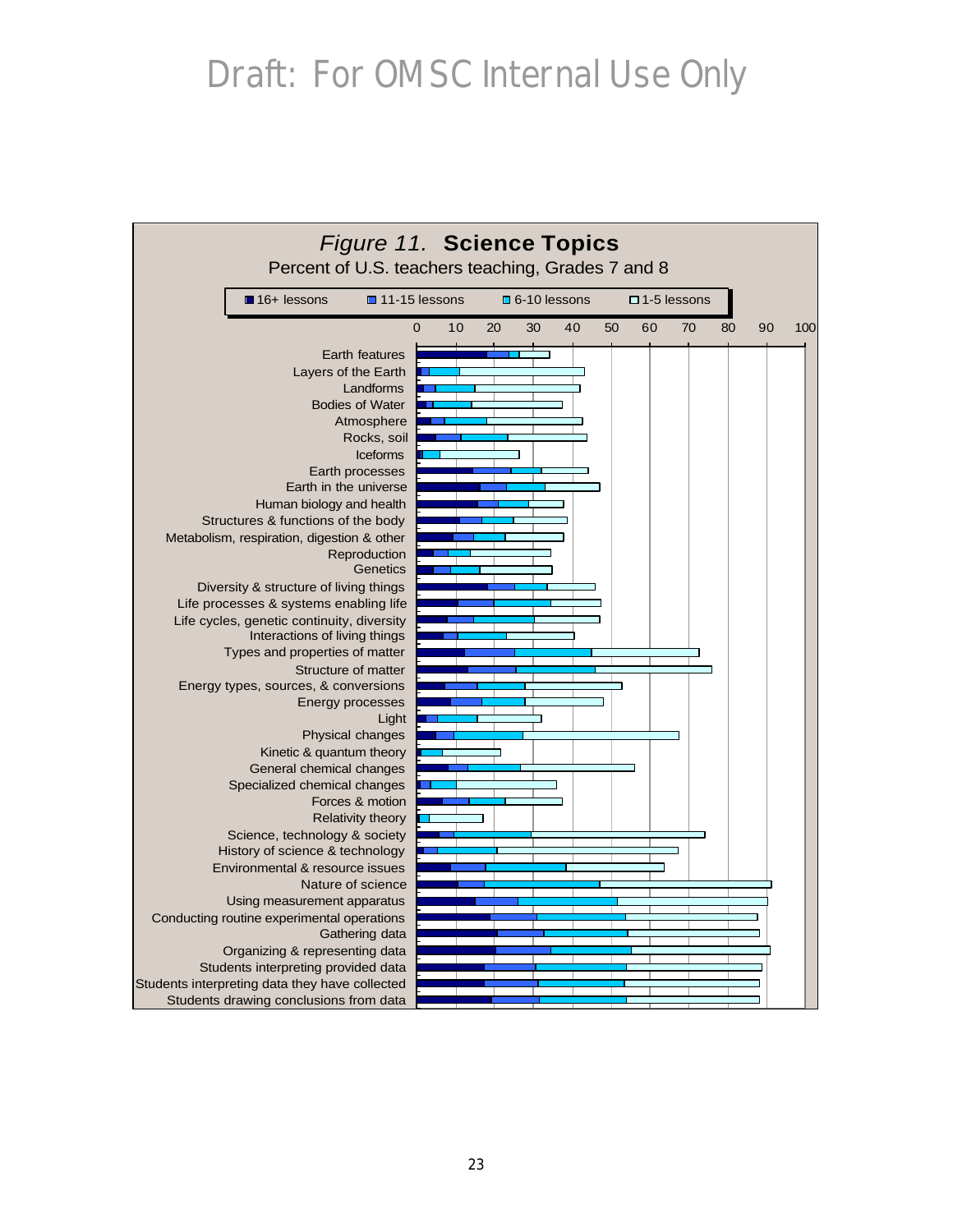Draft: For OMSC Internal Use Only

*Figure 11.* **Science Topics**

Percent of U.S. teachers teaching, Grades 7 and 8

■ 16+ lessons ■ 11-15 lessons ■ 6-10 lessons □ 1-5 lessons

0 10 20 30 40 50 60 70 80 90 100

Earth features
Layers of the Earth
Landforms
Bodies of Water
Atmosphere
Rocks, soil
Iceforms
Earth processes
Earth in the universe
Human biology and health
Structures & functions of the body
Metabolism, respiration, digestion & other
Reproduction
Genetics
Diversity & structure of living things
Life processes & systems enabling life
Life cycles, genetic continuity, diversity
Interactions of living things
Types and properties of matter
Structure of matter
Energy types, sources, & conversions
Energy processes
Light
Physical changes
Kinetic & quantum theory
General chemical changes
Specialized chemical changes
Forces & motion
Relativity theory
Science, technology & society
History of science & technology
Environmental & resource issues
Nature of science
Using measurement apparatus
Conducting routine experimental operations
Gathering data
Organizing & representing data
Students interpreting provided data
Students interpreting data they have collected
Students drawing conclusions from data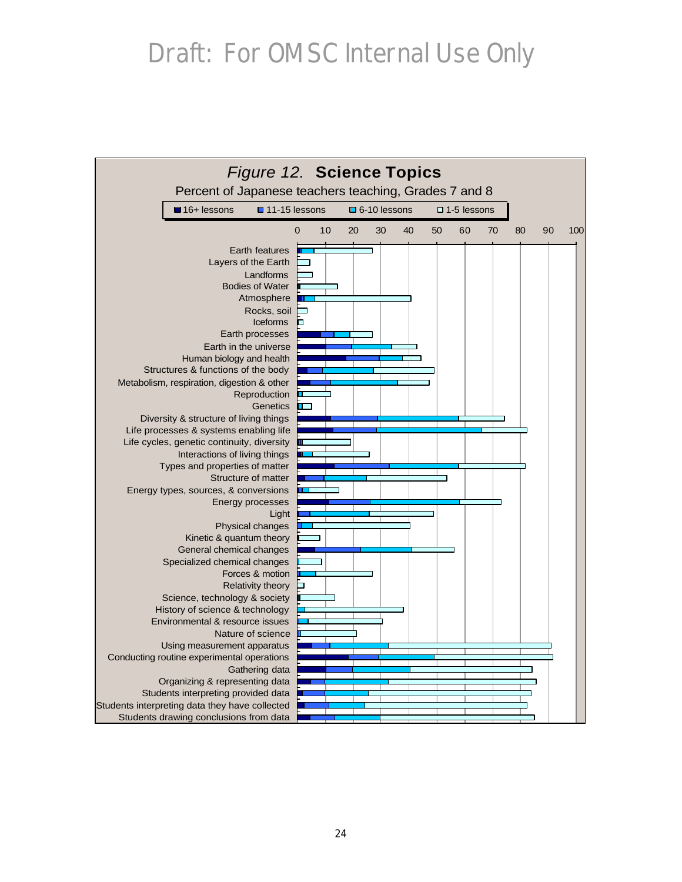# Draft: For OMSC Internal Use Only

*Figure 12.* **Science Topics**

Percent of Japanese teachers teaching, Grades 7 and 8

Legend: 16+ lessons | 11-15 lessons | 6-10 lessons | 1-5 lessons

Axis: 0, 10, 20, 30, 40, 50, 60, 70, 80, 90, 100

Topics:

- Earth features
- Layers of the Earth
- Landforms
- Bodies of Water
- Atmosphere
- Rocks, soil
- Iceforms
- Earth processes
- Earth in the universe
- Human biology and health
- Structures & functions of the body
- Metabolism, respiration, digestion & other
- Reproduction
- Genetics
- Diversity & structure of living things
- Life processes & systems enabling life
- Life cycles, genetic continuity, diversity
- Interactions of living things
- Types and properties of matter
- Structure of matter
- Energy types, sources, & conversions
- Energy processes
- Light
- Physical changes
- Kinetic & quantum theory
- General chemical changes
- Specialized chemical changes
- Forces & motion
- Relativity theory
- Science, technology & society
- History of science & technology
- Environmental & resource issues
- Nature of science
- Using measurement apparatus
- Conducting routine experimental operations
- Gathering data
- Organizing & representing data
- Students interpreting provided data
- Students interpreting data they have collected
- Students drawing conclusions from data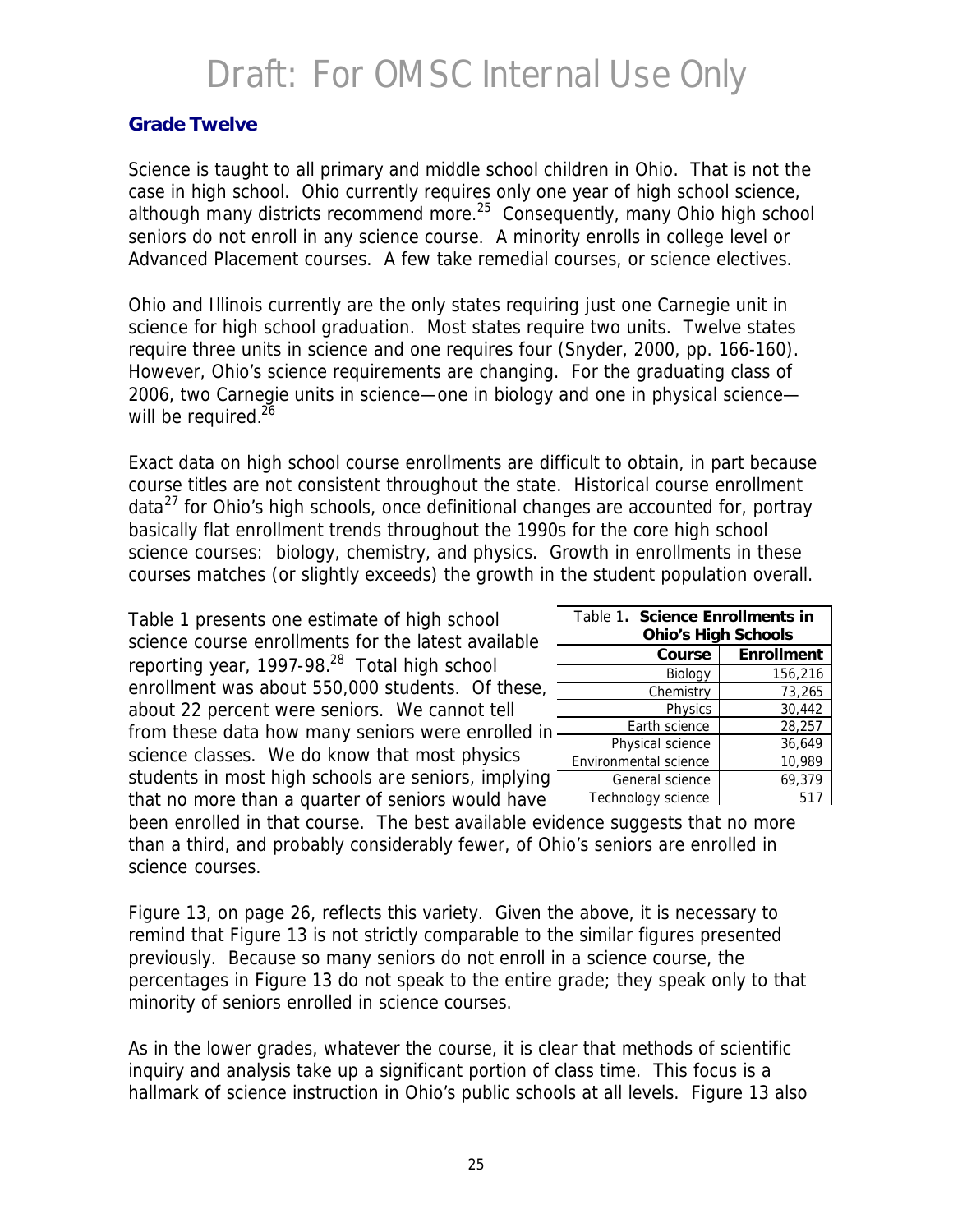## Grade Twelve

Science is taught to all primary and middle school children in Ohio. That is not the case in high school. Ohio currently requires only one year of high school science, although many districts recommend more.[25] Consequently, many Ohio high school seniors do not enroll in any science course. A minority enrolls in college level or Advanced Placement courses. A few take remedial courses, or science electives.

Ohio and Illinois currently are the only states requiring just one Carnegie unit in science for high school graduation. Most states require two units. Twelve states require three units in science and one requires four (Snyder, 2000, pp. 166-160). However, Ohio's science requirements are changing. For the graduating class of 2006, two Carnegie units in science—one in biology and one in physical science—will be required.[26]

Exact data on high school course enrollments are difficult to obtain, in part because course titles are not consistent throughout the state. Historical course enrollment data[27] for Ohio's high schools, once definitional changes are accounted for, portray basically flat enrollment trends throughout the 1990s for the core high school science courses: biology, chemistry, and physics. Growth in enrollments in these courses matches (or slightly exceeds) the growth in the student population overall.

Table 1 presents one estimate of high school science course enrollments for the latest available reporting year, 1997-98.[28] Total high school enrollment was about 550,000 students. Of these, about 22 percent were seniors. We cannot tell from these data how many seniors were enrolled in science classes. We do know that most physics students in most high schools are seniors, implying that no more than a quarter of seniors would have been enrolled in that course. The best available evidence suggests that no more than a third, and probably considerably fewer, of Ohio's seniors are enrolled in science courses.

Table 1. **Science Enrollments in Ohio's High Schools**

| Course | Enrollment |
|---|---|
| Biology | 156,216 |
| Chemistry | 73,265 |
| Physics | 30,442 |
| Earth science | 28,257 |
| Physical science | 36,649 |
| Environmental science | 10,989 |
| General science | 69,379 |
| Technology science | 517 |

Figure 13, on page 26, reflects this variety. Given the above, it is necessary to remind that Figure 13 is not strictly comparable to the similar figures presented previously. Because so many seniors do not enroll in a science course, the percentages in Figure 13 do not speak to the entire grade; they speak only to that minority of seniors enrolled in science courses.

As in the lower grades, whatever the course, it is clear that methods of scientific inquiry and analysis take up a significant portion of class time. This focus is a hallmark of science instruction in Ohio's public schools at all levels. Figure 13 also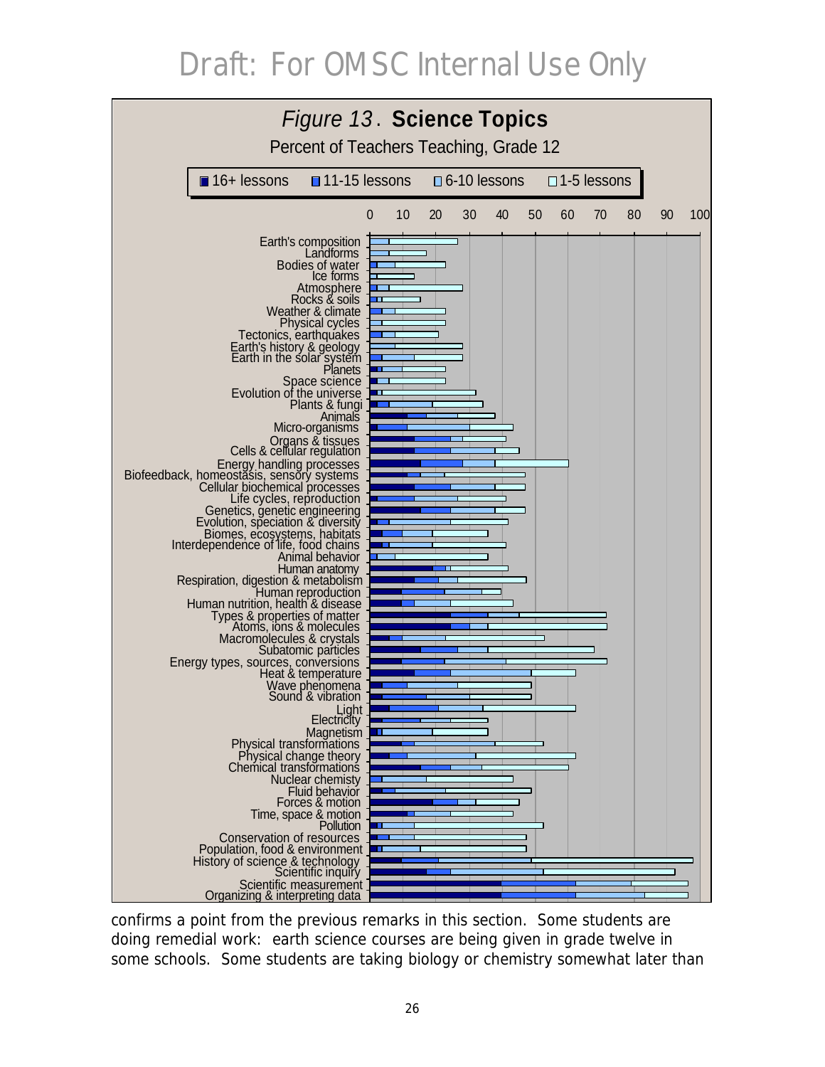# Draft: For OMSC Internal Use Only

*Figure 13*. **Science Topics**

Percent of Teachers Teaching, Grade 12

16+ lessons | 11-15 lessons | 6-10 lessons | 1-5 lessons

0 10 20 30 40 50 60 70 80 90 100

Earth's composition
Landforms
Bodies of water
Ice forms
Atmosphere
Rocks & soils
Weather & climate
Physical cycles
Tectonics, earthquakes
Earth's history & geology
Earth in the solar system
Planets
Space science
Evolution of the universe
Plants & fungi
Animals
Micro-organisms
Organs & tissues
Cells & cellular regulation
Energy handling processes
Biofeedback, homeostasis, sensory systems
Cellular biochemical processes
Life cycles, reproduction
Genetics, genetic engineering
Evolution, speciation & diversity
Biomes, ecosystems, habitats
Interdependence of life, food chains
Animal behavior
Human anatomy
Respiration, digestion & metabolism
Human reproduction
Human nutrition, health & disease
Types & properties of matter
Atoms, ions & molecules
Macromolecules & crystals
Subatomic particles
Energy types, sources, conversions
Heat & temperature
Wave phenomena
Sound & vibration
Light
Electricity
Magnetism
Physical transformations
Physical change theory
Chemical transformations
Nuclear chemisty
Fluid behavior
Forces & motion
Time, space & motion
Pollution
Conservation of resources
Population, food & environment
History of science & technology
Scientific inquiry
Scientific measurement
Organizing & interpreting data

confirms a point from the previous remarks in this section. Some students are doing remedial work: earth science courses are being given in grade twelve in some schools. Some students are taking biology or chemistry somewhat later than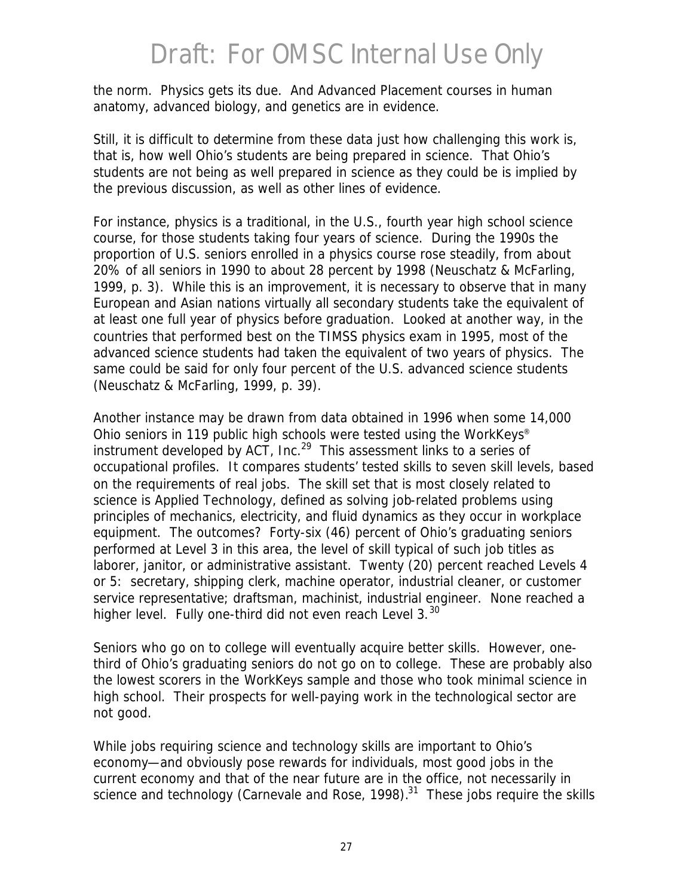the norm. Physics gets its due. And Advanced Placement courses in human anatomy, advanced biology, and genetics are in evidence.

Still, it is difficult to determine from these data just how challenging this work is, that is, how well Ohio's students are being prepared in science. That Ohio's students are not being as well prepared in science as they could be is implied by the previous discussion, as well as other lines of evidence.

For instance, physics is a traditional, in the U.S., fourth year high school science course, for those students taking four years of science. During the 1990s the proportion of U.S. seniors enrolled in a physics course rose steadily, from about 20% of all seniors in 1990 to about 28 percent by 1998 (Neuschatz & McFarling, 1999, p. 3). While this is an improvement, it is necessary to observe that in many European and Asian nations virtually all secondary students take the equivalent of at least one full year of physics before graduation. Looked at another way, in the countries that performed best on the TIMSS physics exam in 1995, most of the advanced science students had taken the equivalent of two years of physics. The same could be said for only four percent of the U.S. advanced science students (Neuschatz & McFarling, 1999, p. 39).

Another instance may be drawn from data obtained in 1996 when some 14,000 Ohio seniors in 119 public high schools were tested using the WorkKeys® instrument developed by ACT, Inc.[29] This assessment links to a series of occupational profiles. It compares students' tested skills to seven skill levels, based on the requirements of real jobs. The skill set that is most closely related to science is Applied Technology, defined as solving job-related problems using principles of mechanics, electricity, and fluid dynamics as they occur in workplace equipment. The outcomes? Forty-six (46) percent of Ohio's graduating seniors performed at Level 3 in this area, the level of skill typical of such job titles as laborer, janitor, or administrative assistant. Twenty (20) percent reached Levels 4 or 5: secretary, shipping clerk, machine operator, industrial cleaner, or customer service representative; draftsman, machinist, industrial engineer. None reached a higher level. Fully one-third did not even reach Level 3.[30]

Seniors who go on to college will eventually acquire better skills. However, one-third of Ohio's graduating seniors do not go on to college. These are probably also the lowest scorers in the WorkKeys sample and those who took minimal science in high school. Their prospects for well-paying work in the technological sector are not good.

While jobs requiring science and technology skills are important to Ohio's economy—and obviously pose rewards for individuals, most good jobs in the current economy and that of the near future are in the office, not necessarily in science and technology (Carnevale and Rose, 1998).[31] These jobs require the skills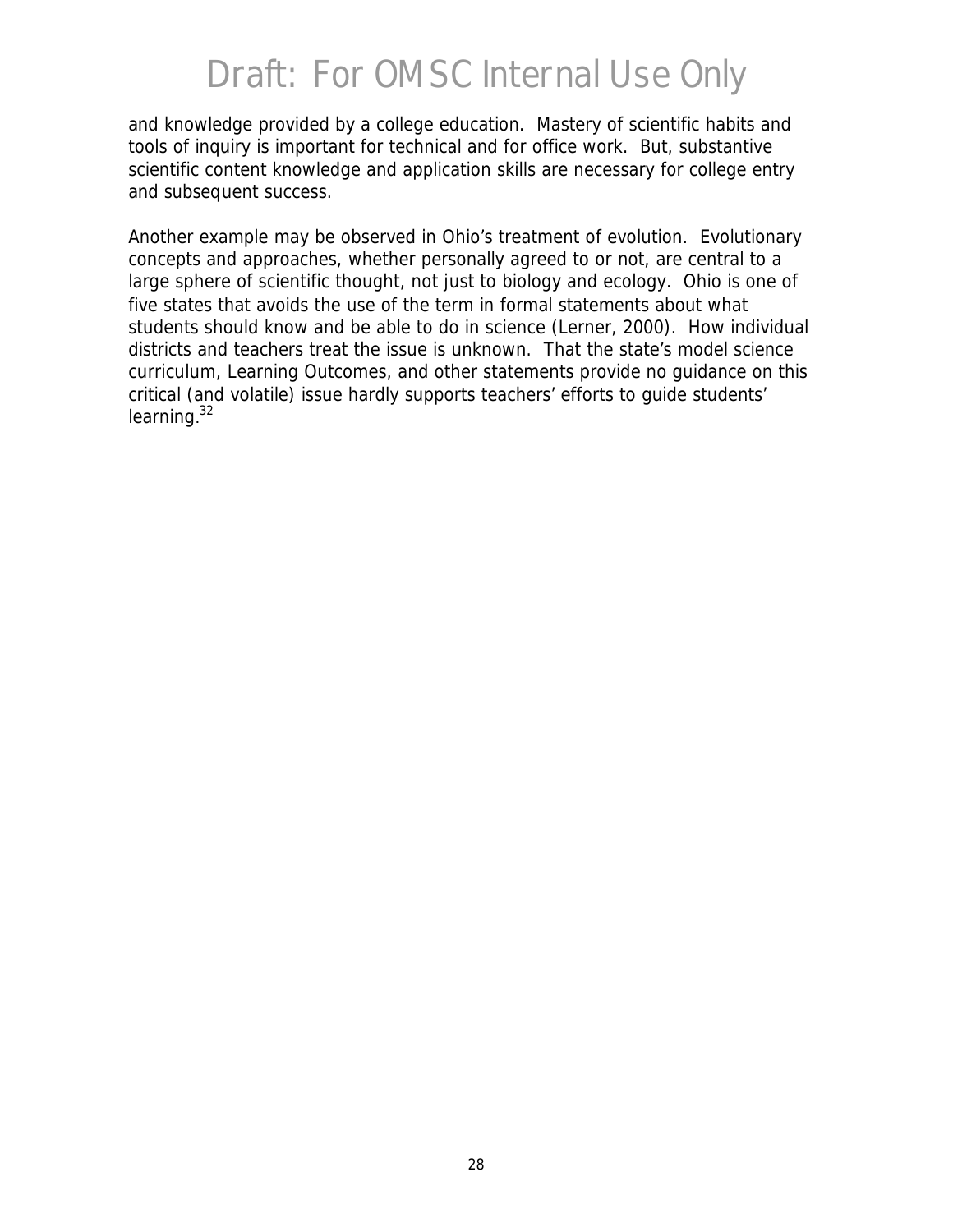and knowledge provided by a college education. Mastery of scientific habits and tools of inquiry is important for technical and for office work. But, substantive scientific content knowledge and application skills are necessary for college entry and subsequent success.

Another example may be observed in Ohio's treatment of evolution. Evolutionary concepts and approaches, whether personally agreed to or not, are central to a large sphere of scientific thought, not just to biology and ecology. Ohio is one of five states that avoids the use of the term in formal statements about what students should know and be able to do in science (Lerner, 2000). How individual districts and teachers treat the issue is unknown. That the state's model science curriculum, Learning Outcomes, and other statements provide no guidance on this critical (and volatile) issue hardly supports teachers' efforts to guide students' learning.[32]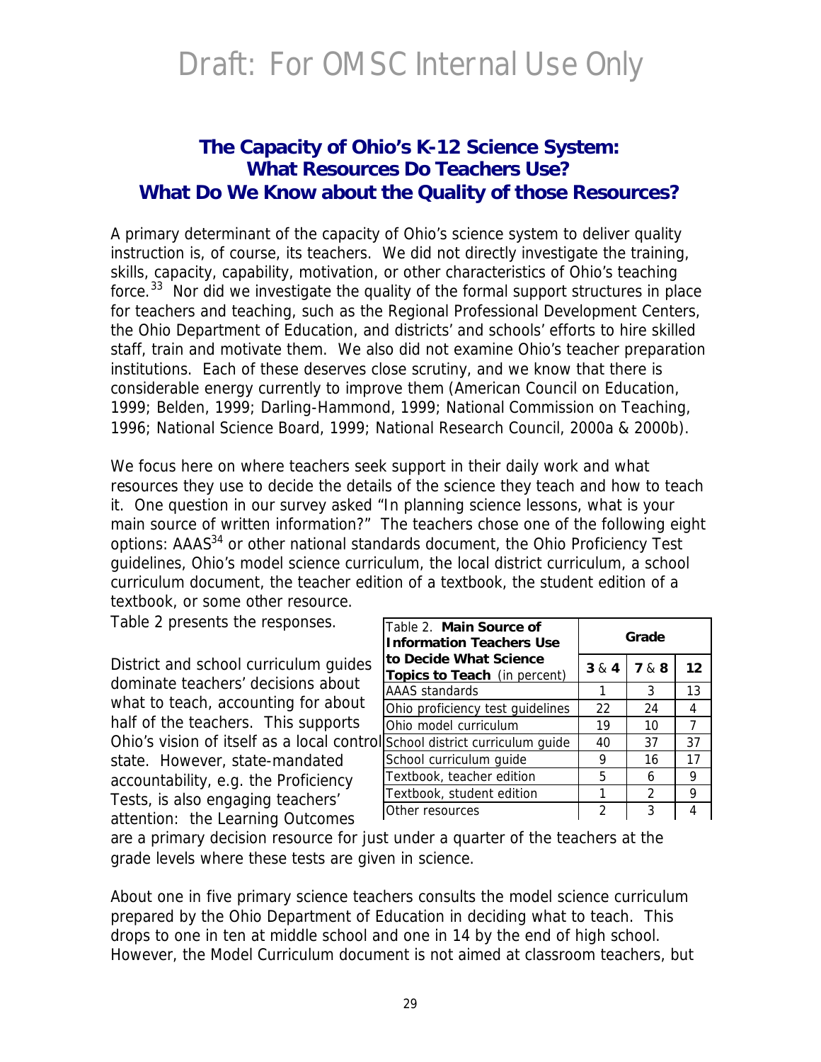# Draft: For OMSC Internal Use Only

## The Capacity of Ohio's K-12 Science System: What Resources Do Teachers Use? What Do We Know about the Quality of those Resources?

A primary determinant of the capacity of Ohio's science system to deliver quality instruction is, of course, its teachers. We did not directly investigate the training, skills, capacity, capability, motivation, or other characteristics of Ohio's teaching force.[33] Nor did we investigate the quality of the formal support structures in place for teachers and teaching, such as the Regional Professional Development Centers, the Ohio Department of Education, and districts' and schools' efforts to hire skilled staff, train and motivate them. We also did not examine Ohio's teacher preparation institutions. Each of these deserves close scrutiny, and we know that there is considerable energy currently to improve them (American Council on Education, 1999; Belden, 1999; Darling-Hammond, 1999; National Commission on Teaching, 1996; National Science Board, 1999; National Research Council, 2000a & 2000b).

We focus here on where teachers seek support in their daily work and what resources they use to decide the details of the science they teach and how to teach it. One question in our survey asked "In planning science lessons, what is your main source of written information?" The teachers chose one of the following eight options: AAAS[34] or other national standards document, the Ohio Proficiency Test guidelines, Ohio's model science curriculum, the local district curriculum, a school curriculum document, the teacher edition of a textbook, the student edition of a textbook, or some other resource.

Table 2 presents the responses.

| Table 2. **Main Source of Information Teachers Use to Decide What Science Topics to Teach** (in percent) | Grade | | |
|---|---|---|---|
| | **3** & **4** | **7** & **8** | **12** |
| AAAS standards | 1 | 3 | 13 |
| Ohio proficiency test guidelines | 22 | 24 | 4 |
| Ohio model curriculum | 19 | 10 | 7 |
| School district curriculum guide | 40 | 37 | 37 |
| School curriculum guide | 9 | 16 | 17 |
| Textbook, teacher edition | 5 | 6 | 9 |
| Textbook, student edition | 1 | 2 | 9 |
| Other resources | 2 | 3 | 4 |

District and school curriculum guides dominate teachers' decisions about what to teach, accounting for about half of the teachers. This supports Ohio's vision of itself as a local control state. However, state-mandated accountability, e.g. the Proficiency Tests, is also engaging teachers' attention: the Learning Outcomes are a primary decision resource for just under a quarter of the teachers at the grade levels where these tests are given in science.

About one in five primary science teachers consults the model science curriculum prepared by the Ohio Department of Education in deciding what to teach. This drops to one in ten at middle school and one in 14 by the end of high school. However, the Model Curriculum document is not aimed at classroom teachers, but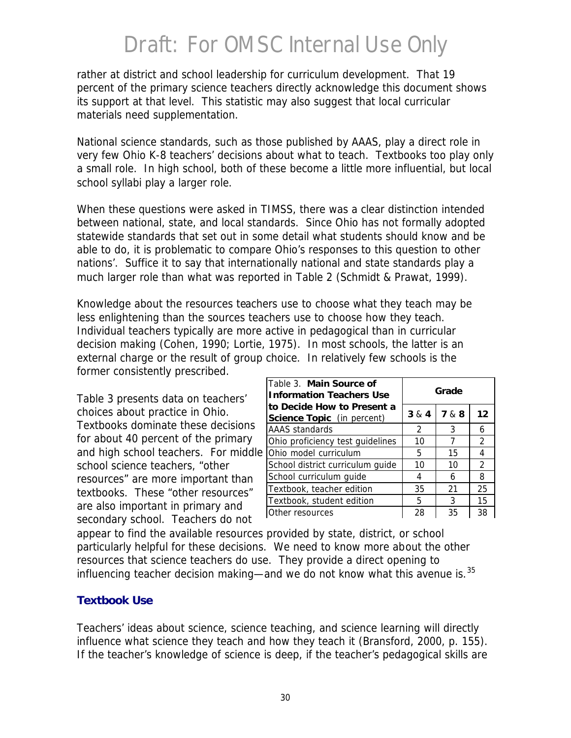rather at district and school leadership for curriculum development. That 19 percent of the primary science teachers directly acknowledge this document shows its support at that level. This statistic may also suggest that local curricular materials need supplementation.

National science standards, such as those published by AAAS, play a direct role in very few Ohio K-8 teachers' decisions about what to teach. Textbooks too play only a small role. In high school, both of these become a little more influential, but local school syllabi play a larger role.

When these questions were asked in TIMSS, there was a clear distinction intended between national, state, and local standards. Since Ohio has not formally adopted statewide standards that set out in some detail what students should know and be able to do, it is problematic to compare Ohio's responses to this question to other nations'. Suffice it to say that internationally national and state standards play a much larger role than what was reported in Table 2 (Schmidt & Prawat, 1999).

Knowledge about the resources teachers use to choose what they teach may be less enlightening than the sources teachers use to choose how they teach. Individual teachers typically are more active in pedagogical than in curricular decision making (Cohen, 1990; Lortie, 1975). In most schools, the latter is an external charge or the result of group choice. In relatively few schools is the former consistently prescribed.

Table 3 presents data on teachers' choices about practice in Ohio. Textbooks dominate these decisions for about 40 percent of the primary and high school teachers. For middle school science teachers, "other resources" are more important than textbooks. These "other resources" are also important in primary and secondary school. Teachers do not appear to find the available resources provided by state, district, or school particularly helpful for these decisions. We need to know more about the other resources that science teachers do use. They provide a direct opening to influencing teacher decision making—and we do not know what this avenue is.[35]

| Table 3. **Main Source of Information Teachers Use to Decide How to Present a Science Topic** (in percent) | Grade | | |
|---|---|---|---|
| | **3** & **4** | **7** & **8** | **12** |
| AAAS standards | 2 | 3 | 6 |
| Ohio proficiency test guidelines | 10 | 7 | 2 |
| Ohio model curriculum | 5 | 15 | 4 |
| School district curriculum guide | 10 | 10 | 2 |
| School curriculum guide | 4 | 6 | 8 |
| Textbook, teacher edition | 35 | 21 | 25 |
| Textbook, student edition | 5 | 3 | 15 |
| Other resources | 28 | 35 | 38 |

### Textbook Use

Teachers' ideas about science, science teaching, and science learning will directly influence what science they teach and how they teach it (Bransford, 2000, p. 155). If the teacher's knowledge of science is deep, if the teacher's pedagogical skills are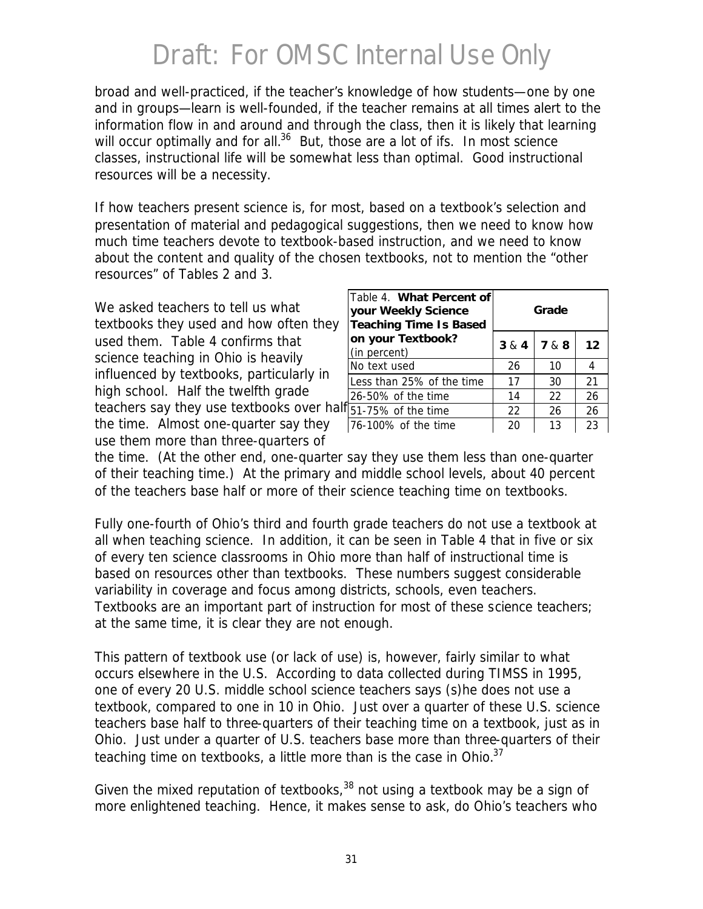Draft: For OMSC Internal Use Only

broad and well-practiced, if the teacher's knowledge of how students—one by one and in groups—learn is well-founded, if the teacher remains at all times alert to the information flow in and around and through the class, then it is likely that learning will occur optimally and for all.[36] But, those are a lot of ifs. In most science classes, instructional life will be somewhat less than optimal. Good instructional resources will be a necessity.

If how teachers present science is, for most, based on a textbook's selection and presentation of material and pedagogical suggestions, then we need to know how much time teachers devote to textbook-based instruction, and we need to know about the content and quality of the chosen textbooks, not to mention the "other resources" of Tables 2 and 3.

We asked teachers to tell us what textbooks they used and how often they used them. Table 4 confirms that science teaching in Ohio is heavily influenced by textbooks, particularly in high school. Half the twelfth grade teachers say they use textbooks over half the time. Almost one-quarter say they use them more than three-quarters of the time. (At the other end, one-quarter say they use them less than one-quarter of their teaching time.) At the primary and middle school levels, about 40 percent of the teachers base half or more of their science teaching time on textbooks.

| Table 4. **What Percent of your Weekly Science Teaching Time Is Based on your Textbook?** (in percent) | **Grade** | | |
|---|---|---|---|
| | **3 & 4** | **7 & 8** | **12** |
| No text used | 26 | 10 | 4 |
| Less than 25% of the time | 17 | 30 | 21 |
| 26-50% of the time | 14 | 22 | 26 |
| 51-75% of the time | 22 | 26 | 26 |
| 76-100% of the time | 20 | 13 | 23 |

Fully one-fourth of Ohio's third and fourth grade teachers do not use a textbook at all when teaching science. In addition, it can be seen in Table 4 that in five or six of every ten science classrooms in Ohio more than half of instructional time is based on resources other than textbooks. These numbers suggest considerable variability in coverage and focus among districts, schools, even teachers. Textbooks are an important part of instruction for most of these science teachers; at the same time, it is clear they are not enough.

This pattern of textbook use (or lack of use) is, however, fairly similar to what occurs elsewhere in the U.S. According to data collected during TIMSS in 1995, one of every 20 U.S. middle school science teachers says (s)he does not use a textbook, compared to one in 10 in Ohio. Just over a quarter of these U.S. science teachers base half to three-quarters of their teaching time on a textbook, just as in Ohio. Just under a quarter of U.S. teachers base more than three-quarters of their teaching time on textbooks, a little more than is the case in Ohio.[37]

Given the mixed reputation of textbooks,[38] not using a textbook may be a sign of more enlightened teaching. Hence, it makes sense to ask, do Ohio's teachers who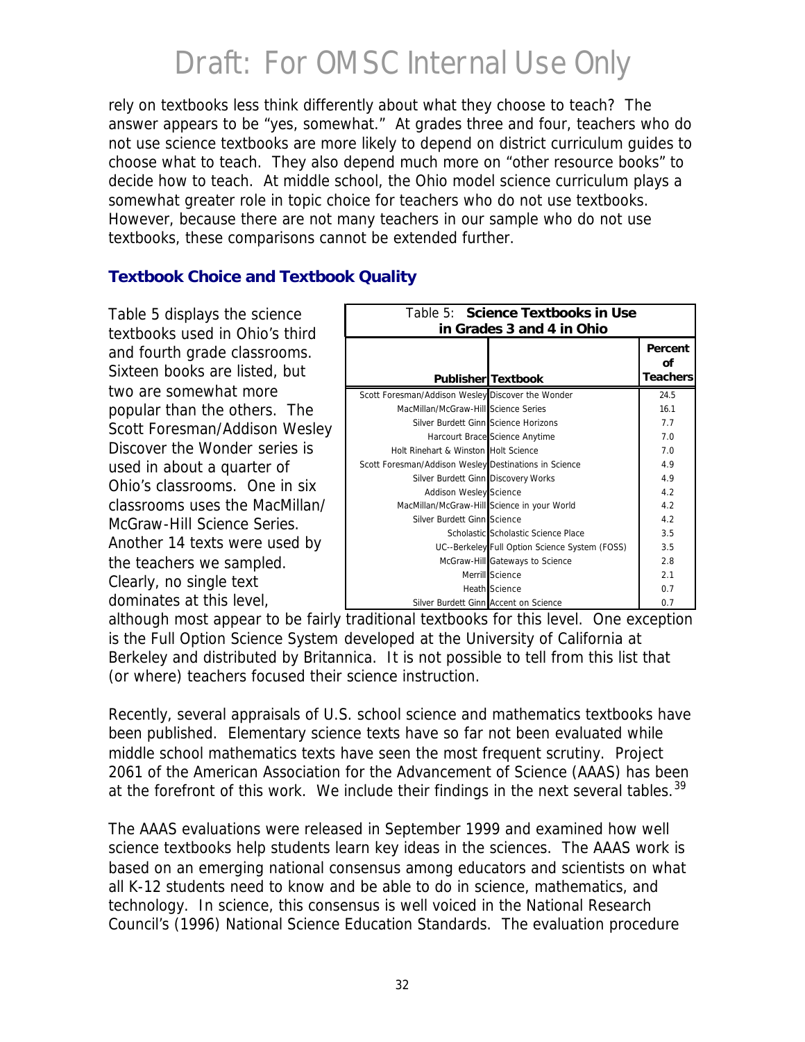rely on textbooks less think differently about what they choose to teach? The answer appears to be "yes, somewhat." At grades three and four, teachers who do not use science textbooks are more likely to depend on district curriculum guides to choose what to teach. They also depend much more on "other resource books" to decide how to teach. At middle school, the Ohio model science curriculum plays a somewhat greater role in topic choice for teachers who do not use textbooks. However, because there are not many teachers in our sample who do not use textbooks, these comparisons cannot be extended further.

## Textbook Choice and Textbook Quality

Table 5 displays the science textbooks used in Ohio's third and fourth grade classrooms. Sixteen books are listed, but two are somewhat more popular than the others. The Scott Foresman/Addison Wesley Discover the Wonder series is used in about a quarter of Ohio's classrooms. One in six classrooms uses the MacMillan/ McGraw-Hill Science Series. Another 14 texts were used by the teachers we sampled. Clearly, no single text dominates at this level, although most appear to be fairly traditional textbooks for this level. One exception is the Full Option Science System developed at the University of California at Berkeley and distributed by Britannica. It is not possible to tell from this list that (or where) teachers focused their science instruction.

Table 5: **Science Textbooks in Use in Grades 3 and 4 in Ohio**

| Publisher | Textbook | Percent of Teachers |
|---|---|---|
| Scott Foresman/Addison Wesley | Discover the Wonder | 24.5 |
| MacMillan/McGraw-Hill | Science Series | 16.1 |
| Silver Burdett Ginn | Science Horizons | 7.7 |
| Harcourt Brace | Science Anytime | 7.0 |
| Holt Rinehart & Winston | Holt Science | 7.0 |
| Scott Foresman/Addison Wesley | Destinations in Science | 4.9 |
| Silver Burdett Ginn | Discovery Works | 4.9 |
| Addison Wesley | Science | 4.2 |
| MacMillan/McGraw-Hill | Science in your World | 4.2 |
| Silver Burdett Ginn | Science | 4.2 |
| Scholastic | Scholastic Science Place | 3.5 |
| UC--Berkeley | Full Option Science System (FOSS) | 3.5 |
| McGraw-Hill | Gateways to Science | 2.8 |
| Merrill | Science | 2.1 |
| Heath | Science | 0.7 |
| Silver Burdett Ginn | Accent on Science | 0.7 |

Recently, several appraisals of U.S. school science and mathematics textbooks have been published. Elementary science texts have so far not been evaluated while middle school mathematics texts have seen the most frequent scrutiny. Project 2061 of the American Association for the Advancement of Science (AAAS) has been at the forefront of this work. We include their findings in the next several tables.[39]

The AAAS evaluations were released in September 1999 and examined how well science textbooks help students learn key ideas in the sciences. The AAAS work is based on an emerging national consensus among educators and scientists on what all K-12 students need to know and be able to do in science, mathematics, and technology. In science, this consensus is well voiced in the National Research Council's (1996) National Science Education Standards. The evaluation procedure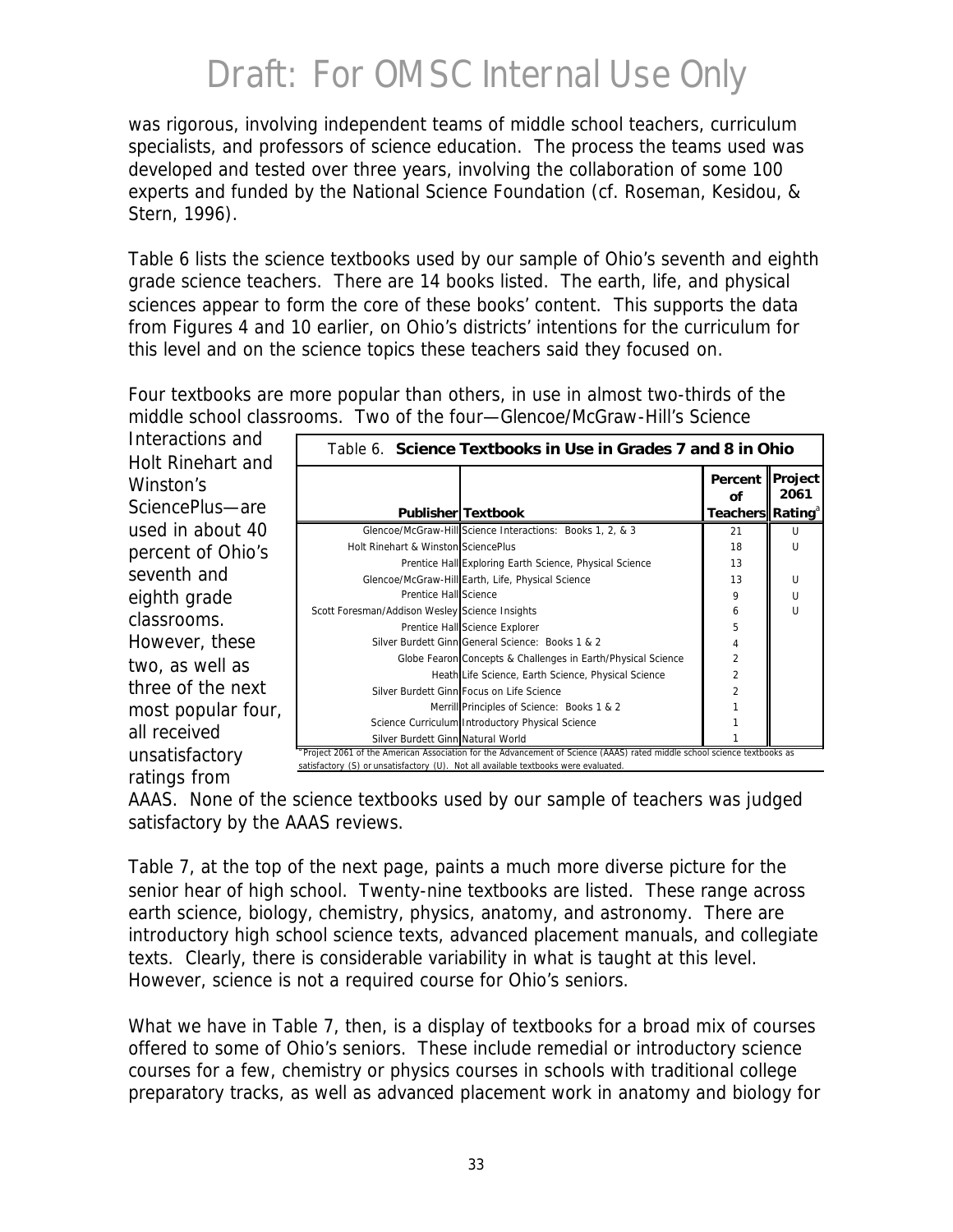was rigorous, involving independent teams of middle school teachers, curriculum specialists, and professors of science education. The process the teams used was developed and tested over three years, involving the collaboration of some 100 experts and funded by the National Science Foundation (cf. Roseman, Kesidou, & Stern, 1996).

Table 6 lists the science textbooks used by our sample of Ohio's seventh and eighth grade science teachers. There are 14 books listed. The earth, life, and physical sciences appear to form the core of these books' content. This supports the data from Figures 4 and 10 earlier, on Ohio's districts' intentions for the curriculum for this level and on the science topics these teachers said they focused on.

Four textbooks are more popular than others, in use in almost two-thirds of the middle school classrooms. Two of the four—Glencoe/McGraw-Hill's Science Interactions and Holt Rinehart and Winston's SciencePlus—are used in about 40 percent of Ohio's seventh and eighth grade classrooms. However, these two, as well as three of the next most popular four, all received unsatisfactory ratings from AAAS. None of the science textbooks used by our sample of teachers was judged satisfactory by the AAAS reviews.

Table 6. **Science Textbooks in Use in Grades 7 and 8 in Ohio**

| Publisher | Textbook | Percent of Teachers | Project 2061 Rating[a] |
|---|---|---|---|
| Glencoe/McGraw-Hill | Science Interactions: Books 1, 2, & 3 | 21 | U |
| Holt Rinehart & Winston | SciencePlus | 18 | U |
| Prentice Hall | Exploring Earth Science, Physical Science | 13 | |
| Glencoe/McGraw-Hill | Earth, Life, Physical Science | 13 | U |
| Prentice Hall | Science | 9 | U |
| Scott Foresman/Addison Wesley | Science Insights | 6 | U |
| Prentice Hall | Science Explorer | 5 | |
| Silver Burdett Ginn | General Science: Books 1 & 2 | 4 | |
| Globe Fearon | Concepts & Challenges in Earth/Physical Science | 2 | |
| Heath | Life Science, Earth Science, Physical Science | 2 | |
| Silver Burdett Ginn | Focus on Life Science | 2 | |
| Merrill | Principles of Science: Books 1 & 2 | 1 | |
| Science Curriculum | Introductory Physical Science | 1 | |
| Silver Burdett Ginn | Natural World | 1 | |

[a] Project 2061 of the American Association for the Advancement of Science (AAAS) rated middle school science textbooks as satisfactory (S) or unsatisfactory (U). Not all available textbooks were evaluated.

Table 7, at the top of the next page, paints a much more diverse picture for the senior hear of high school. Twenty-nine textbooks are listed. These range across earth science, biology, chemistry, physics, anatomy, and astronomy. There are introductory high school science texts, advanced placement manuals, and collegiate texts. Clearly, there is considerable variability in what is taught at this level. However, science is not a required course for Ohio's seniors.

What we have in Table 7, then, is a display of textbooks for a broad mix of courses offered to some of Ohio's seniors. These include remedial or introductory science courses for a few, chemistry or physics courses in schools with traditional college preparatory tracks, as well as advanced placement work in anatomy and biology for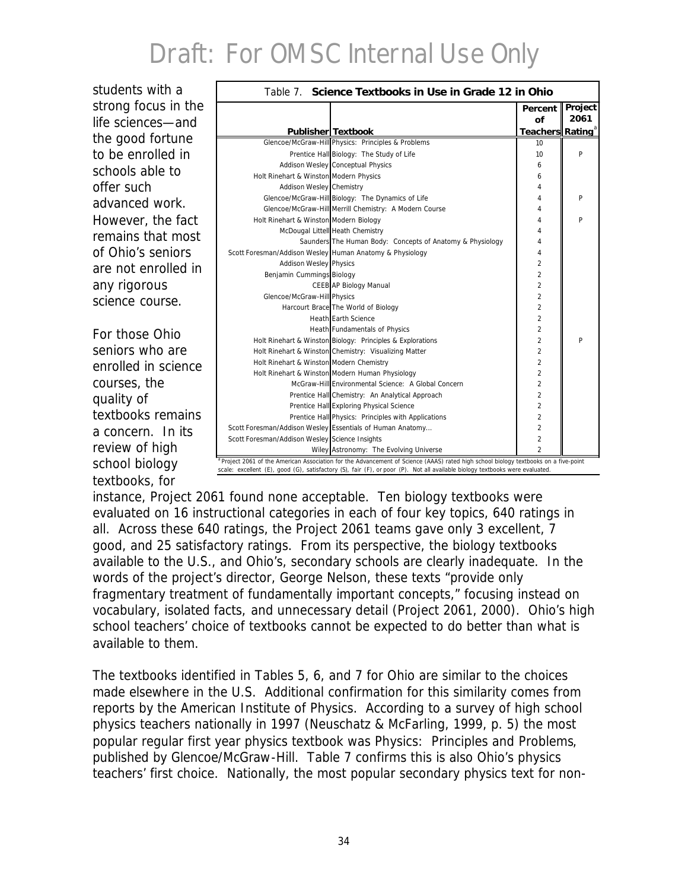# Draft: For OMSC Internal Use Only

students with a strong focus in the life sciences—and the good fortune to be enrolled in schools able to offer such advanced work. However, the fact remains that most of Ohio's seniors are not enrolled in any rigorous science course.

For those Ohio seniors who are enrolled in science courses, the quality of textbooks remains a concern. In its review of high school biology textbooks, for instance, Project 2061 found none acceptable. Ten biology textbooks were evaluated on 16 instructional categories in each of four key topics, 640 ratings in all. Across these 640 ratings, the Project 2061 teams gave only 3 excellent, 7 good, and 25 satisfactory ratings. From its perspective, the biology textbooks available to the U.S., and Ohio's, secondary schools are clearly inadequate. In the words of the project's director, George Nelson, these texts "provide only fragmentary treatment of fundamentally important concepts," focusing instead on vocabulary, isolated facts, and unnecessary detail (Project 2061, 2000). Ohio's high school teachers' choice of textbooks cannot be expected to do better than what is available to them.

Table 7. **Science Textbooks in Use in Grade 12 in Ohio**

| Publisher | Textbook | Percent of Teachers | Project 2061 Rating[a] |
|---|---|---|---|
| Glencoe/McGraw-Hill | Physics: Principles & Problems | 10 | |
| Prentice Hall | Biology: The Study of Life | 10 | P |
| Addison Wesley | Conceptual Physics | 6 | |
| Holt Rinehart & Winston | Modern Physics | 6 | |
| Addison Wesley | Chemistry | 4 | |
| Glencoe/McGraw-Hill | Biology: The Dynamics of Life | 4 | P |
| Glencoe/McGraw-Hill | Merrill Chemistry: A Modern Course | 4 | |
| Holt Rinehart & Winston | Modern Biology | 4 | P |
| McDougal Littell | Heath Chemistry | 4 | |
| Saunders | The Human Body: Concepts of Anatomy & Physiology | 4 | |
| Scott Foresman/Addison Wesley | Human Anatomy & Physiology | 4 | |
| Addison Wesley | Physics | 2 | |
| Benjamin Cummings | Biology | 2 | |
| CEEB | AP Biology Manual | 2 | |
| Glencoe/McGraw-Hill | Physics | 2 | |
| Harcourt Brace | The World of Biology | 2 | |
| Heath | Earth Science | 2 | |
| Heath | Fundamentals of Physics | 2 | |
| Holt Rinehart & Winston | Biology: Principles & Explorations | 2 | P |
| Holt Rinehart & Winston | Chemistry: Visualizing Matter | 2 | |
| Holt Rinehart & Winston | Modern Chemistry | 2 | |
| Holt Rinehart & Winston | Modern Human Physiology | 2 | |
| McGraw-Hill | Environmental Science: A Global Concern | 2 | |
| Prentice Hall | Chemistry: An Analytical Approach | 2 | |
| Prentice Hall | Exploring Physical Science | 2 | |
| Prentice Hall | Physics: Principles with Applications | 2 | |
| Scott Foresman/Addison Wesley | Essentials of Human Anatomy... | 2 | |
| Scott Foresman/Addison Wesley | Science Insights | 2 | |
| Wiley | Astronomy: The Evolving Universe | 2 | |

[a] Project 2061 of the American Association for the Advancement of Science (AAAS) rated high school biology textbooks on a five-point scale: excellent (E), good (G), satisfactory (S), fair (F), or poor (P). Not all available biology textbooks were evaluated.

The textbooks identified in Tables 5, 6, and 7 for Ohio are similar to the choices made elsewhere in the U.S. Additional confirmation for this similarity comes from reports by the American Institute of Physics. According to a survey of high school physics teachers nationally in 1997 (Neuschatz & McFarling, 1999, p. 5) the most popular regular first year physics textbook was Physics: Principles and Problems, published by Glencoe/McGraw-Hill. Table 7 confirms this is also Ohio's physics teachers' first choice. Nationally, the most popular secondary physics text for non-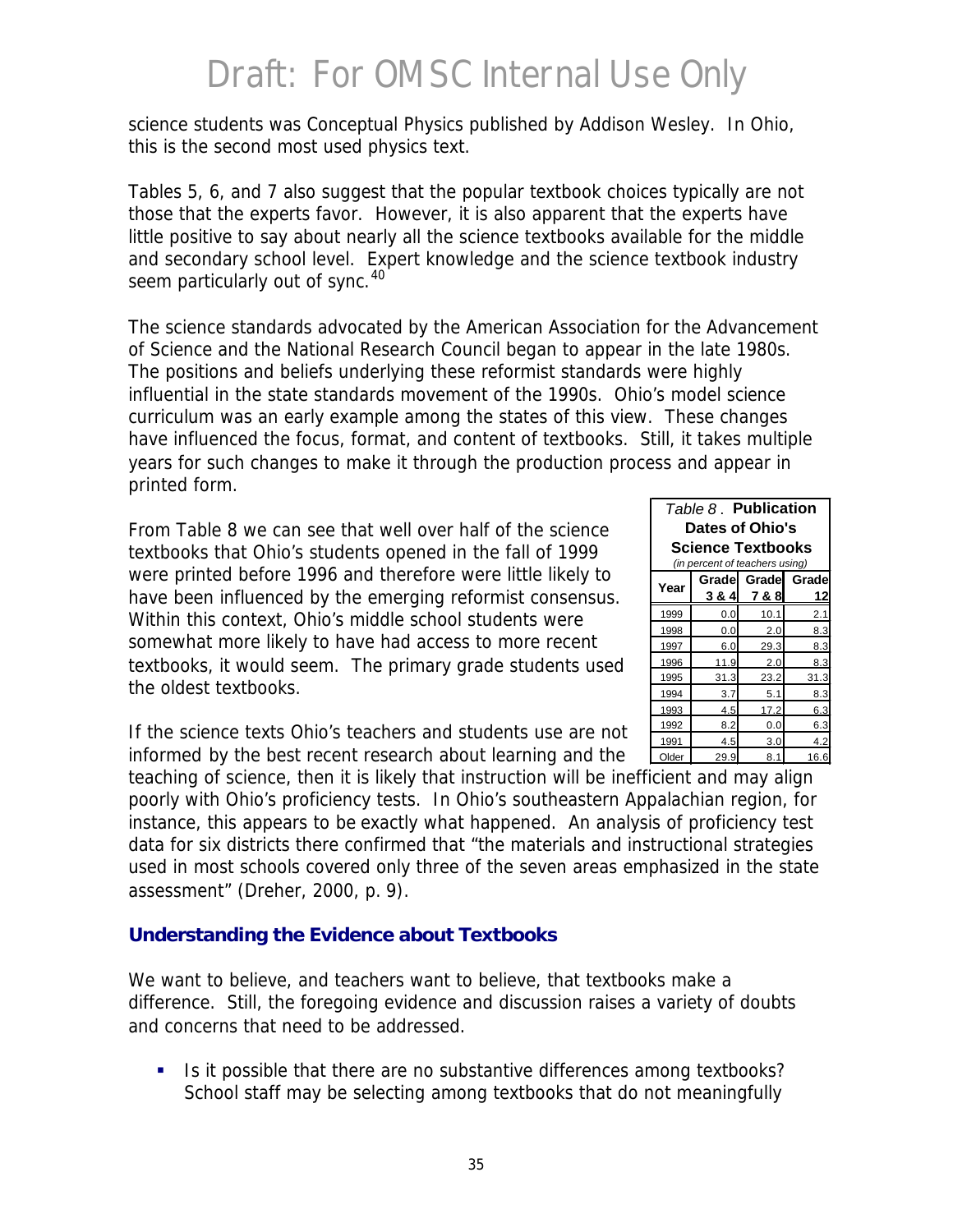science students was Conceptual Physics published by Addison Wesley. In Ohio, this is the second most used physics text.

Tables 5, 6, and 7 also suggest that the popular textbook choices typically are not those that the experts favor. However, it is also apparent that the experts have little positive to say about nearly all the science textbooks available for the middle and secondary school level. Expert knowledge and the science textbook industry seem particularly out of sync.[40]

The science standards advocated by the American Association for the Advancement of Science and the National Research Council began to appear in the late 1980s. The positions and beliefs underlying these reformist standards were highly influential in the state standards movement of the 1990s. Ohio's model science curriculum was an early example among the states of this view. These changes have influenced the focus, format, and content of textbooks. Still, it takes multiple years for such changes to make it through the production process and appear in printed form.

From Table 8 we can see that well over half of the science textbooks that Ohio's students opened in the fall of 1999 were printed before 1996 and therefore were little likely to have been influenced by the emerging reformist consensus. Within this context, Ohio's middle school students were somewhat more likely to have had access to more recent textbooks, it would seem. The primary grade students used the oldest textbooks.

*Table 8*. **Publication Dates of Ohio's Science Textbooks**
*(in percent of teachers using)*

| Year | Grade 3 & 4 | Grade 7 & 8 | Grade 12 |
|---|---|---|---|
| 1999 | 0.0 | 10.1 | 2.1 |
| 1998 | 0.0 | 2.0 | 8.3 |
| 1997 | 6.0 | 29.3 | 8.3 |
| 1996 | 11.9 | 2.0 | 8.3 |
| 1995 | 31.3 | 23.2 | 31.3 |
| 1994 | 3.7 | 5.1 | 8.3 |
| 1993 | 4.5 | 17.2 | 6.3 |
| 1992 | 8.2 | 0.0 | 6.3 |
| 1991 | 4.5 | 3.0 | 4.2 |
| Older | 29.9 | 8.1 | 16.6 |

If the science texts Ohio's teachers and students use are not informed by the best recent research about learning and the teaching of science, then it is likely that instruction will be inefficient and may align poorly with Ohio's proficiency tests. In Ohio's southeastern Appalachian region, for instance, this appears to be exactly what happened. An analysis of proficiency test data for six districts there confirmed that "the materials and instructional strategies used in most schools covered only three of the seven areas emphasized in the state assessment" (Dreher, 2000, p. 9).

### Understanding the Evidence about Textbooks

We want to believe, and teachers want to believe, that textbooks make a difference. Still, the foregoing evidence and discussion raises a variety of doubts and concerns that need to be addressed.

- Is it possible that there are no substantive differences among textbooks? School staff may be selecting among textbooks that do not meaningfully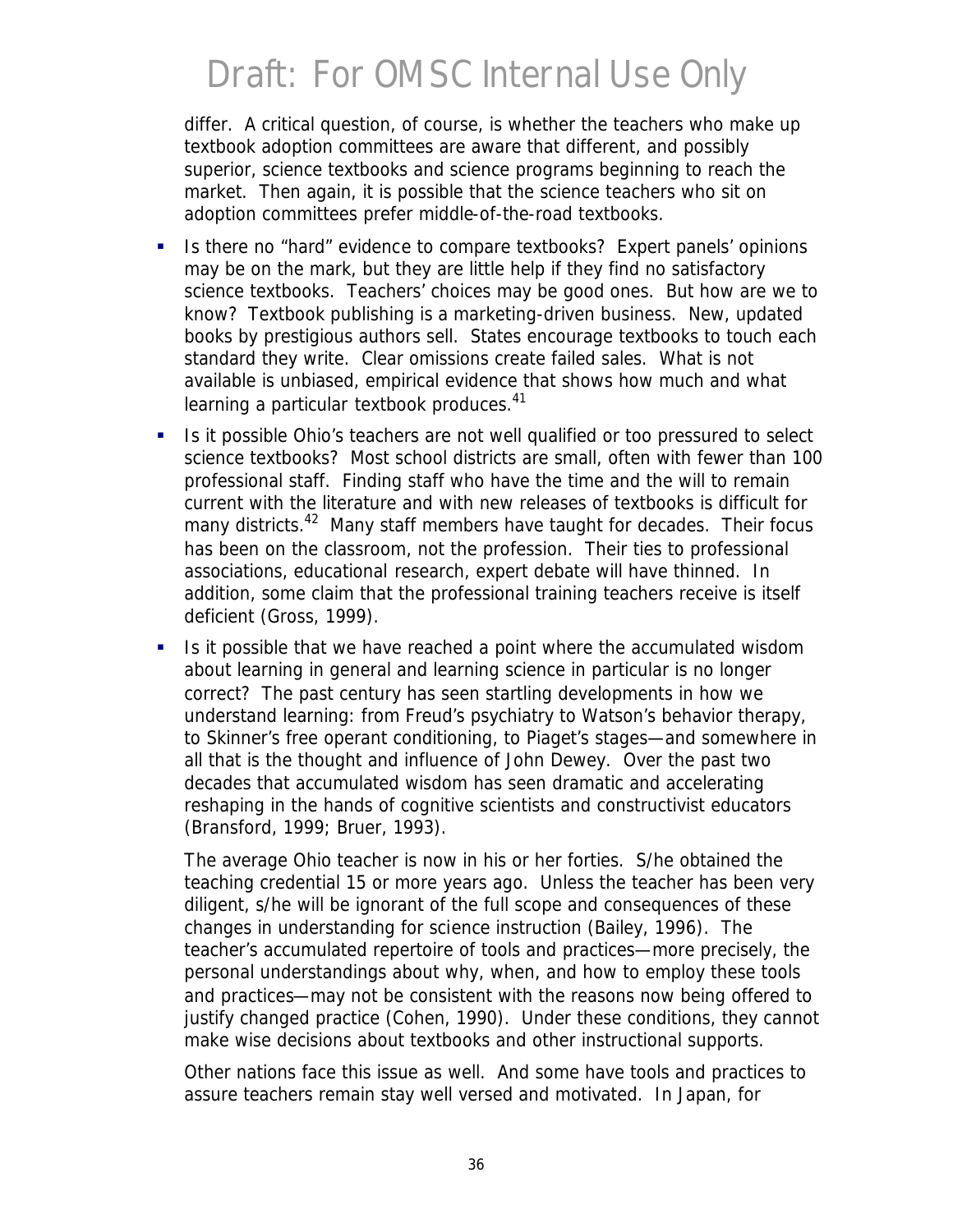differ. A critical question, of course, is whether the teachers who make up textbook adoption committees are aware that different, and possibly superior, science textbooks and science programs beginning to reach the market. Then again, it is possible that the science teachers who sit on adoption committees prefer middle-of-the-road textbooks.

- Is there no "hard" evidence to compare textbooks? Expert panels' opinions may be on the mark, but they are little help if they find no satisfactory science textbooks. Teachers' choices may be good ones. But how are we to know? Textbook publishing is a marketing-driven business. New, updated books by prestigious authors sell. States encourage textbooks to touch each standard they write. Clear omissions create failed sales. What is not available is unbiased, empirical evidence that shows how much and what learning a particular textbook produces.[41]
- Is it possible Ohio's teachers are not well qualified or too pressured to select science textbooks? Most school districts are small, often with fewer than 100 professional staff. Finding staff who have the time and the will to remain current with the literature and with new releases of textbooks is difficult for many districts.[42] Many staff members have taught for decades. Their focus has been on the classroom, not the profession. Their ties to professional associations, educational research, expert debate will have thinned. In addition, some claim that the professional training teachers receive is itself deficient (Gross, 1999).
- Is it possible that we have reached a point where the accumulated wisdom about learning in general and learning science in particular is no longer correct? The past century has seen startling developments in how we understand learning: from Freud's psychiatry to Watson's behavior therapy, to Skinner's free operant conditioning, to Piaget's stages—and somewhere in all that is the thought and influence of John Dewey. Over the past two decades that accumulated wisdom has seen dramatic and accelerating reshaping in the hands of cognitive scientists and constructivist educators (Bransford, 1999; Bruer, 1993).

  The average Ohio teacher is now in his or her forties. S/he obtained the teaching credential 15 or more years ago. Unless the teacher has been very diligent, s/he will be ignorant of the full scope and consequences of these changes in understanding for science instruction (Bailey, 1996). The teacher's accumulated repertoire of tools and practices—more precisely, the personal understandings about why, when, and how to employ these tools and practices—may not be consistent with the reasons now being offered to justify changed practice (Cohen, 1990). Under these conditions, they cannot make wise decisions about textbooks and other instructional supports.

  Other nations face this issue as well. And some have tools and practices to assure teachers remain stay well versed and motivated. In Japan, for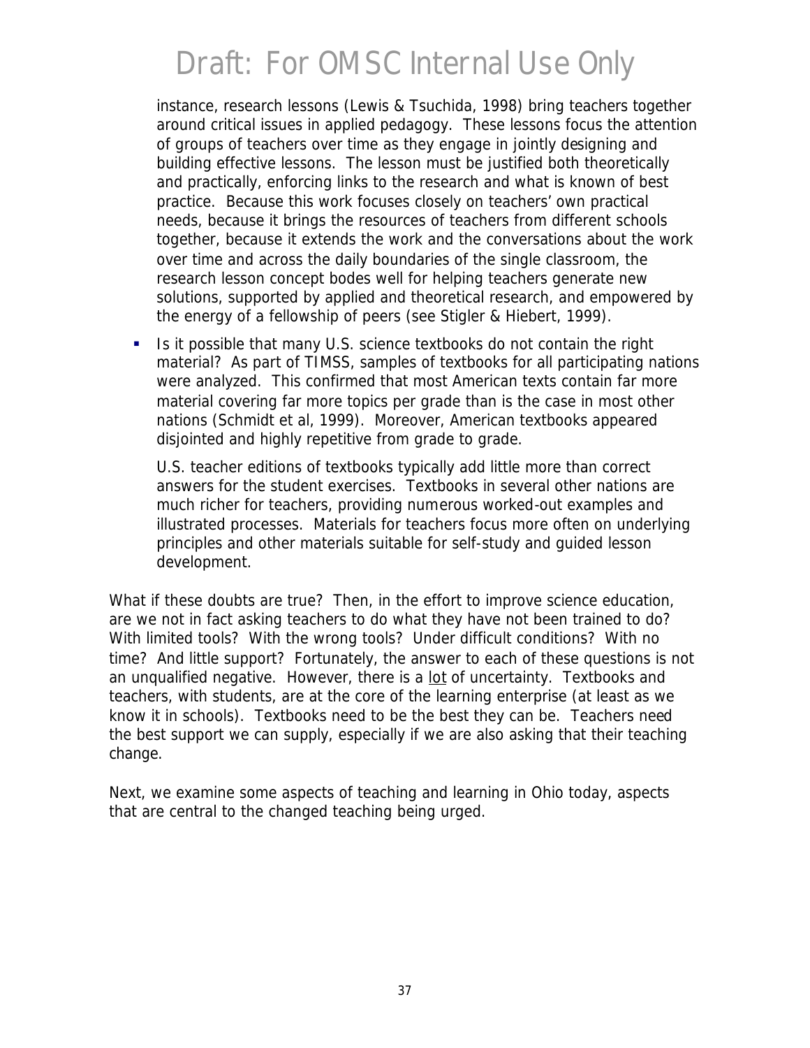instance, research lessons (Lewis & Tsuchida, 1998) bring teachers together around critical issues in applied pedagogy. These lessons focus the attention of groups of teachers over time as they engage in jointly designing and building effective lessons. The lesson must be justified both theoretically and practically, enforcing links to the research and what is known of best practice. Because this work focuses closely on teachers' own practical needs, because it brings the resources of teachers from different schools together, because it extends the work and the conversations about the work over time and across the daily boundaries of the single classroom, the research lesson concept bodes well for helping teachers generate new solutions, supported by applied and theoretical research, and empowered by the energy of a fellowship of peers (see Stigler & Hiebert, 1999).

- Is it possible that many U.S. science textbooks do not contain the right material? As part of TIMSS, samples of textbooks for all participating nations were analyzed. This confirmed that most American texts contain far more material covering far more topics per grade than is the case in most other nations (Schmidt et al, 1999). Moreover, American textbooks appeared disjointed and highly repetitive from grade to grade.

  U.S. teacher editions of textbooks typically add little more than correct answers for the student exercises. Textbooks in several other nations are much richer for teachers, providing numerous worked-out examples and illustrated processes. Materials for teachers focus more often on underlying principles and other materials suitable for self-study and guided lesson development.

What if these doubts are true? Then, in the effort to improve science education, are we not in fact asking teachers to do what they have not been trained to do? With limited tools? With the wrong tools? Under difficult conditions? With no time? And little support? Fortunately, the answer to each of these questions is not an unqualified negative. However, there is a <u>lot</u> of uncertainty. Textbooks and teachers, with students, are at the core of the learning enterprise (at least as we know it in schools). Textbooks need to be the best they can be. Teachers need the best support we can supply, especially if we are also asking that their teaching change.

Next, we examine some aspects of teaching and learning in Ohio today, aspects that are central to the changed teaching being urged.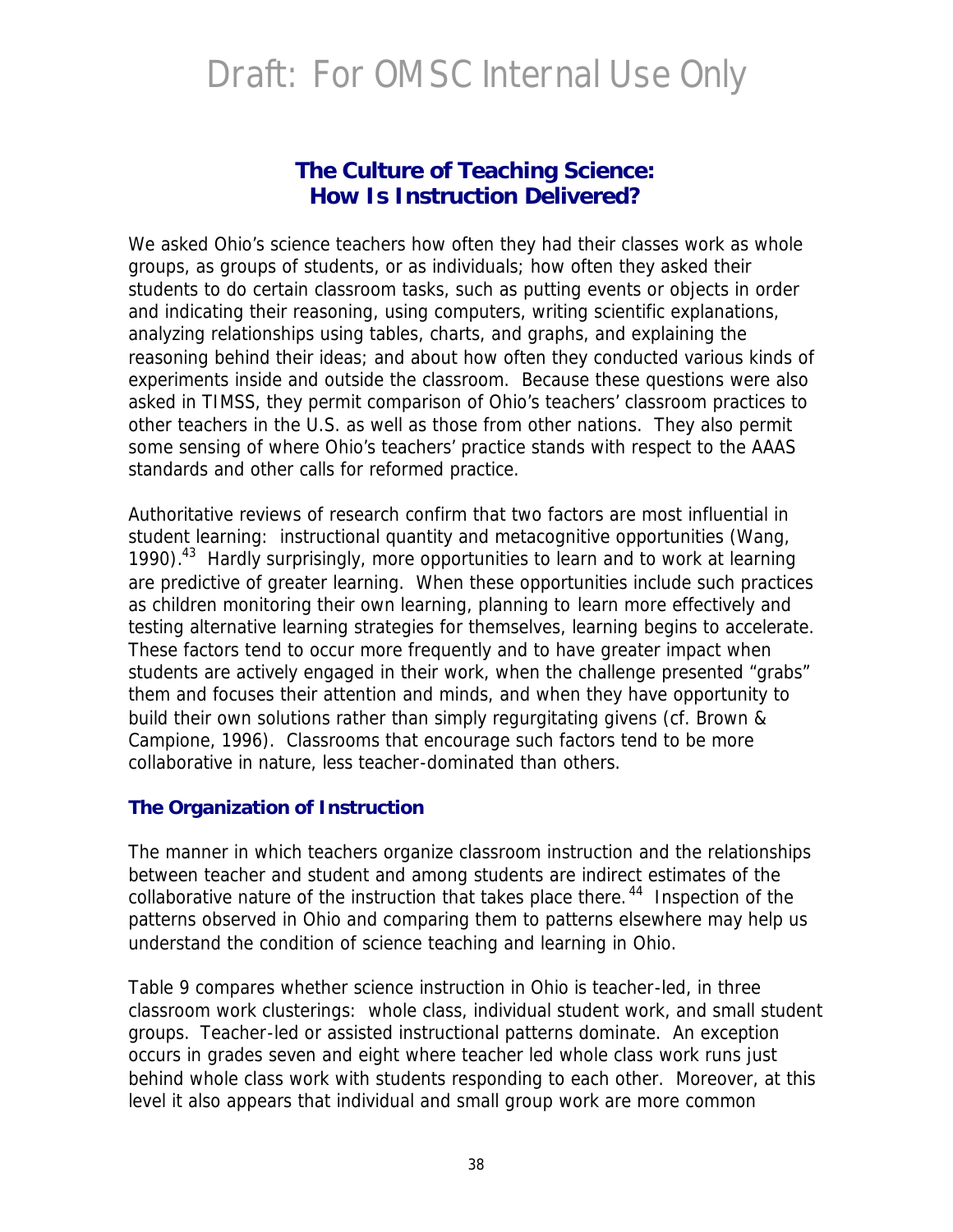## The Culture of Teaching Science: How Is Instruction Delivered?

We asked Ohio's science teachers how often they had their classes work as whole groups, as groups of students, or as individuals; how often they asked their students to do certain classroom tasks, such as putting events or objects in order and indicating their reasoning, using computers, writing scientific explanations, analyzing relationships using tables, charts, and graphs, and explaining the reasoning behind their ideas; and about how often they conducted various kinds of experiments inside and outside the classroom. Because these questions were also asked in TIMSS, they permit comparison of Ohio's teachers' classroom practices to other teachers in the U.S. as well as those from other nations. They also permit some sensing of where Ohio's teachers' practice stands with respect to the AAAS standards and other calls for reformed practice.

Authoritative reviews of research confirm that two factors are most influential in student learning: instructional quantity and metacognitive opportunities (Wang, 1990).[43] Hardly surprisingly, more opportunities to learn and to work at learning are predictive of greater learning. When these opportunities include such practices as children monitoring their own learning, planning to learn more effectively and testing alternative learning strategies for themselves, learning begins to accelerate. These factors tend to occur more frequently and to have greater impact when students are actively engaged in their work, when the challenge presented "grabs" them and focuses their attention and minds, and when they have opportunity to build their own solutions rather than simply regurgitating givens (cf. Brown & Campione, 1996). Classrooms that encourage such factors tend to be more collaborative in nature, less teacher-dominated than others.

### The Organization of Instruction

The manner in which teachers organize classroom instruction and the relationships between teacher and student and among students are indirect estimates of the collaborative nature of the instruction that takes place there.[44] Inspection of the patterns observed in Ohio and comparing them to patterns elsewhere may help us understand the condition of science teaching and learning in Ohio.

Table 9 compares whether science instruction in Ohio is teacher-led, in three classroom work clusterings: whole class, individual student work, and small student groups. Teacher-led or assisted instructional patterns dominate. An exception occurs in grades seven and eight where teacher led whole class work runs just behind whole class work with students responding to each other. Moreover, at this level it also appears that individual and small group work are more common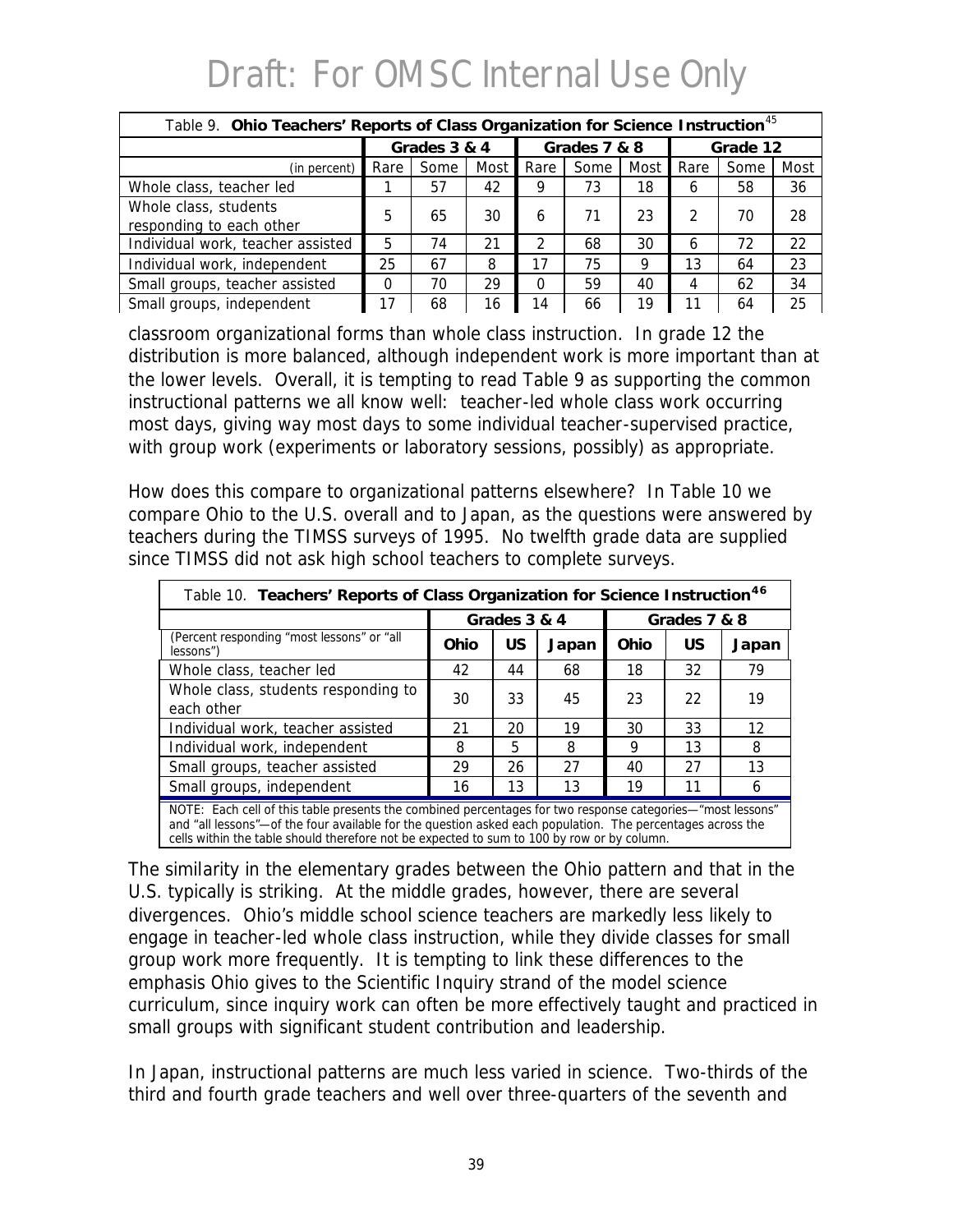# Draft: For OMSC Internal Use Only

| Table 9. **Ohio Teachers' Reports of Class Organization for Science Instruction**[45] | | | | | | | | | |
|---|---|---|---|---|---|---|---|---|---|
| | **Grades 3 & 4** | | | **Grades 7 & 8** | | | **Grade 12** | | |
| (in percent) | Rare | Some | Most | Rare | Some | Most | Rare | Some | Most |
| Whole class, teacher led | 1 | 57 | 42 | 9 | 73 | 18 | 6 | 58 | 36 |
| Whole class, students responding to each other | 5 | 65 | 30 | 6 | 71 | 23 | 2 | 70 | 28 |
| Individual work, teacher assisted | 5 | 74 | 21 | 2 | 68 | 30 | 6 | 72 | 22 |
| Individual work, independent | 25 | 67 | 8 | 17 | 75 | 9 | 13 | 64 | 23 |
| Small groups, teacher assisted | 0 | 70 | 29 | 0 | 59 | 40 | 4 | 62 | 34 |
| Small groups, independent | 17 | 68 | 16 | 14 | 66 | 19 | 11 | 64 | 25 |

classroom organizational forms than whole class instruction. In grade 12 the distribution is more balanced, although independent work is more important than at the lower levels. Overall, it is tempting to read Table 9 as supporting the common instructional patterns we all know well: teacher-led whole class work occurring most days, giving way most days to some individual teacher-supervised practice, with group work (experiments or laboratory sessions, possibly) as appropriate.

How does this compare to organizational patterns elsewhere? In Table 10 we compare Ohio to the U.S. overall and to Japan, as the questions were answered by teachers during the TIMSS surveys of 1995. No twelfth grade data are supplied since TIMSS did not ask high school teachers to complete surveys.

| Table 10. **Teachers' Reports of Class Organization for Science Instruction**[46] | | | | | | |
|---|---|---|---|---|---|---|
| | **Grades 3 & 4** | | | **Grades 7 & 8** | | |
| (Percent responding "most lessons" or "all lessons") | **Ohio** | **US** | **Japan** | **Ohio** | **US** | **Japan** |
| Whole class, teacher led | 42 | 44 | 68 | 18 | 32 | 79 |
| Whole class, students responding to each other | 30 | 33 | 45 | 23 | 22 | 19 |
| Individual work, teacher assisted | 21 | 20 | 19 | 30 | 33 | 12 |
| Individual work, independent | 8 | 5 | 8 | 9 | 13 | 8 |
| Small groups, teacher assisted | 29 | 26 | 27 | 40 | 27 | 13 |
| Small groups, independent | 16 | 13 | 13 | 19 | 11 | 6 |

NOTE: Each cell of this table presents the combined percentages for two response categories—"most lessons" and "all lessons"—of the four available for the question asked each population. The percentages across the cells within the table should therefore not be expected to sum to 100 by row or by column.

The similarity in the elementary grades between the Ohio pattern and that in the U.S. typically is striking. At the middle grades, however, there are several divergences. Ohio's middle school science teachers are markedly less likely to engage in teacher-led whole class instruction, while they divide classes for small group work more frequently. It is tempting to link these differences to the emphasis Ohio gives to the Scientific Inquiry strand of the model science curriculum, since inquiry work can often be more effectively taught and practiced in small groups with significant student contribution and leadership.

In Japan, instructional patterns are much less varied in science. Two-thirds of the third and fourth grade teachers and well over three-quarters of the seventh and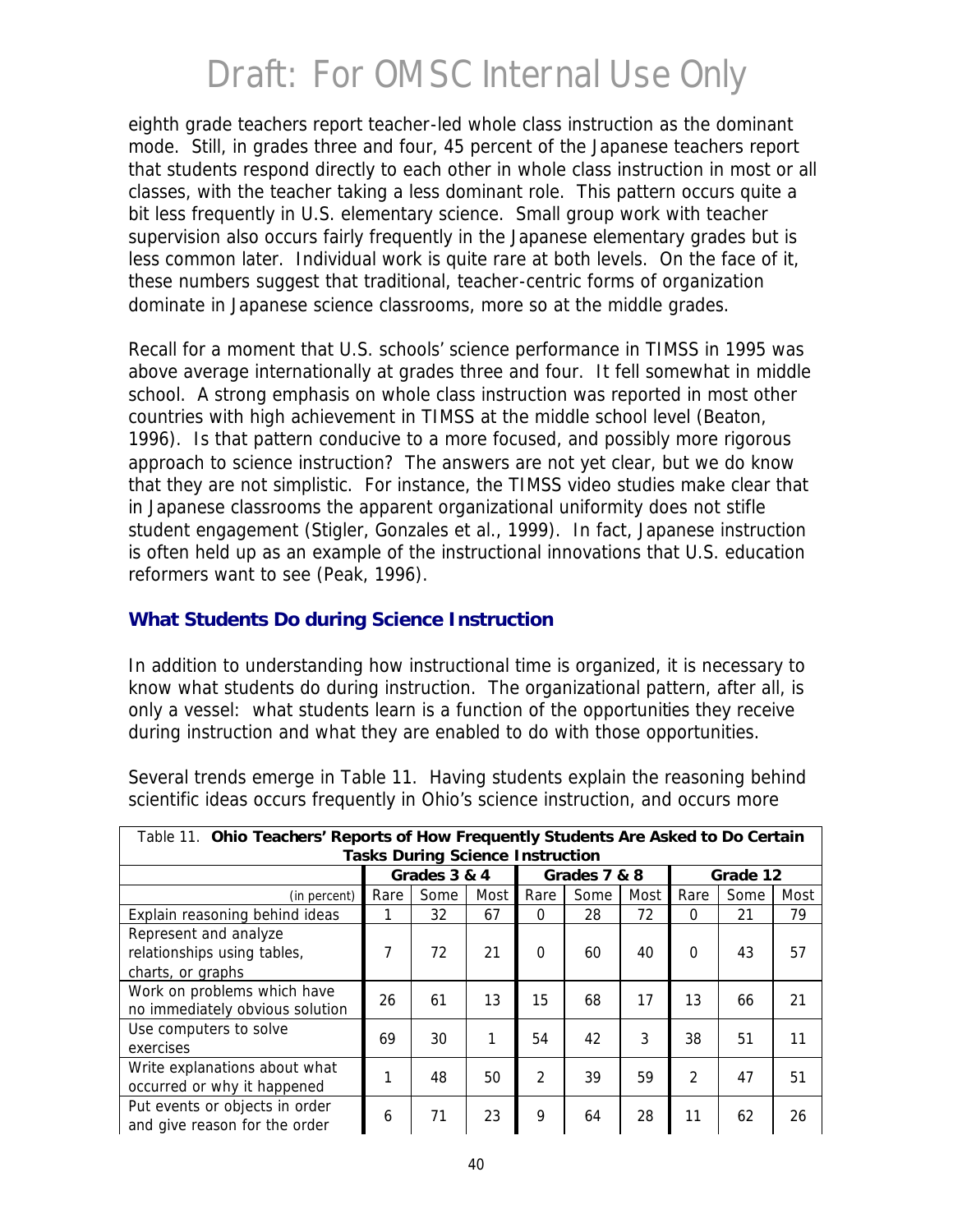eighth grade teachers report teacher-led whole class instruction as the dominant mode. Still, in grades three and four, 45 percent of the Japanese teachers report that students respond directly to each other in whole class instruction in most or all classes, with the teacher taking a less dominant role. This pattern occurs quite a bit less frequently in U.S. elementary science. Small group work with teacher supervision also occurs fairly frequently in the Japanese elementary grades but is less common later. Individual work is quite rare at both levels. On the face of it, these numbers suggest that traditional, teacher-centric forms of organization dominate in Japanese science classrooms, more so at the middle grades.

Recall for a moment that U.S. schools' science performance in TIMSS in 1995 was above average internationally at grades three and four. It fell somewhat in middle school. A strong emphasis on whole class instruction was reported in most other countries with high achievement in TIMSS at the middle school level (Beaton, 1996). Is that pattern conducive to a more focused, and possibly more rigorous approach to science instruction? The answers are not yet clear, but we do know that they are not simplistic. For instance, the TIMSS video studies make clear that in Japanese classrooms the apparent organizational uniformity does not stifle student engagement (Stigler, Gonzales et al., 1999). In fact, Japanese instruction is often held up as an example of the instructional innovations that U.S. education reformers want to see (Peak, 1996).

### What Students Do during Science Instruction

In addition to understanding how instructional time is organized, it is necessary to know what students do during instruction. The organizational pattern, after all, is only a vessel: what students learn is a function of the opportunities they receive during instruction and what they are enabled to do with those opportunities.

Several trends emerge in Table 11. Having students explain the reasoning behind scientific ideas occurs frequently in Ohio's science instruction, and occurs more

Table 11. **Ohio Teachers' Reports of How Frequently Students Are Asked to Do Certain Tasks During Science Instruction**

| | Grades 3 & 4 | | | Grades 7 & 8 | | | Grade 12 | | |
|---|---|---|---|---|---|---|---|---|---|
| (in percent) | Rare | Some | Most | Rare | Some | Most | Rare | Some | Most |
| Explain reasoning behind ideas | 1 | 32 | 67 | 0 | 28 | 72 | 0 | 21 | 79 |
| Represent and analyze relationships using tables, charts, or graphs | 7 | 72 | 21 | 0 | 60 | 40 | 0 | 43 | 57 |
| Work on problems which have no immediately obvious solution | 26 | 61 | 13 | 15 | 68 | 17 | 13 | 66 | 21 |
| Use computers to solve exercises | 69 | 30 | 1 | 54 | 42 | 3 | 38 | 51 | 11 |
| Write explanations about what occurred or why it happened | 1 | 48 | 50 | 2 | 39 | 59 | 2 | 47 | 51 |
| Put events or objects in order and give reason for the order | 6 | 71 | 23 | 9 | 64 | 28 | 11 | 62 | 26 |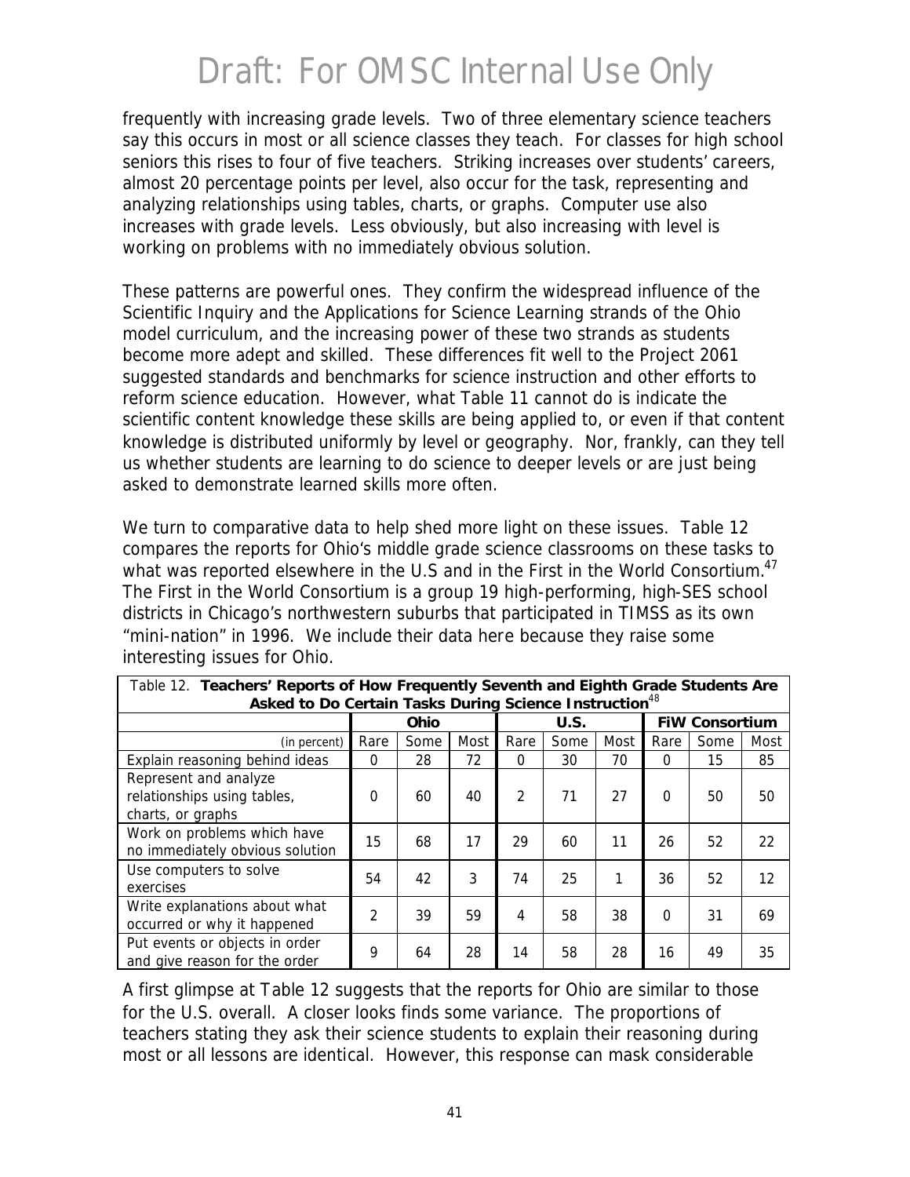# Draft: For OMSC Internal Use Only

frequently with increasing grade levels. Two of three elementary science teachers say this occurs in most or all science classes they teach. For classes for high school seniors this rises to four of five teachers. Striking increases over students' careers, almost 20 percentage points per level, also occur for the task, representing and analyzing relationships using tables, charts, or graphs. Computer use also increases with grade levels. Less obviously, but also increasing with level is working on problems with no immediately obvious solution.

These patterns are powerful ones. They confirm the widespread influence of the Scientific Inquiry and the Applications for Science Learning strands of the Ohio model curriculum, and the increasing power of these two strands as students become more adept and skilled. These differences fit well to the Project 2061 suggested standards and benchmarks for science instruction and other efforts to reform science education. However, what Table 11 cannot do is indicate the scientific content knowledge these skills are being applied to, or even if that content knowledge is distributed uniformly by level or geography. Nor, frankly, can they tell us whether students are learning to do science to deeper levels or are just being asked to demonstrate learned skills more often.

We turn to comparative data to help shed more light on these issues. Table 12 compares the reports for Ohio's middle grade science classrooms on these tasks to what was reported elsewhere in the U.S and in the First in the World Consortium.[47] The First in the World Consortium is a group 19 high-performing, high-SES school districts in Chicago's northwestern suburbs that participated in TIMSS as its own "mini-nation" in 1996. We include their data here because they raise some interesting issues for Ohio.

Table 12. **Teachers' Reports of How Frequently Seventh and Eighth Grade Students Are Asked to Do Certain Tasks During Science Instruction**[48]

| | **Ohio** | | | **U.S.** | | | **FiW Consortium** | | |
|---|---|---|---|---|---|---|---|---|---|
| (in percent) | Rare | Some | Most | Rare | Some | Most | Rare | Some | Most |
| Explain reasoning behind ideas | 0 | 28 | 72 | 0 | 30 | 70 | 0 | 15 | 85 |
| Represent and analyze relationships using tables, charts, or graphs | 0 | 60 | 40 | 2 | 71 | 27 | 0 | 50 | 50 |
| Work on problems which have no immediately obvious solution | 15 | 68 | 17 | 29 | 60 | 11 | 26 | 52 | 22 |
| Use computers to solve exercises | 54 | 42 | 3 | 74 | 25 | 1 | 36 | 52 | 12 |
| Write explanations about what occurred or why it happened | 2 | 39 | 59 | 4 | 58 | 38 | 0 | 31 | 69 |
| Put events or objects in order and give reason for the order | 9 | 64 | 28 | 14 | 58 | 28 | 16 | 49 | 35 |

A first glimpse at Table 12 suggests that the reports for Ohio are similar to those for the U.S. overall. A closer looks finds some variance. The proportions of teachers stating they ask their science students to explain their reasoning during most or all lessons are identical. However, this response can mask considerable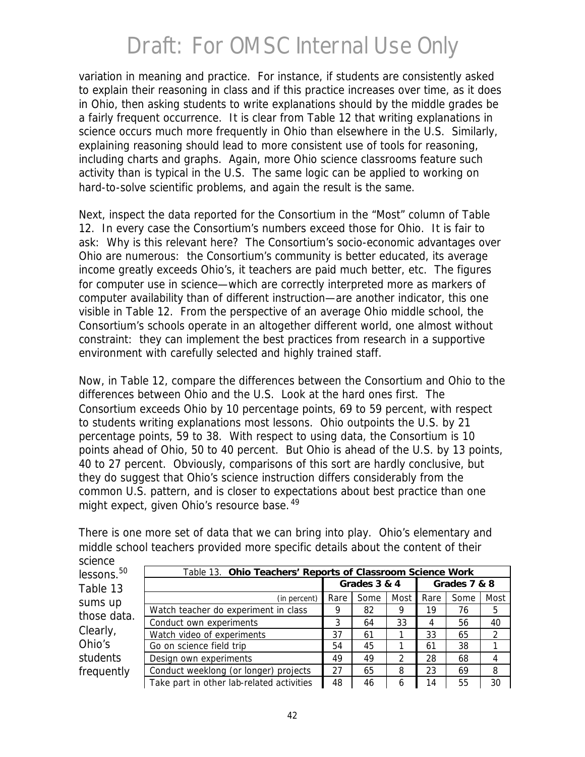# Draft: For OMSC Internal Use Only

variation in meaning and practice. For instance, if students are consistently asked to explain their reasoning in class and if this practice increases over time, as it does in Ohio, then asking students to write explanations should by the middle grades be a fairly frequent occurrence. It is clear from Table 12 that writing explanations in science occurs much more frequently in Ohio than elsewhere in the U.S. Similarly, explaining reasoning should lead to more consistent use of tools for reasoning, including charts and graphs. Again, more Ohio science classrooms feature such activity than is typical in the U.S. The same logic can be applied to working on hard-to-solve scientific problems, and again the result is the same.

Next, inspect the data reported for the Consortium in the "Most" column of Table 12. In every case the Consortium's numbers exceed those for Ohio. It is fair to ask: Why is this relevant here? The Consortium's socio-economic advantages over Ohio are numerous: the Consortium's community is better educated, its average income greatly exceeds Ohio's, it teachers are paid much better, etc. The figures for computer use in science—which are correctly interpreted more as markers of computer availability than of different instruction—are another indicator, this one visible in Table 12. From the perspective of an average Ohio middle school, the Consortium's schools operate in an altogether different world, one almost without constraint: they can implement the best practices from research in a supportive environment with carefully selected and highly trained staff.

Now, in Table 12, compare the differences between the Consortium and Ohio to the differences between Ohio and the U.S. Look at the hard ones first. The Consortium exceeds Ohio by 10 percentage points, 69 to 59 percent, with respect to students writing explanations most lessons. Ohio outpoints the U.S. by 21 percentage points, 59 to 38. With respect to using data, the Consortium is 10 points ahead of Ohio, 50 to 40 percent. But Ohio is ahead of the U.S. by 13 points, 40 to 27 percent. Obviously, comparisons of this sort are hardly conclusive, but they do suggest that Ohio's science instruction differs considerably from the common U.S. pattern, and is closer to expectations about best practice than one might expect, given Ohio's resource base.[49]

There is one more set of data that we can bring into play. Ohio's elementary and middle school teachers provided more specific details about the content of their science lessons.[50] Table 13 sums up those data. Clearly, Ohio's students frequently

Table 13. **Ohio Teachers' Reports of Classroom Science Work**

| | **Grades 3 & 4** | | | **Grades 7 & 8** | | |
|---|---|---|---|---|---|---|
| (in percent) | Rare | Some | Most | Rare | Some | Most |
| Watch teacher do experiment in class | 9 | 82 | 9 | 19 | 76 | 5 |
| Conduct own experiments | 3 | 64 | 33 | 4 | 56 | 40 |
| Watch video of experiments | 37 | 61 | 1 | 33 | 65 | 2 |
| Go on science field trip | 54 | 45 | 1 | 61 | 38 | 1 |
| Design own experiments | 49 | 49 | 2 | 28 | 68 | 4 |
| Conduct weeklong (or longer) projects | 27 | 65 | 8 | 23 | 69 | 8 |
| Take part in other lab-related activities | 48 | 46 | 6 | 14 | 55 | 30 |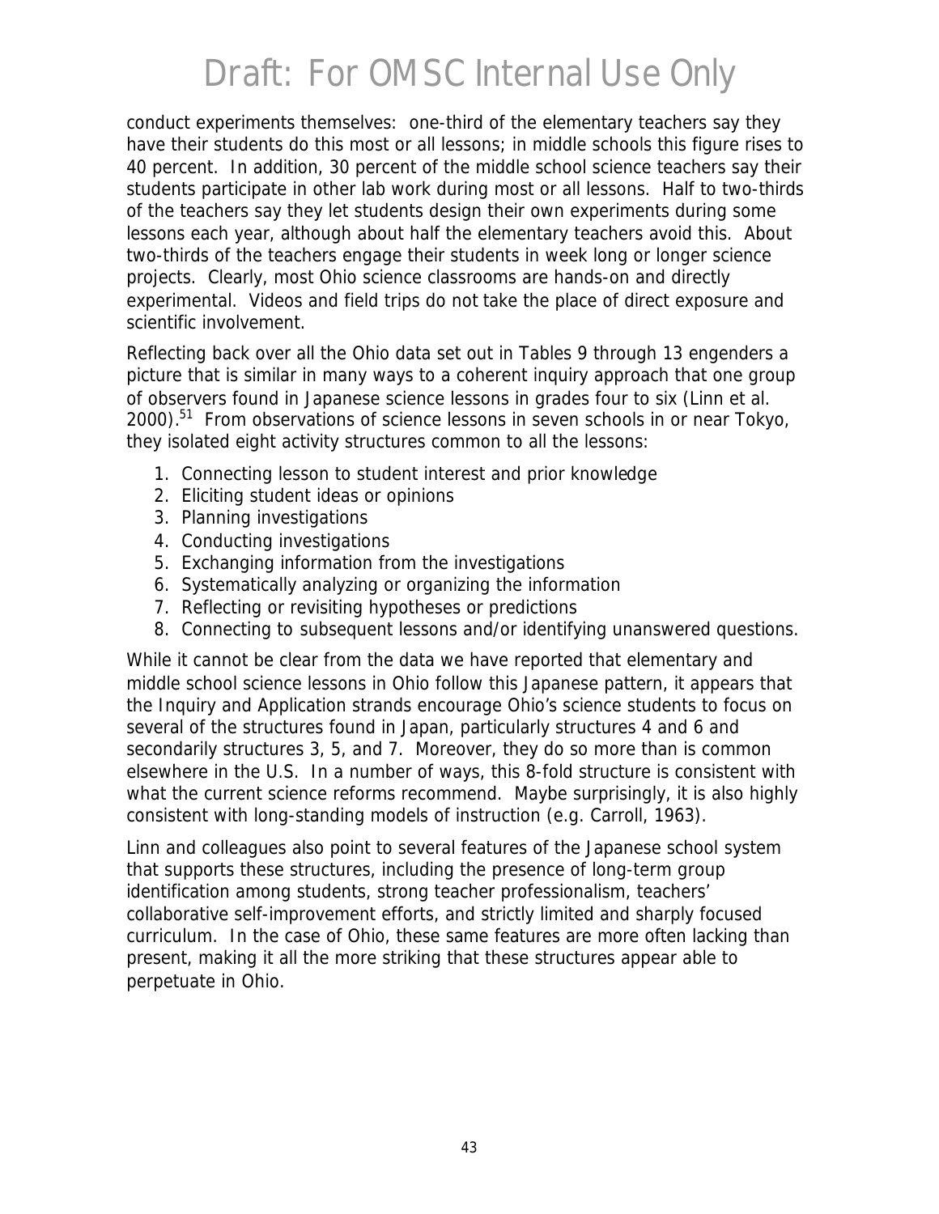conduct experiments themselves: one-third of the elementary teachers say they have their students do this most or all lessons; in middle schools this figure rises to 40 percent. In addition, 30 percent of the middle school science teachers say their students participate in other lab work during most or all lessons. Half to two-thirds of the teachers say they let students design their own experiments during some lessons each year, although about half the elementary teachers avoid this. About two-thirds of the teachers engage their students in week long or longer science projects. Clearly, most Ohio science classrooms are hands-on and directly experimental. Videos and field trips do not take the place of direct exposure and scientific involvement.

Reflecting back over all the Ohio data set out in Tables 9 through 13 engenders a picture that is similar in many ways to a coherent inquiry approach that one group of observers found in Japanese science lessons in grades four to six (Linn et al. 2000).[51] From observations of science lessons in seven schools in or near Tokyo, they isolated eight activity structures common to all the lessons:

1. Connecting lesson to student interest and prior knowledge
2. Eliciting student ideas or opinions
3. Planning investigations
4. Conducting investigations
5. Exchanging information from the investigations
6. Systematically analyzing or organizing the information
7. Reflecting or revisiting hypotheses or predictions
8. Connecting to subsequent lessons and/or identifying unanswered questions.

While it cannot be clear from the data we have reported that elementary and middle school science lessons in Ohio follow this Japanese pattern, it appears that the Inquiry and Application strands encourage Ohio's science students to focus on several of the structures found in Japan, particularly structures 4 and 6 and secondarily structures 3, 5, and 7. Moreover, they do so more than is common elsewhere in the U.S. In a number of ways, this 8-fold structure is consistent with what the current science reforms recommend. Maybe surprisingly, it is also highly consistent with long-standing models of instruction (e.g. Carroll, 1963).

Linn and colleagues also point to several features of the Japanese school system that supports these structures, including the presence of long-term group identification among students, strong teacher professionalism, teachers' collaborative self-improvement efforts, and strictly limited and sharply focused curriculum. In the case of Ohio, these same features are more often lacking than present, making it all the more striking that these structures appear able to perpetuate in Ohio.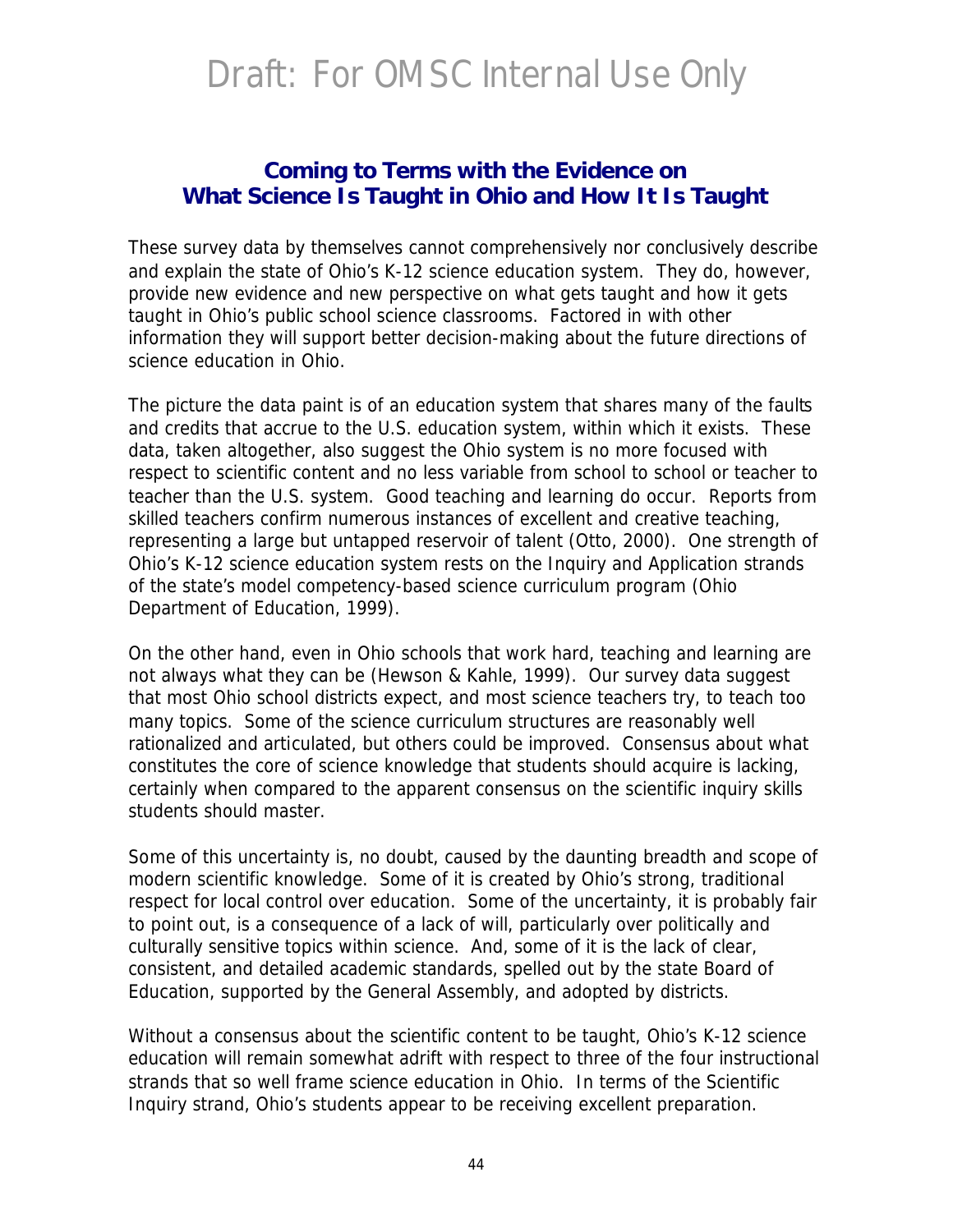## Coming to Terms with the Evidence on What Science Is Taught in Ohio and How It Is Taught

These survey data by themselves cannot comprehensively nor conclusively describe and explain the state of Ohio's K-12 science education system. They do, however, provide new evidence and new perspective on what gets taught and how it gets taught in Ohio's public school science classrooms. Factored in with other information they will support better decision-making about the future directions of science education in Ohio.

The picture the data paint is of an education system that shares many of the faults and credits that accrue to the U.S. education system, within which it exists. These data, taken altogether, also suggest the Ohio system is no more focused with respect to scientific content and no less variable from school to school or teacher to teacher than the U.S. system. Good teaching and learning do occur. Reports from skilled teachers confirm numerous instances of excellent and creative teaching, representing a large but untapped reservoir of talent (Otto, 2000). One strength of Ohio's K-12 science education system rests on the Inquiry and Application strands of the state's model competency-based science curriculum program (Ohio Department of Education, 1999).

On the other hand, even in Ohio schools that work hard, teaching and learning are not always what they can be (Hewson & Kahle, 1999). Our survey data suggest that most Ohio school districts expect, and most science teachers try, to teach too many topics. Some of the science curriculum structures are reasonably well rationalized and articulated, but others could be improved. Consensus about what constitutes the core of science knowledge that students should acquire is lacking, certainly when compared to the apparent consensus on the scientific inquiry skills students should master.

Some of this uncertainty is, no doubt, caused by the daunting breadth and scope of modern scientific knowledge. Some of it is created by Ohio's strong, traditional respect for local control over education. Some of the uncertainty, it is probably fair to point out, is a consequence of a lack of will, particularly over politically and culturally sensitive topics within science. And, some of it is the lack of clear, consistent, and detailed academic standards, spelled out by the state Board of Education, supported by the General Assembly, and adopted by districts.

Without a consensus about the scientific content to be taught, Ohio's K-12 science education will remain somewhat adrift with respect to three of the four instructional strands that so well frame science education in Ohio. In terms of the Scientific Inquiry strand, Ohio's students appear to be receiving excellent preparation.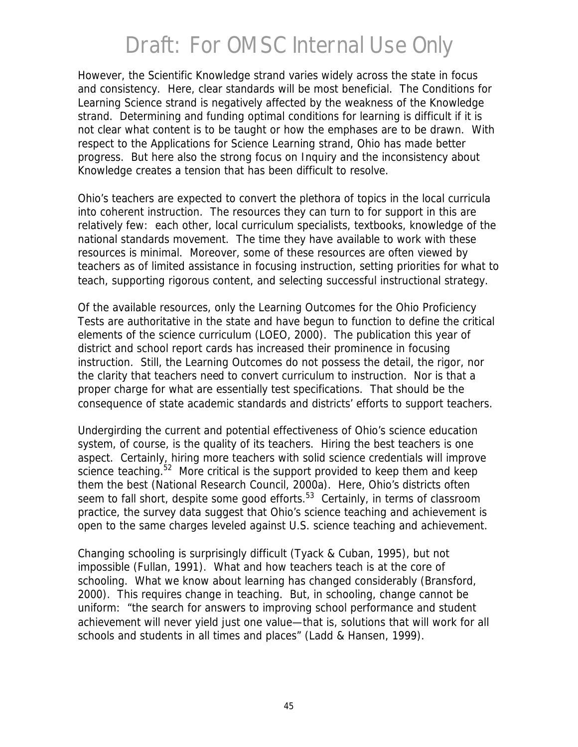However, the Scientific Knowledge strand varies widely across the state in focus and consistency. Here, clear standards will be most beneficial. The Conditions for Learning Science strand is negatively affected by the weakness of the Knowledge strand. Determining and funding optimal conditions for learning is difficult if it is not clear what content is to be taught or how the emphases are to be drawn. With respect to the Applications for Science Learning strand, Ohio has made better progress. But here also the strong focus on Inquiry and the inconsistency about Knowledge creates a tension that has been difficult to resolve.

Ohio's teachers are expected to convert the plethora of topics in the local curricula into coherent instruction. The resources they can turn to for support in this are relatively few: each other, local curriculum specialists, textbooks, knowledge of the national standards movement. The time they have available to work with these resources is minimal. Moreover, some of these resources are often viewed by teachers as of limited assistance in focusing instruction, setting priorities for what to teach, supporting rigorous content, and selecting successful instructional strategy.

Of the available resources, only the Learning Outcomes for the Ohio Proficiency Tests are authoritative in the state and have begun to function to define the critical elements of the science curriculum (LOEO, 2000). The publication this year of district and school report cards has increased their prominence in focusing instruction. Still, the Learning Outcomes do not possess the detail, the rigor, nor the clarity that teachers need to convert curriculum to instruction. Nor is that a proper charge for what are essentially test specifications. That should be the consequence of state academic standards and districts' efforts to support teachers.

Undergirding the current and potential effectiveness of Ohio's science education system, of course, is the quality of its teachers. Hiring the best teachers is one aspect. Certainly, hiring more teachers with solid science credentials will improve science teaching.[52] More critical is the support provided to keep them and keep them the best (National Research Council, 2000a). Here, Ohio's districts often seem to fall short, despite some good efforts.[53] Certainly, in terms of classroom practice, the survey data suggest that Ohio's science teaching and achievement is open to the same charges leveled against U.S. science teaching and achievement.

Changing schooling is surprisingly difficult (Tyack & Cuban, 1995), but not impossible (Fullan, 1991). What and how teachers teach is at the core of schooling. What we know about learning has changed considerably (Bransford, 2000). This requires change in teaching. But, in schooling, change cannot be uniform: "the search for answers to improving school performance and student achievement will never yield just one value—that is, solutions that will work for all schools and students in all times and places" (Ladd & Hansen, 1999).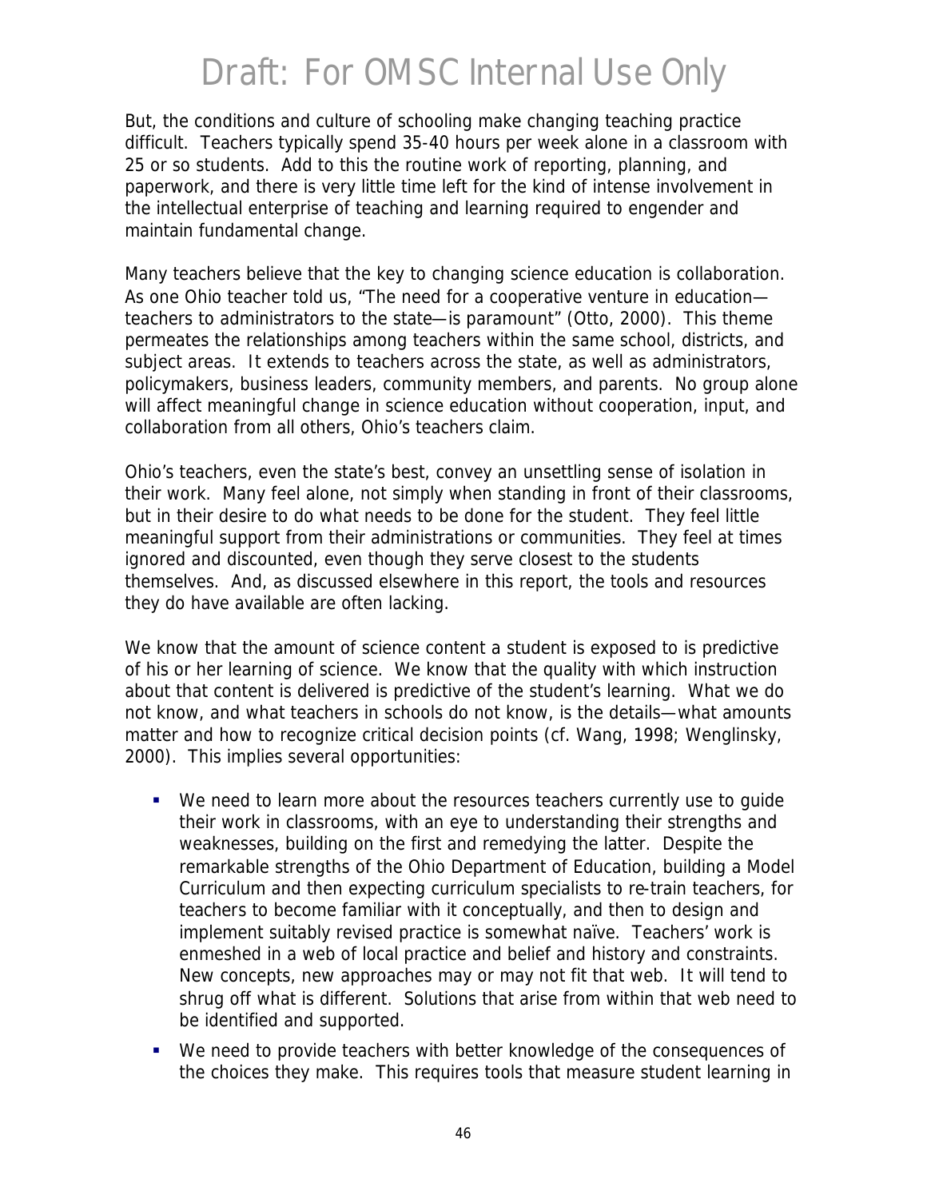But, the conditions and culture of schooling make changing teaching practice difficult. Teachers typically spend 35-40 hours per week alone in a classroom with 25 or so students. Add to this the routine work of reporting, planning, and paperwork, and there is very little time left for the kind of intense involvement in the intellectual enterprise of teaching and learning required to engender and maintain fundamental change.

Many teachers believe that the key to changing science education is collaboration. As one Ohio teacher told us, "The need for a cooperative venture in education—teachers to administrators to the state—is paramount" (Otto, 2000). This theme permeates the relationships among teachers within the same school, districts, and subject areas. It extends to teachers across the state, as well as administrators, policymakers, business leaders, community members, and parents. No group alone will affect meaningful change in science education without cooperation, input, and collaboration from all others, Ohio's teachers claim.

Ohio's teachers, even the state's best, convey an unsettling sense of isolation in their work. Many feel alone, not simply when standing in front of their classrooms, but in their desire to do what needs to be done for the student. They feel little meaningful support from their administrations or communities. They feel at times ignored and discounted, even though they serve closest to the students themselves. And, as discussed elsewhere in this report, the tools and resources they do have available are often lacking.

We know that the amount of science content a student is exposed to is predictive of his or her learning of science. We know that the quality with which instruction about that content is delivered is predictive of the student's learning. What we do not know, and what teachers in schools do not know, is the details—what amounts matter and how to recognize critical decision points (cf. Wang, 1998; Wenglinsky, 2000). This implies several opportunities:

- We need to learn more about the resources teachers currently use to guide their work in classrooms, with an eye to understanding their strengths and weaknesses, building on the first and remedying the latter. Despite the remarkable strengths of the Ohio Department of Education, building a Model Curriculum and then expecting curriculum specialists to re-train teachers, for teachers to become familiar with it conceptually, and then to design and implement suitably revised practice is somewhat naïve. Teachers' work is enmeshed in a web of local practice and belief and history and constraints. New concepts, new approaches may or may not fit that web. It will tend to shrug off what is different. Solutions that arise from within that web need to be identified and supported.
- We need to provide teachers with better knowledge of the consequences of the choices they make. This requires tools that measure student learning in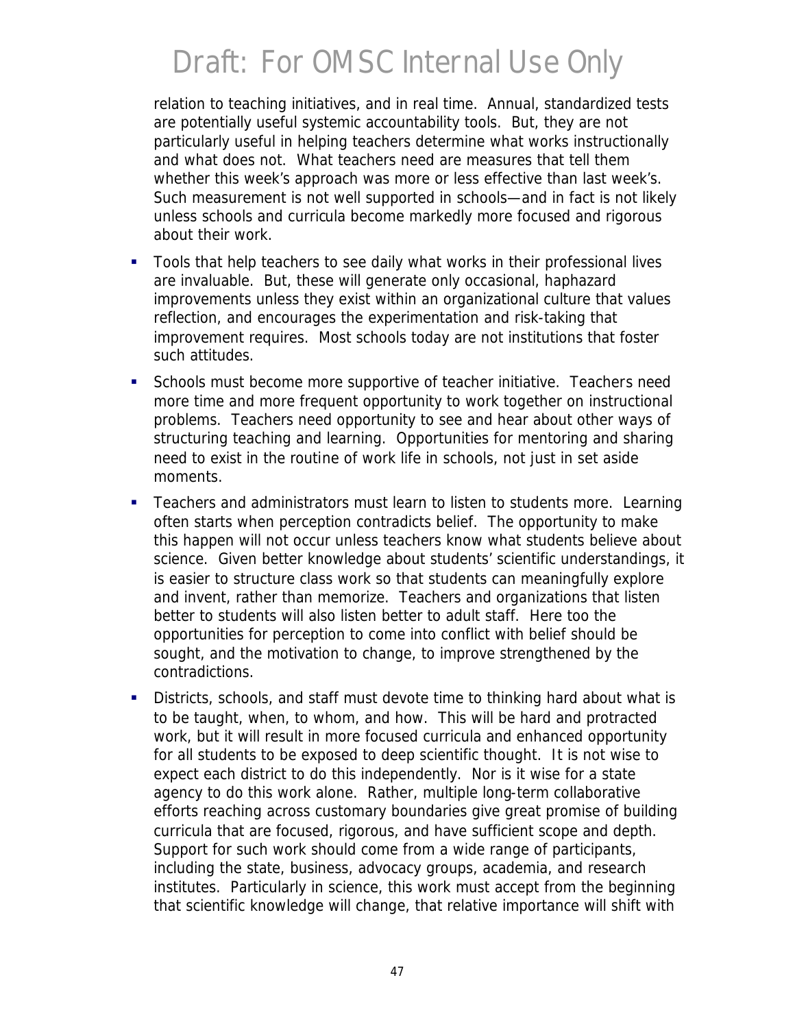relation to teaching initiatives, and in real time. Annual, standardized tests are potentially useful systemic accountability tools. But, they are not particularly useful in helping teachers determine what works instructionally and what does not. What teachers need are measures that tell them whether this week's approach was more or less effective than last week's. Such measurement is not well supported in schools—and in fact is not likely unless schools and curricula become markedly more focused and rigorous about their work.

- Tools that help teachers to see daily what works in their professional lives are invaluable. But, these will generate only occasional, haphazard improvements unless they exist within an organizational culture that values reflection, and encourages the experimentation and risk-taking that improvement requires. Most schools today are not institutions that foster such attitudes.
- Schools must become more supportive of teacher initiative. Teachers need more time and more frequent opportunity to work together on instructional problems. Teachers need opportunity to see and hear about other ways of structuring teaching and learning. Opportunities for mentoring and sharing need to exist in the routine of work life in schools, not just in set aside moments.
- Teachers and administrators must learn to listen to students more. Learning often starts when perception contradicts belief. The opportunity to make this happen will not occur unless teachers know what students believe about science. Given better knowledge about students' scientific understandings, it is easier to structure class work so that students can meaningfully explore and invent, rather than memorize. Teachers and organizations that listen better to students will also listen better to adult staff. Here too the opportunities for perception to come into conflict with belief should be sought, and the motivation to change, to improve strengthened by the contradictions.
- Districts, schools, and staff must devote time to thinking hard about what is to be taught, when, to whom, and how. This will be hard and protracted work, but it will result in more focused curricula and enhanced opportunity for all students to be exposed to deep scientific thought. It is not wise to expect each district to do this independently. Nor is it wise for a state agency to do this work alone. Rather, multiple long-term collaborative efforts reaching across customary boundaries give great promise of building curricula that are focused, rigorous, and have sufficient scope and depth. Support for such work should come from a wide range of participants, including the state, business, advocacy groups, academia, and research institutes. Particularly in science, this work must accept from the beginning that scientific knowledge will change, that relative importance will shift with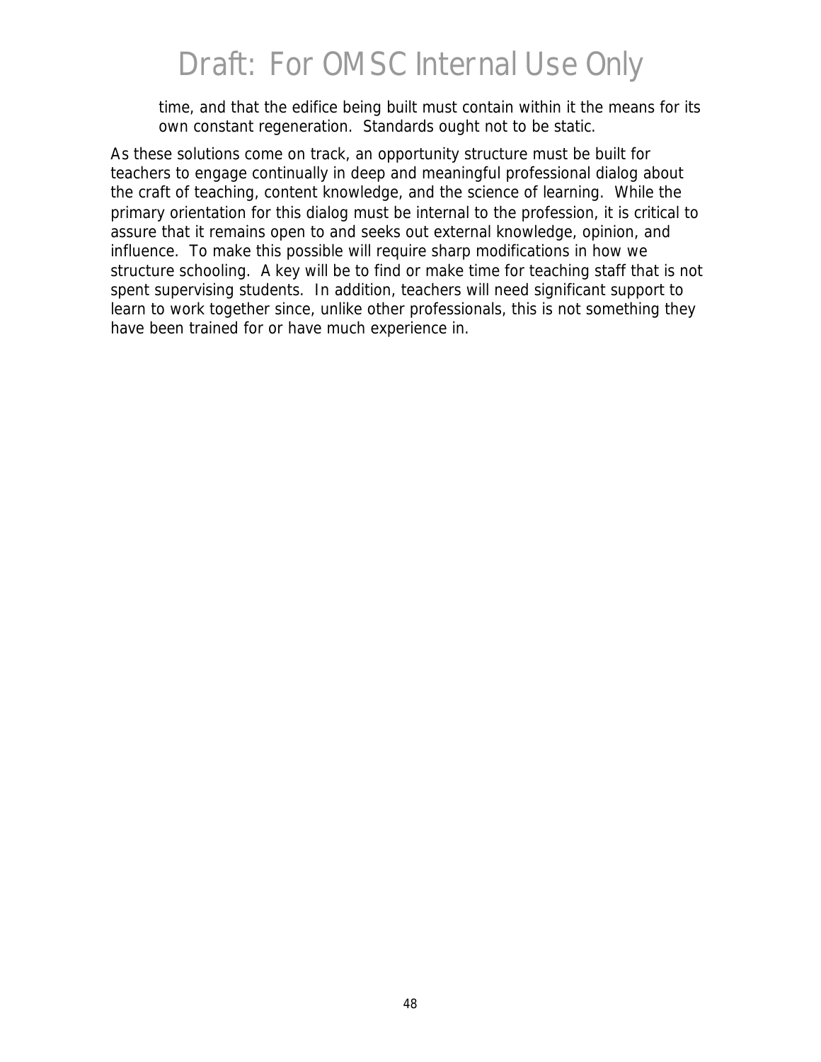time, and that the edifice being built must contain within it the means for its own constant regeneration. Standards ought not to be static.

As these solutions come on track, an opportunity structure must be built for teachers to engage continually in deep and meaningful professional dialog about the craft of teaching, content knowledge, and the science of learning. While the primary orientation for this dialog must be internal to the profession, it is critical to assure that it remains open to and seeks out external knowledge, opinion, and influence. To make this possible will require sharp modifications in how we structure schooling. A key will be to find or make time for teaching staff that is not spent supervising students. In addition, teachers will need significant support to learn to work together since, unlike other professionals, this is not something they have been trained for or have much experience in.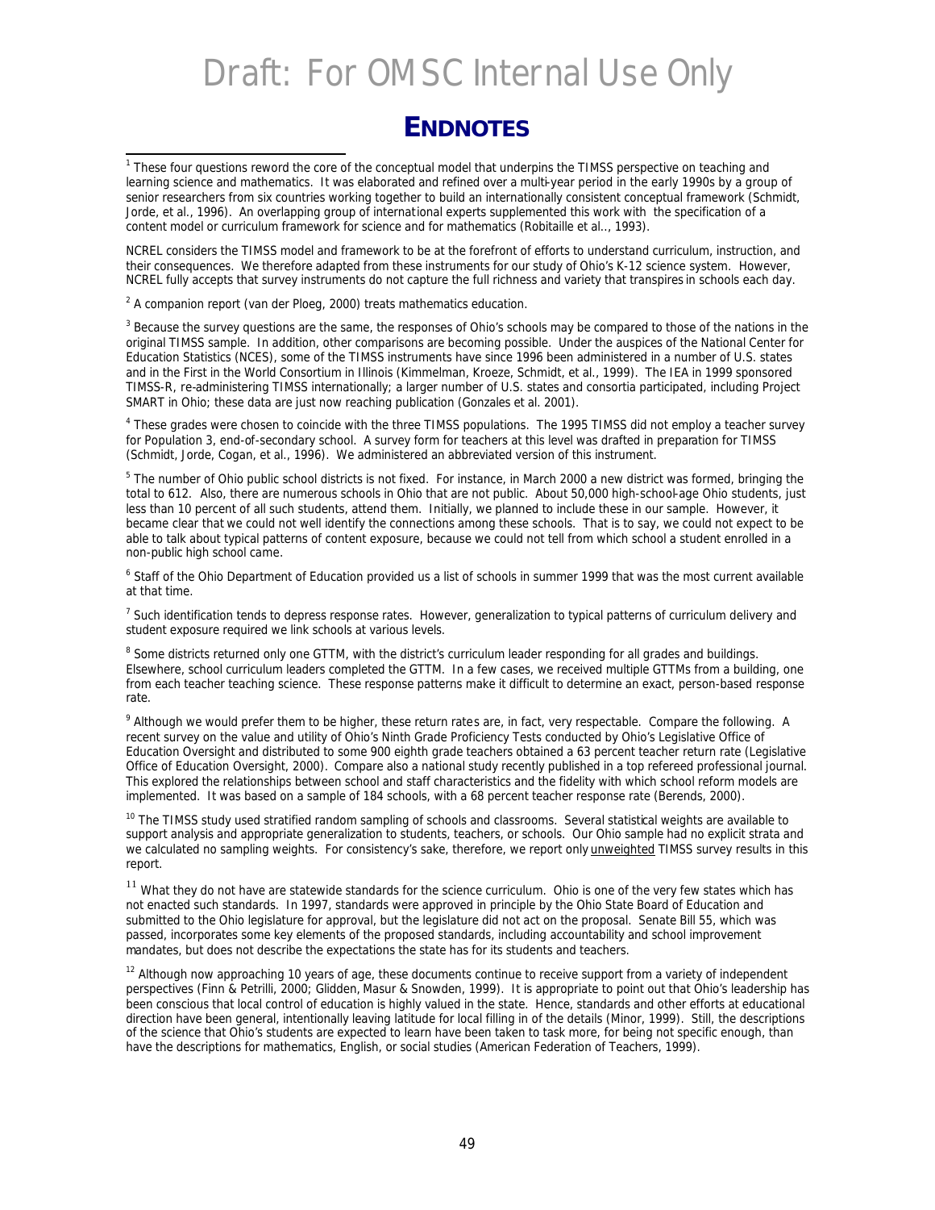# ENDNOTES

[1] These four questions reword the core of the conceptual model that underpins the TIMSS perspective on teaching and learning science and mathematics. It was elaborated and refined over a multi-year period in the early 1990s by a group of senior researchers from six countries working together to build an internationally consistent conceptual framework (Schmidt, Jorde, et al., 1996). An overlapping group of international experts supplemented this work with the specification of a content model or curriculum framework for science and for mathematics (Robitaille et al.., 1993).

NCREL considers the TIMSS model and framework to be at the forefront of efforts to understand curriculum, instruction, and their consequences. We therefore adapted from these instruments for our study of Ohio's K-12 science system. However, NCREL fully accepts that survey instruments do not capture the full richness and variety that transpires in schools each day.

[2] A companion report (van der Ploeg, 2000) treats mathematics education.

[3] Because the survey questions are the same, the responses of Ohio's schools may be compared to those of the nations in the original TIMSS sample. In addition, other comparisons are becoming possible. Under the auspices of the National Center for Education Statistics (NCES), some of the TIMSS instruments have since 1996 been administered in a number of U.S. states and in the First in the World Consortium in Illinois (Kimmelman, Kroeze, Schmidt, et al., 1999). The IEA in 1999 sponsored TIMSS-R, re-administering TIMSS internationally; a larger number of U.S. states and consortia participated, including Project SMART in Ohio; these data are just now reaching publication (Gonzales et al. 2001).

[4] These grades were chosen to coincide with the three TIMSS populations. The 1995 TIMSS did not employ a teacher survey for Population 3, end-of-secondary school. A survey form for teachers at this level was drafted in preparation for TIMSS (Schmidt, Jorde, Cogan, et al., 1996). We administered an abbreviated version of this instrument.

[5] The number of Ohio public school districts is not fixed. For instance, in March 2000 a new district was formed, bringing the total to 612. Also, there are numerous schools in Ohio that are not public. About 50,000 high-school-age Ohio students, just less than 10 percent of all such students, attend them. Initially, we planned to include these in our sample. However, it became clear that we could not well identify the connections among these schools. That is to say, we could not expect to be able to talk about typical patterns of content exposure, because we could not tell from which school a student enrolled in a non-public high school came.

[6] Staff of the Ohio Department of Education provided us a list of schools in summer 1999 that was the most current available at that time.

[7] Such identification tends to depress response rates. However, generalization to typical patterns of curriculum delivery and student exposure required we link schools at various levels.

[8] Some districts returned only one GTTM, with the district's curriculum leader responding for all grades and buildings. Elsewhere, school curriculum leaders completed the GTTM. In a few cases, we received multiple GTTMs from a building, one from each teacher teaching science. These response patterns make it difficult to determine an exact, person-based response rate.

[9] Although we would prefer them to be higher, these return rates are, in fact, very respectable. Compare the following. A recent survey on the value and utility of Ohio's Ninth Grade Proficiency Tests conducted by Ohio's Legislative Office of Education Oversight and distributed to some 900 eighth grade teachers obtained a 63 percent teacher return rate (Legislative Office of Education Oversight, 2000). Compare also a national study recently published in a top refereed professional journal. This explored the relationships between school and staff characteristics and the fidelity with which school reform models are implemented. It was based on a sample of 184 schools, with a 68 percent teacher response rate (Berends, 2000).

[10] The TIMSS study used stratified random sampling of schools and classrooms. Several statistical weights are available to support analysis and appropriate generalization to students, teachers, or schools. Our Ohio sample had no explicit strata and we calculated no sampling weights. For consistency's sake, therefore, we report only unweighted TIMSS survey results in this report.

[11] What they do not have are statewide standards for the science curriculum. Ohio is one of the very few states which has not enacted such standards. In 1997, standards were approved in principle by the Ohio State Board of Education and submitted to the Ohio legislature for approval, but the legislature did not act on the proposal. Senate Bill 55, which was passed, incorporates some key elements of the proposed standards, including accountability and school improvement mandates, but does not describe the expectations the state has for its students and teachers.

[12] Although now approaching 10 years of age, these documents continue to receive support from a variety of independent perspectives (Finn & Petrilli, 2000; Glidden, Masur & Snowden, 1999). It is appropriate to point out that Ohio's leadership has been conscious that local control of education is highly valued in the state. Hence, standards and other efforts at educational direction have been general, intentionally leaving latitude for local filling in of the details (Minor, 1999). Still, the descriptions of the science that Ohio's students are expected to learn have been taken to task more, for being not specific enough, than have the descriptions for mathematics, English, or social studies (American Federation of Teachers, 1999).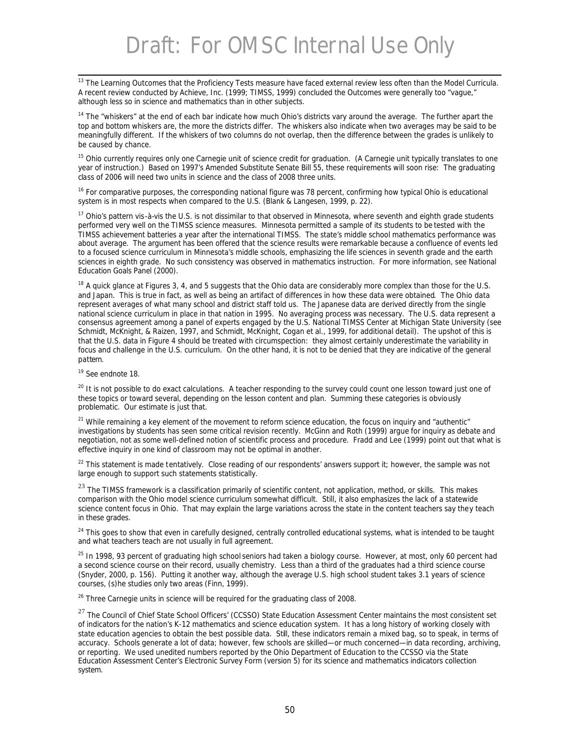[13] The Learning Outcomes that the Proficiency Tests measure have faced external review less often than the Model Curricula. A recent review conducted by Achieve, Inc. (1999; TIMSS, 1999) concluded the Outcomes were generally too "vague," although less so in science and mathematics than in other subjects.

[14] The "whiskers" at the end of each bar indicate how much Ohio's districts vary around the average. The further apart the top and bottom whiskers are, the more the districts differ. The whiskers also indicate when two averages may be said to be meaningfully different. If the whiskers of two columns do not overlap, then the difference between the grades is unlikely to be caused by chance.

[15] Ohio currently requires only one Carnegie unit of science credit for graduation. (A Carnegie unit typically translates to one year of instruction.) Based on 1997's Amended Substitute Senate Bill 55, these requirements will soon rise: The graduating class of 2006 will need two units in science and the class of 2008 three units.

[16] For comparative purposes, the corresponding national figure was 78 percent, confirming how typical Ohio is educational system is in most respects when compared to the U.S. (Blank & Langesen, 1999, p. 22).

[17] Ohio's pattern vis-à-vis the U.S. is not dissimilar to that observed in Minnesota, where seventh and eighth grade students performed very well on the TIMSS science measures. Minnesota permitted a sample of its students to be tested with the TIMSS achievement batteries a year after the international TIMSS. The state's middle school mathematics performance was about average. The argument has been offered that the science results were remarkable because a confluence of events led to a focused science curriculum in Minnesota's middle schools, emphasizing the life sciences in seventh grade and the earth sciences in eighth grade. No such consistency was observed in mathematics instruction. For more information, see National Education Goals Panel (2000).

[18] A quick glance at Figures 3, 4, and 5 suggests that the Ohio data are considerably more complex than those for the U.S. and Japan. This is true in fact, as well as being an artifact of differences in how these data were obtained. The Ohio data represent averages of what many school and district staff told us. The Japanese data are derived directly from the single national science curriculum in place in that nation in 1995. No averaging process was necessary. The U.S. data represent a consensus agreement among a panel of experts engaged by the U.S. National TIMSS Center at Michigan State University (see Schmidt, McKnight, & Raizen, 1997, and Schmidt, McKnight, Cogan et al., 1999, for additional detail). The upshot of this is that the U.S. data in Figure 4 should be treated with circumspection: they almost certainly underestimate the variability in focus and challenge in the U.S. curriculum. On the other hand, it is not to be denied that they are indicative of the general pattern.

[19] See endnote 18.

[20] It is not possible to do exact calculations. A teacher responding to the survey could count one lesson toward just one of these topics or toward several, depending on the lesson content and plan. Summing these categories is obviously problematic. Our estimate is just that.

[21] While remaining a key element of the movement to reform science education, the focus on inquiry and "authentic" investigations by students has seen some critical revision recently. McGinn and Roth (1999) argue for inquiry as debate and negotiation, not as some well-defined notion of scientific process and procedure. Fradd and Lee (1999) point out that what is effective inquiry in one kind of classroom may not be optimal in another.

[22] This statement is made tentatively. Close reading of our respondents' answers support it; however, the sample was not large enough to support such statements statistically.

[23] The TIMSS framework is a classification primarily of scientific content, not application, method, or skills. This makes comparison with the Ohio model science curriculum somewhat difficult. Still, it also emphasizes the lack of a statewide science content focus in Ohio. That may explain the large variations across the state in the content teachers say they teach in these grades.

[24] This goes to show that even in carefully designed, centrally controlled educational systems, what is intended to be taught and what teachers teach are not usually in full agreement.

[25] In 1998, 93 percent of graduating high school seniors had taken a biology course. However, at most, only 60 percent had a second science course on their record, usually chemistry. Less than a third of the graduates had a third science course (Snyder, 2000, p. 156). Putting it another way, although the average U.S. high school student takes 3.1 years of science courses, (s)he studies only two areas (Finn, 1999).

[26] Three Carnegie units in science will be required for the graduating class of 2008.

[27] The Council of Chief State School Officers' (CCSSO) State Education Assessment Center maintains the most consistent set of indicators for the nation's K-12 mathematics and science education system. It has a long history of working closely with state education agencies to obtain the best possible data. Still, these indicators remain a mixed bag, so to speak, in terms of accuracy. Schools generate a lot of data; however, few schools are skilled—or much concerned—in data recording, archiving, or reporting. We used unedited numbers reported by the Ohio Department of Education to the CCSSO via the State Education Assessment Center's Electronic Survey Form (version 5) for its science and mathematics indicators collection system.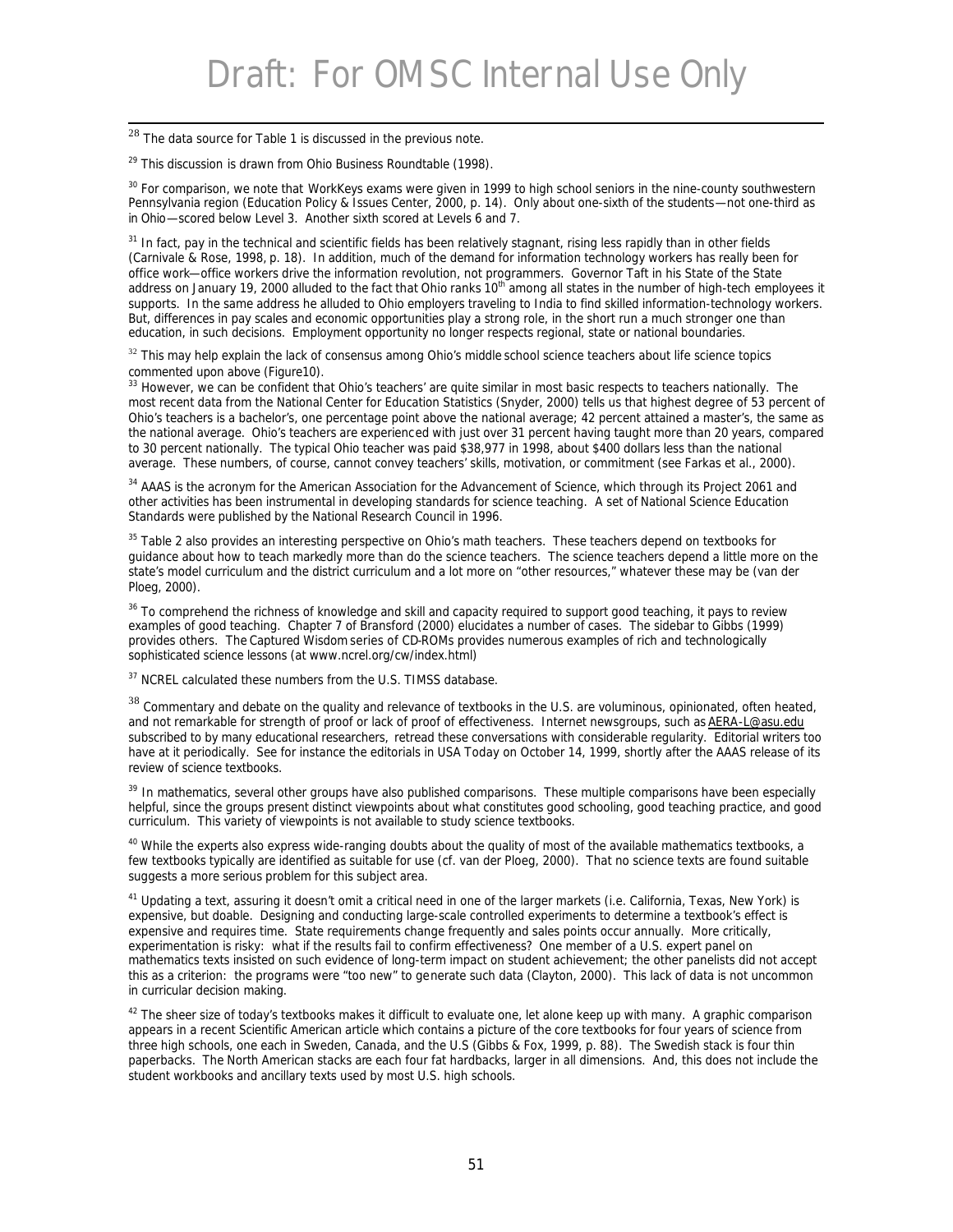[28] The data source for Table 1 is discussed in the previous note.

[29] This discussion is drawn from Ohio Business Roundtable (1998).

[30] For comparison, we note that WorkKeys exams were given in 1999 to high school seniors in the nine-county southwestern Pennsylvania region (Education Policy & Issues Center, 2000, p. 14). Only about one-sixth of the students—not one-third as in Ohio—scored below Level 3. Another sixth scored at Levels 6 and 7.

[31] In fact, pay in the technical and scientific fields has been relatively stagnant, rising less rapidly than in other fields (Carnivale & Rose, 1998, p. 18). In addition, much of the demand for information technology workers has really been for office work—office workers drive the information revolution, not programmers. Governor Taft in his State of the State address on January 19, 2000 alluded to the fact that Ohio ranks 10th among all states in the number of high-tech employees it supports. In the same address he alluded to Ohio employers traveling to India to find skilled information-technology workers. But, differences in pay scales and economic opportunities play a strong role, in the short run a much stronger one than education, in such decisions. Employment opportunity no longer respects regional, state or national boundaries.

[32] This may help explain the lack of consensus among Ohio's middle school science teachers about life science topics commented upon above (Figure10).

[33] However, we can be confident that Ohio's teachers' are quite similar in most basic respects to teachers nationally. The most recent data from the National Center for Education Statistics (Snyder, 2000) tells us that highest degree of 53 percent of Ohio's teachers is a bachelor's, one percentage point above the national average; 42 percent attained a master's, the same as the national average. Ohio's teachers are experienced with just over 31 percent having taught more than 20 years, compared to 30 percent nationally. The typical Ohio teacher was paid $38,977 in 1998, about $400 dollars less than the national average. These numbers, of course, cannot convey teachers' skills, motivation, or commitment (see Farkas et al., 2000).

[34] AAAS is the acronym for the American Association for the Advancement of Science, which through its Project 2061 and other activities has been instrumental in developing standards for science teaching. A set of National Science Education Standards were published by the National Research Council in 1996.

[35] Table 2 also provides an interesting perspective on Ohio's math teachers. These teachers depend on textbooks for guidance about how to teach markedly more than do the science teachers. The science teachers depend a little more on the state's model curriculum and the district curriculum and a lot more on "other resources," whatever these may be (van der Ploeg, 2000).

[36] To comprehend the richness of knowledge and skill and capacity required to support good teaching, it pays to review examples of good teaching. Chapter 7 of Bransford (2000) elucidates a number of cases. The sidebar to Gibbs (1999) provides others. The *Captured Wisdom* series of CD-ROMs provides numerous examples of rich and technologically sophisticated science lessons (at www.ncrel.org/cw/index.html)

[37] NCREL calculated these numbers from the U.S. TIMSS database.

[38] Commentary and debate on the quality and relevance of textbooks in the U.S. are voluminous, opinionated, often heated, and not remarkable for strength of proof or lack of proof of effectiveness. Internet newsgroups, such as AERA-L@asu.edu subscribed to by many educational researchers, retread these conversations with considerable regularity. Editorial writers too have at it periodically. See for instance the editorials in USA Today on October 14, 1999, shortly after the AAAS release of its review of science textbooks.

[39] In mathematics, several other groups have also published comparisons. These multiple comparisons have been especially helpful, since the groups present distinct viewpoints about what constitutes good schooling, good teaching practice, and good curriculum. This variety of viewpoints is not available to study science textbooks.

[40] While the experts also express wide-ranging doubts about the quality of most of the available mathematics textbooks, a few textbooks typically are identified as suitable for use (cf. van der Ploeg, 2000). That no science texts are found suitable suggests a more serious problem for this subject area.

[41] Updating a text, assuring it doesn't omit a critical need in one of the larger markets (i.e. California, Texas, New York) is expensive, but doable. Designing and conducting large-scale controlled experiments to determine a textbook's effect is expensive and requires time. State requirements change frequently and sales points occur annually. More critically, experimentation is risky: what if the results fail to confirm effectiveness? One member of a U.S. expert panel on mathematics texts insisted on such evidence of long-term impact on student achievement; the other panelists did not accept this as a criterion: the programs were "too new" to generate such data (Clayton, 2000). This lack of data is not uncommon in curricular decision making.

[42] The sheer size of today's textbooks makes it difficult to evaluate one, let alone keep up with many. A graphic comparison appears in a recent Scientific American article which contains a picture of the core textbooks for four years of science from three high schools, one each in Sweden, Canada, and the U.S (Gibbs & Fox, 1999, p. 88). The Swedish stack is four thin paperbacks. The North American stacks are each four fat hardbacks, larger in all dimensions. And, this does not include the student workbooks and ancillary texts used by most U.S. high schools.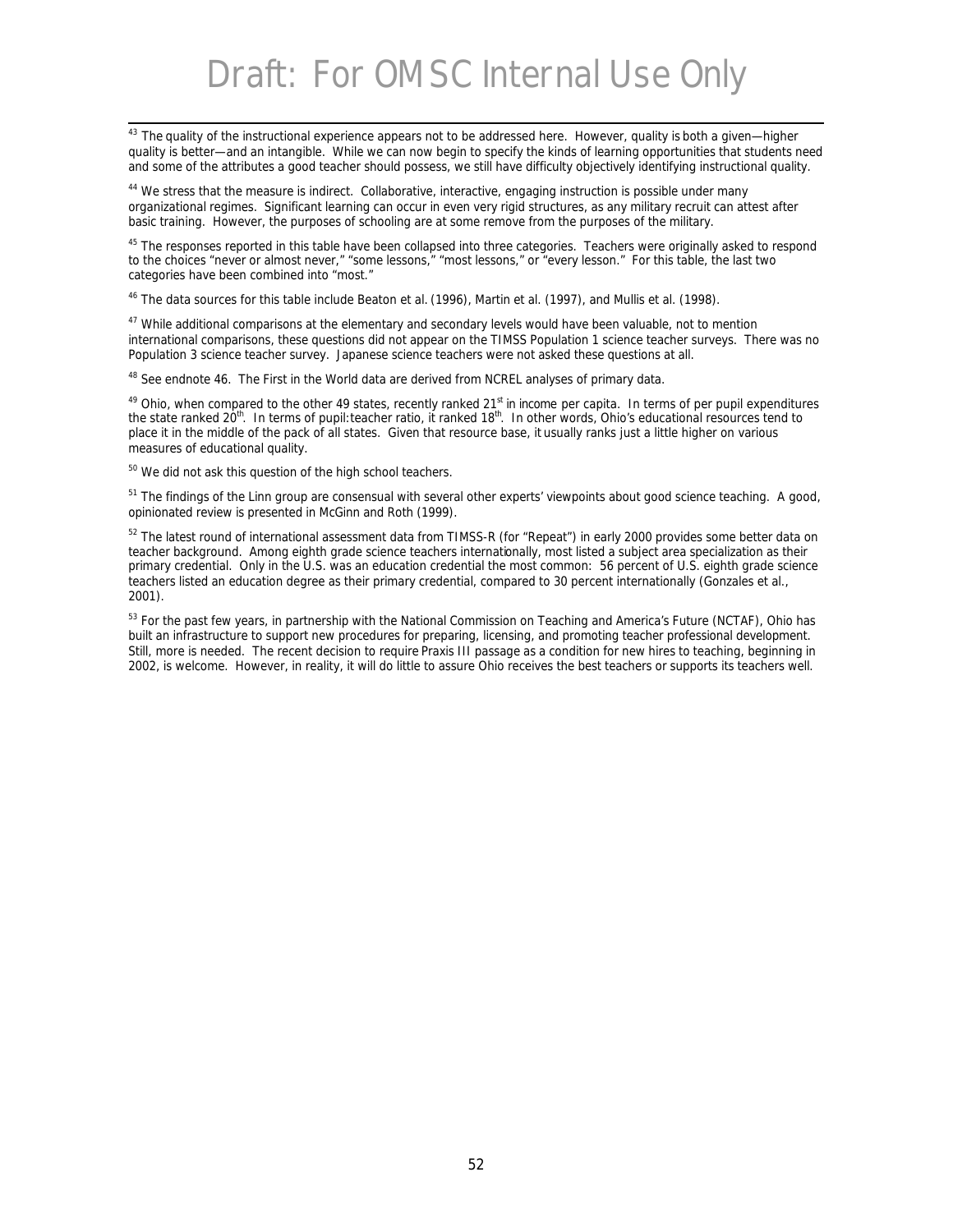[43] The quality of the instructional experience appears not to be addressed here. However, quality is both a given—higher quality is better—and an intangible. While we can now begin to specify the kinds of learning opportunities that students need and some of the attributes a good teacher should possess, we still have difficulty objectively identifying instructional quality.

[44] We stress that the measure is indirect. Collaborative, interactive, engaging instruction is possible under many organizational regimes. Significant learning can occur in even very rigid structures, as any military recruit can attest after basic training. However, the purposes of schooling are at some remove from the purposes of the military.

[45] The responses reported in this table have been collapsed into three categories. Teachers were originally asked to respond to the choices "never or almost never," "some lessons," "most lessons," or "every lesson." For this table, the last two categories have been combined into "most."

[46] The data sources for this table include Beaton et al. (1996), Martin et al. (1997), and Mullis et al. (1998).

[47] While additional comparisons at the elementary and secondary levels would have been valuable, not to mention international comparisons, these questions did not appear on the TIMSS Population 1 science teacher surveys. There was no Population 3 science teacher survey. Japanese science teachers were not asked these questions at all.

[48] See endnote 46. The First in the World data are derived from NCREL analyses of primary data.

[49] Ohio, when compared to the other 49 states, recently ranked 21st in income per capita. In terms of per pupil expenditures the state ranked 20th. In terms of pupil:teacher ratio, it ranked 18th. In other words, Ohio's educational resources tend to place it in the middle of the pack of all states. Given that resource base, it usually ranks just a little higher on various measures of educational quality.

[50] We did not ask this question of the high school teachers.

[51] The findings of the Linn group are consensual with several other experts' viewpoints about good science teaching. A good, opinionated review is presented in McGinn and Roth (1999).

[52] The latest round of international assessment data from TIMSS-R (for "Repeat") in early 2000 provides some better data on teacher background. Among eighth grade science teachers internationally, most listed a subject area specialization as their primary credential. Only in the U.S. was an education credential the most common: 56 percent of U.S. eighth grade science teachers listed an education degree as their primary credential, compared to 30 percent internationally (Gonzales et al., 2001).

[53] For the past few years, in partnership with the National Commission on Teaching and America's Future (NCTAF), Ohio has built an infrastructure to support new procedures for preparing, licensing, and promoting teacher professional development. Still, more is needed. The recent decision to require Praxis III passage as a condition for new hires to teaching, beginning in 2002, is welcome. However, in reality, it will do little to assure Ohio receives the best teachers or supports its teachers well.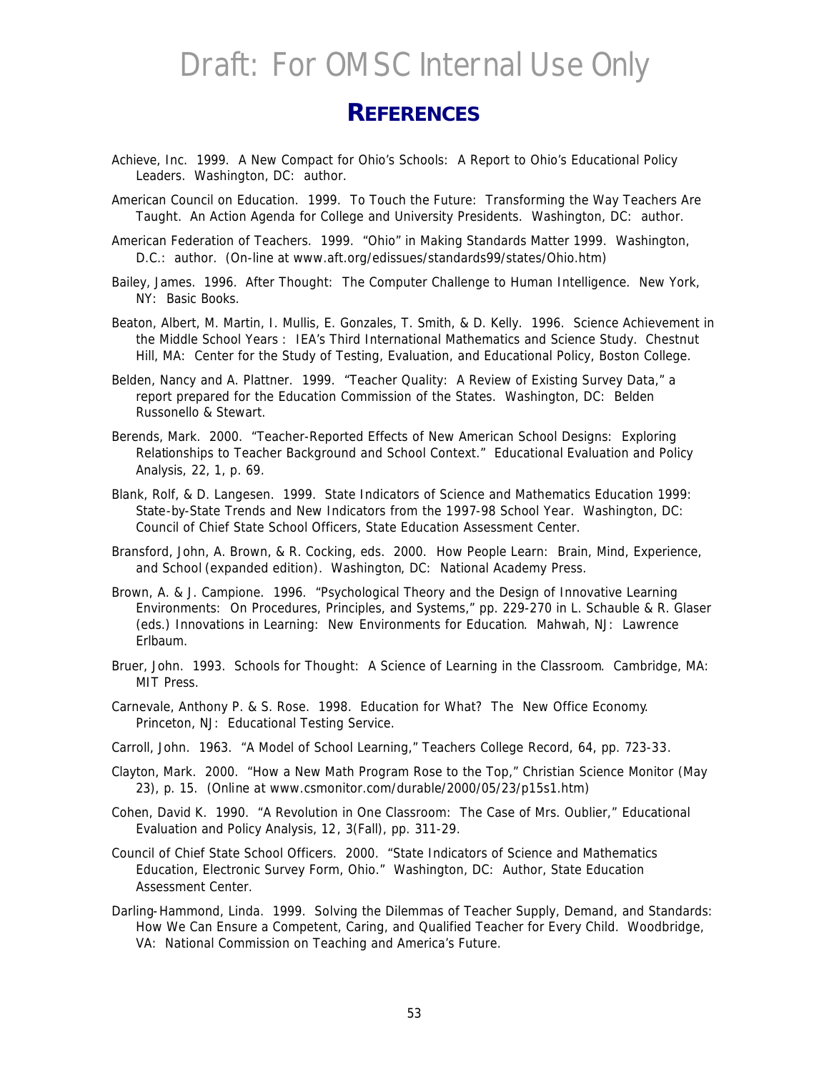Draft: For OMSC Internal Use Only

# REFERENCES

Achieve, Inc. 1999. A New Compact for Ohio's Schools: A Report to Ohio's Educational Policy Leaders. Washington, DC: author.

American Council on Education. 1999. To Touch the Future: Transforming the Way Teachers Are Taught. An Action Agenda for College and University Presidents. Washington, DC: author.

American Federation of Teachers. 1999. "Ohio" in Making Standards Matter 1999. Washington, D.C.: author. (On-line at www.aft.org/edissues/standards99/states/Ohio.htm)

Bailey, James. 1996. After Thought: The Computer Challenge to Human Intelligence. New York, NY: Basic Books.

Beaton, Albert, M. Martin, I. Mullis, E. Gonzales, T. Smith, & D. Kelly. 1996. Science Achievement in the Middle School Years : IEA's Third International Mathematics and Science Study. Chestnut Hill, MA: Center for the Study of Testing, Evaluation, and Educational Policy, Boston College.

Belden, Nancy and A. Plattner. 1999. "Teacher Quality: A Review of Existing Survey Data," a report prepared for the Education Commission of the States. Washington, DC: Belden Russonello & Stewart.

Berends, Mark. 2000. "Teacher-Reported Effects of New American School Designs: Exploring Relationships to Teacher Background and School Context." Educational Evaluation and Policy Analysis, 22, 1, p. 69.

Blank, Rolf, & D. Langesen. 1999. State Indicators of Science and Mathematics Education 1999: State-by-State Trends and New Indicators from the 1997-98 School Year. Washington, DC: Council of Chief State School Officers, State Education Assessment Center.

Bransford, John, A. Brown, & R. Cocking, eds. 2000. How People Learn: Brain, Mind, Experience, and School (expanded edition). Washington, DC: National Academy Press.

Brown, A. & J. Campione. 1996. "Psychological Theory and the Design of Innovative Learning Environments: On Procedures, Principles, and Systems," pp. 229-270 in L. Schauble & R. Glaser (eds.) Innovations in Learning: New Environments for Education. Mahwah, NJ: Lawrence Erlbaum.

Bruer, John. 1993. Schools for Thought: A Science of Learning in the Classroom. Cambridge, MA: MIT Press.

Carnevale, Anthony P. & S. Rose. 1998. Education for What? The New Office Economy. Princeton, NJ: Educational Testing Service.

Carroll, John. 1963. "A Model of School Learning," Teachers College Record, 64, pp. 723-33.

Clayton, Mark. 2000. "How a New Math Program Rose to the Top," Christian Science Monitor (May 23), p. 15. (Online at www.csmonitor.com/durable/2000/05/23/p15s1.htm)

Cohen, David K. 1990. "A Revolution in One Classroom: The Case of Mrs. Oublier," Educational Evaluation and Policy Analysis, 12, 3(Fall), pp. 311-29.

Council of Chief State School Officers. 2000. "State Indicators of Science and Mathematics Education, Electronic Survey Form, Ohio." Washington, DC: Author, State Education Assessment Center.

Darling-Hammond, Linda. 1999. Solving the Dilemmas of Teacher Supply, Demand, and Standards: How We Can Ensure a Competent, Caring, and Qualified Teacher for Every Child. Woodbridge, VA: National Commission on Teaching and America's Future.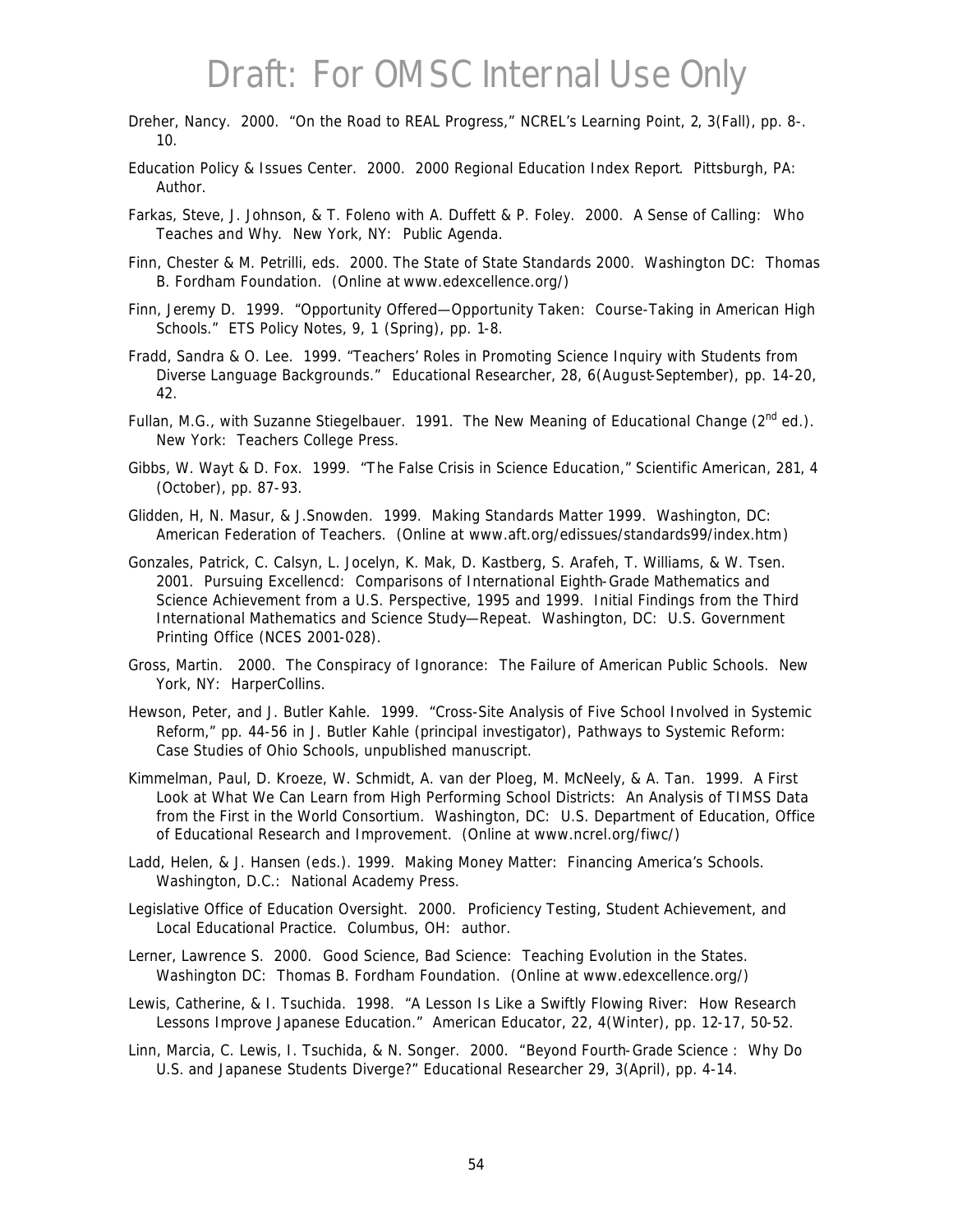Dreher, Nancy. 2000. "On the Road to REAL Progress," NCREL's Learning Point, 2, 3(Fall), pp. 8-. 10.

Education Policy & Issues Center. 2000. 2000 Regional Education Index Report. Pittsburgh, PA: Author.

Farkas, Steve, J. Johnson, & T. Foleno with A. Duffett & P. Foley. 2000. A Sense of Calling: Who Teaches and Why. New York, NY: Public Agenda.

Finn, Chester & M. Petrilli, eds. 2000. The State of State Standards 2000. Washington DC: Thomas B. Fordham Foundation. (Online at www.edexcellence.org/)

Finn, Jeremy D. 1999. "Opportunity Offered—Opportunity Taken: Course-Taking in American High Schools." ETS Policy Notes, 9, 1 (Spring), pp. 1-8.

Fradd, Sandra & O. Lee. 1999. "Teachers' Roles in Promoting Science Inquiry with Students from Diverse Language Backgrounds." Educational Researcher, 28, 6(August-September), pp. 14-20, 42.

Fullan, M.G., with Suzanne Stiegelbauer. 1991. The New Meaning of Educational Change (2nd ed.). New York: Teachers College Press.

Gibbs, W. Wayt & D. Fox. 1999. "The False Crisis in Science Education," Scientific American, 281, 4 (October), pp. 87-93.

Glidden, H, N. Masur, & J.Snowden. 1999. Making Standards Matter 1999. Washington, DC: American Federation of Teachers. (Online at www.aft.org/edissues/standards99/index.htm)

Gonzales, Patrick, C. Calsyn, L. Jocelyn, K. Mak, D. Kastberg, S. Arafeh, T. Williams, & W. Tsen. 2001. Pursuing Excellencd: Comparisons of International Eighth-Grade Mathematics and Science Achievement from a U.S. Perspective, 1995 and 1999. Initial Findings from the Third International Mathematics and Science Study—Repeat. Washington, DC: U.S. Government Printing Office (NCES 2001-028).

Gross, Martin. 2000. The Conspiracy of Ignorance: The Failure of American Public Schools. New York, NY: HarperCollins.

Hewson, Peter, and J. Butler Kahle. 1999. "Cross-Site Analysis of Five School Involved in Systemic Reform," pp. 44-56 in J. Butler Kahle (principal investigator), Pathways to Systemic Reform: Case Studies of Ohio Schools, unpublished manuscript.

Kimmelman, Paul, D. Kroeze, W. Schmidt, A. van der Ploeg, M. McNeely, & A. Tan. 1999. A First Look at What We Can Learn from High Performing School Districts: An Analysis of TIMSS Data from the First in the World Consortium. Washington, DC: U.S. Department of Education, Office of Educational Research and Improvement. (Online at www.ncrel.org/fiwc/)

Ladd, Helen, & J. Hansen (eds.). 1999. Making Money Matter: Financing America's Schools. Washington, D.C.: National Academy Press.

Legislative Office of Education Oversight. 2000. Proficiency Testing, Student Achievement, and Local Educational Practice. Columbus, OH: author.

Lerner, Lawrence S. 2000. Good Science, Bad Science: Teaching Evolution in the States. Washington DC: Thomas B. Fordham Foundation. (Online at www.edexcellence.org/)

Lewis, Catherine, & I. Tsuchida. 1998. "A Lesson Is Like a Swiftly Flowing River: How Research Lessons Improve Japanese Education." American Educator, 22, 4(Winter), pp. 12-17, 50-52.

Linn, Marcia, C. Lewis, I. Tsuchida, & N. Songer. 2000. "Beyond Fourth-Grade Science : Why Do U.S. and Japanese Students Diverge?" Educational Researcher 29, 3(April), pp. 4-14.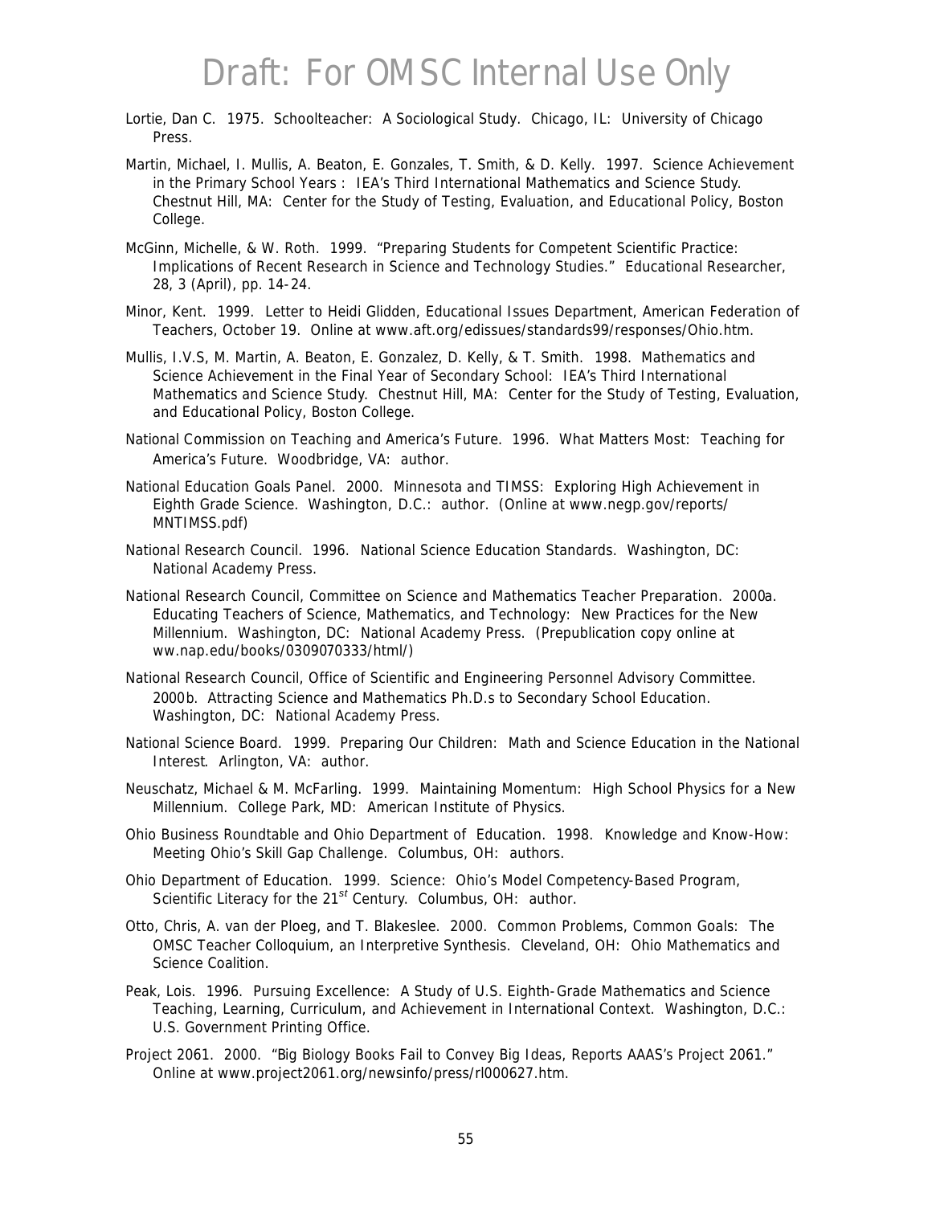Lortie, Dan C. 1975. Schoolteacher: A Sociological Study. Chicago, IL: University of Chicago Press.

Martin, Michael, I. Mullis, A. Beaton, E. Gonzales, T. Smith, & D. Kelly. 1997. Science Achievement in the Primary School Years : IEA's Third International Mathematics and Science Study. Chestnut Hill, MA: Center for the Study of Testing, Evaluation, and Educational Policy, Boston College.

McGinn, Michelle, & W. Roth. 1999. "Preparing Students for Competent Scientific Practice: Implications of Recent Research in Science and Technology Studies." Educational Researcher, 28, 3 (April), pp. 14-24.

Minor, Kent. 1999. Letter to Heidi Glidden, Educational Issues Department, American Federation of Teachers, October 19. Online at www.aft.org/edissues/standards99/responses/Ohio.htm.

Mullis, I.V.S, M. Martin, A. Beaton, E. Gonzalez, D. Kelly, & T. Smith. 1998. Mathematics and Science Achievement in the Final Year of Secondary School: IEA's Third International Mathematics and Science Study. Chestnut Hill, MA: Center for the Study of Testing, Evaluation, and Educational Policy, Boston College.

National Commission on Teaching and America's Future. 1996. What Matters Most: Teaching for America's Future. Woodbridge, VA: author.

National Education Goals Panel. 2000. Minnesota and TIMSS: Exploring High Achievement in Eighth Grade Science. Washington, D.C.: author. (Online at www.negp.gov/reports/MNTIMSS.pdf)

National Research Council. 1996. National Science Education Standards. Washington, DC: National Academy Press.

National Research Council, Committee on Science and Mathematics Teacher Preparation. 2000a. Educating Teachers of Science, Mathematics, and Technology: New Practices for the New Millennium. Washington, DC: National Academy Press. (Prepublication copy online at ww.nap.edu/books/0309070333/html/)

National Research Council, Office of Scientific and Engineering Personnel Advisory Committee. 2000b. Attracting Science and Mathematics Ph.D.s to Secondary School Education. Washington, DC: National Academy Press.

National Science Board. 1999. Preparing Our Children: Math and Science Education in the National Interest. Arlington, VA: author.

Neuschatz, Michael & M. McFarling. 1999. Maintaining Momentum: High School Physics for a New Millennium. College Park, MD: American Institute of Physics.

Ohio Business Roundtable and Ohio Department of Education. 1998. Knowledge and Know-How: Meeting Ohio's Skill Gap Challenge. Columbus, OH: authors.

Ohio Department of Education. 1999. Science: Ohio's Model Competency-Based Program, Scientific Literacy for the 21st Century. Columbus, OH: author.

Otto, Chris, A. van der Ploeg, and T. Blakeslee. 2000. Common Problems, Common Goals: The OMSC Teacher Colloquium, an Interpretive Synthesis. Cleveland, OH: Ohio Mathematics and Science Coalition.

Peak, Lois. 1996. Pursuing Excellence: A Study of U.S. Eighth-Grade Mathematics and Science Teaching, Learning, Curriculum, and Achievement in International Context. Washington, D.C.: U.S. Government Printing Office.

Project 2061. 2000. "Big Biology Books Fail to Convey Big Ideas, Reports AAAS's Project 2061." Online at www.project2061.org/newsinfo/press/rl000627.htm.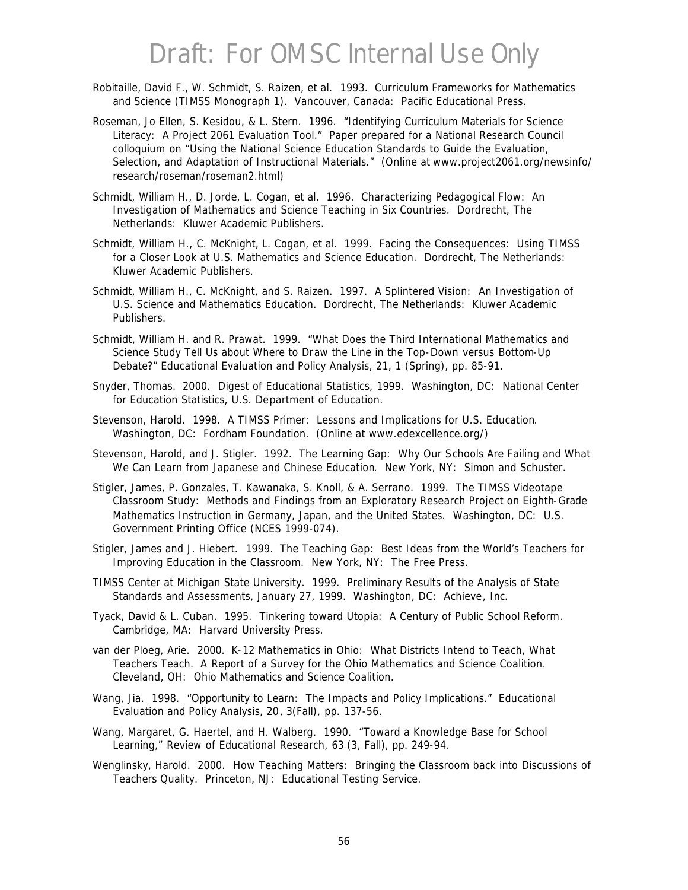Draft: For OMSC Internal Use Only

Robitaille, David F., W. Schmidt, S. Raizen, et al. 1993. Curriculum Frameworks for Mathematics and Science (TIMSS Monograph 1). Vancouver, Canada: Pacific Educational Press.

Roseman, Jo Ellen, S. Kesidou, & L. Stern. 1996. "Identifying Curriculum Materials for Science Literacy: A Project 2061 Evaluation Tool." Paper prepared for a National Research Council colloquium on "Using the National Science Education Standards to Guide the Evaluation, Selection, and Adaptation of Instructional Materials." (Online at www.project2061.org/newsinfo/research/roseman/roseman2.html)

Schmidt, William H., D. Jorde, L. Cogan, et al. 1996. Characterizing Pedagogical Flow: An Investigation of Mathematics and Science Teaching in Six Countries. Dordrecht, The Netherlands: Kluwer Academic Publishers.

Schmidt, William H., C. McKnight, L. Cogan, et al. 1999. Facing the Consequences: Using TIMSS for a Closer Look at U.S. Mathematics and Science Education. Dordrecht, The Netherlands: Kluwer Academic Publishers.

Schmidt, William H., C. McKnight, and S. Raizen. 1997. A Splintered Vision: An Investigation of U.S. Science and Mathematics Education. Dordrecht, The Netherlands: Kluwer Academic Publishers.

Schmidt, William H. and R. Prawat. 1999. "What Does the Third International Mathematics and Science Study Tell Us about Where to Draw the Line in the Top-Down versus Bottom-Up Debate?" Educational Evaluation and Policy Analysis, 21, 1 (Spring), pp. 85-91.

Snyder, Thomas. 2000. Digest of Educational Statistics, 1999. Washington, DC: National Center for Education Statistics, U.S. Department of Education.

Stevenson, Harold. 1998. A TIMSS Primer: Lessons and Implications for U.S. Education. Washington, DC: Fordham Foundation. (Online at www.edexcellence.org/)

Stevenson, Harold, and J. Stigler. 1992. The Learning Gap: Why Our Schools Are Failing and What We Can Learn from Japanese and Chinese Education. New York, NY: Simon and Schuster.

Stigler, James, P. Gonzales, T. Kawanaka, S. Knoll, & A. Serrano. 1999. The TIMSS Videotape Classroom Study: Methods and Findings from an Exploratory Research Project on Eighth-Grade Mathematics Instruction in Germany, Japan, and the United States. Washington, DC: U.S. Government Printing Office (NCES 1999-074).

Stigler, James and J. Hiebert. 1999. The Teaching Gap: Best Ideas from the World's Teachers for Improving Education in the Classroom. New York, NY: The Free Press.

TIMSS Center at Michigan State University. 1999. Preliminary Results of the Analysis of State Standards and Assessments, January 27, 1999. Washington, DC: Achieve, Inc.

Tyack, David & L. Cuban. 1995. Tinkering toward Utopia: A Century of Public School Reform. Cambridge, MA: Harvard University Press.

van der Ploeg, Arie. 2000. K-12 Mathematics in Ohio: What Districts Intend to Teach, What Teachers Teach. A Report of a Survey for the Ohio Mathematics and Science Coalition. Cleveland, OH: Ohio Mathematics and Science Coalition.

Wang, Jia. 1998. "Opportunity to Learn: The Impacts and Policy Implications." Educational Evaluation and Policy Analysis, 20, 3(Fall), pp. 137-56.

Wang, Margaret, G. Haertel, and H. Walberg. 1990. "Toward a Knowledge Base for School Learning," Review of Educational Research, 63 (3, Fall), pp. 249-94.

Wenglinsky, Harold. 2000. How Teaching Matters: Bringing the Classroom back into Discussions of Teachers Quality. Princeton, NJ: Educational Testing Service.